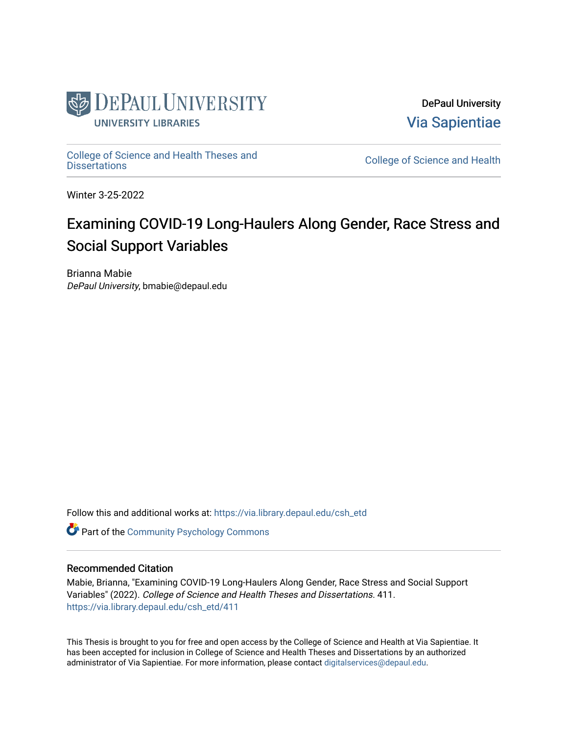DePaul University

Via Sapientiae

College of Science and Health Theses and Dissertations

College of Science and Health

Winter 3-25-2022

# Examining COVID-19 Long-Haulers Along Gender, Race Stress and Social Support Variables

Brianna Mabie
*DePaul University*, bmabie@depaul.edu

Follow this and additional works at: https://via.library.depaul.edu/csh_etd

Part of the Community Psychology Commons

## Recommended Citation

Mabie, Brianna, "Examining COVID-19 Long-Haulers Along Gender, Race Stress and Social Support Variables" (2022). *College of Science and Health Theses and Dissertations*. 411.
https://via.library.depaul.edu/csh_etd/411

This Thesis is brought to you for free and open access by the College of Science and Health at Via Sapientiae. It has been accepted for inclusion in College of Science and Health Theses and Dissertations by an authorized administrator of Via Sapientiae. For more information, please contact digitalservices@depaul.edu.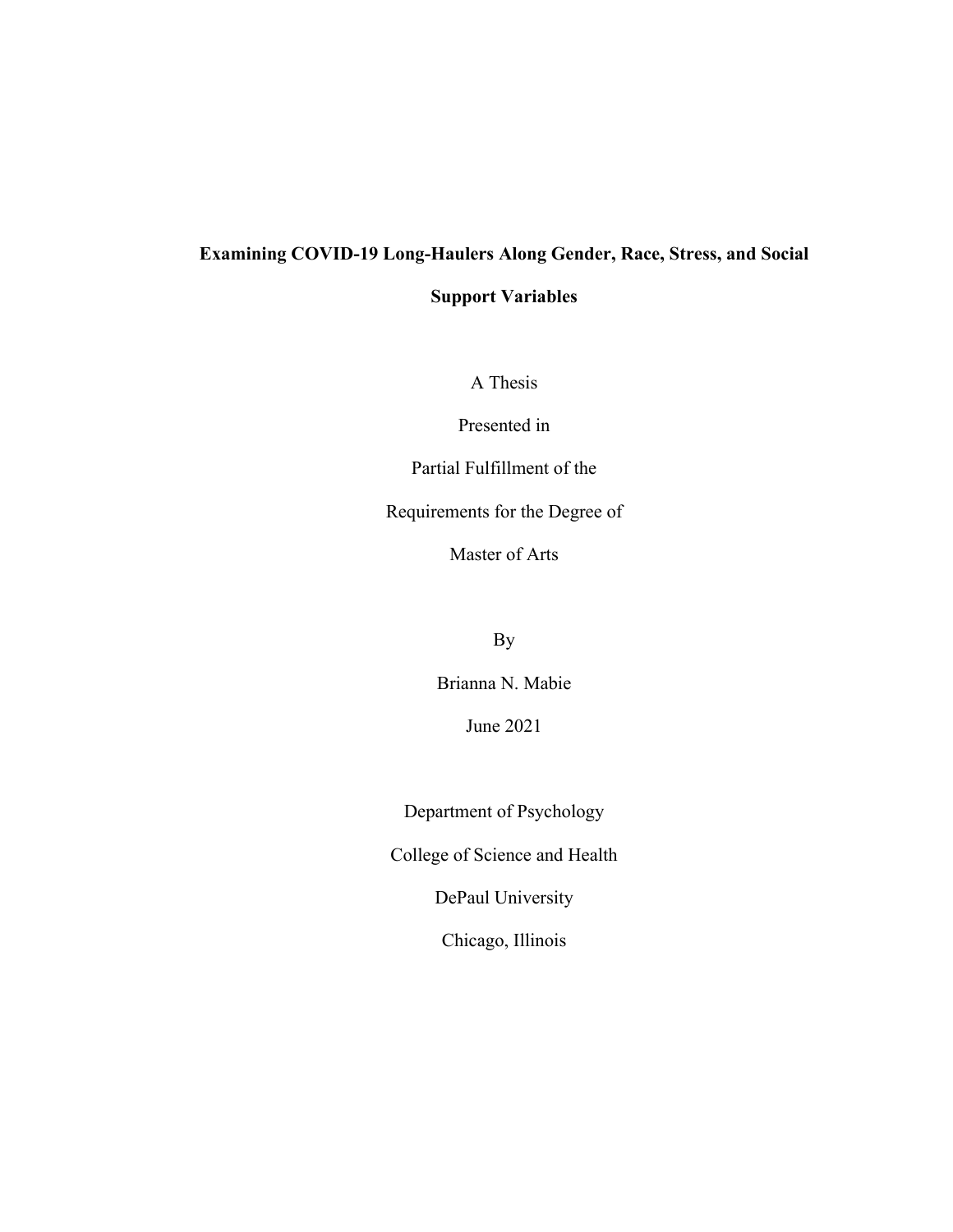**Examining COVID-19 Long-Haulers Along Gender, Race, Stress, and Social Support Variables**

A Thesis

Presented in

Partial Fulfillment of the

Requirements for the Degree of

Master of Arts

By

Brianna N. Mabie

June 2021

Department of Psychology

College of Science and Health

DePaul University

Chicago, Illinois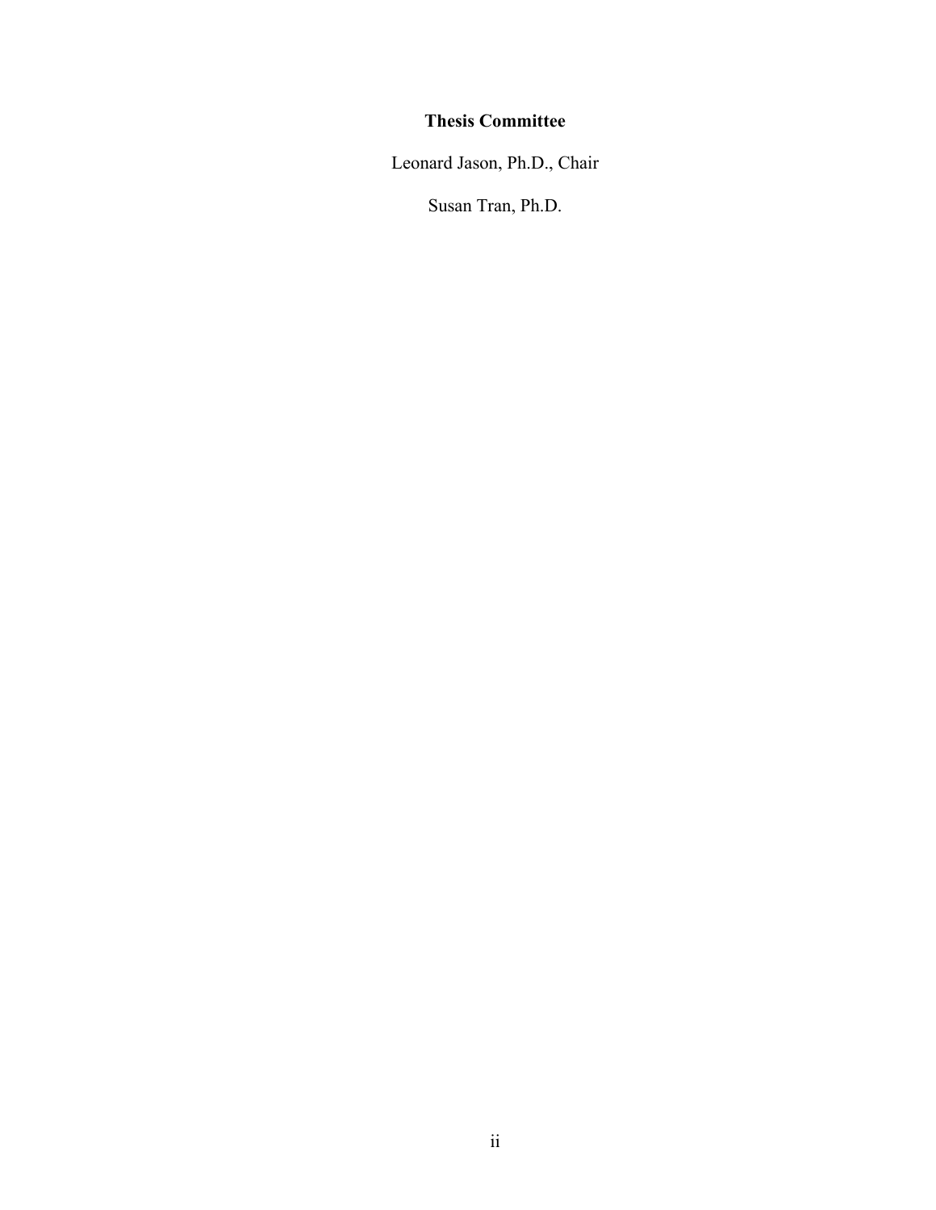**Thesis Committee**

Leonard Jason, Ph.D., Chair

Susan Tran, Ph.D.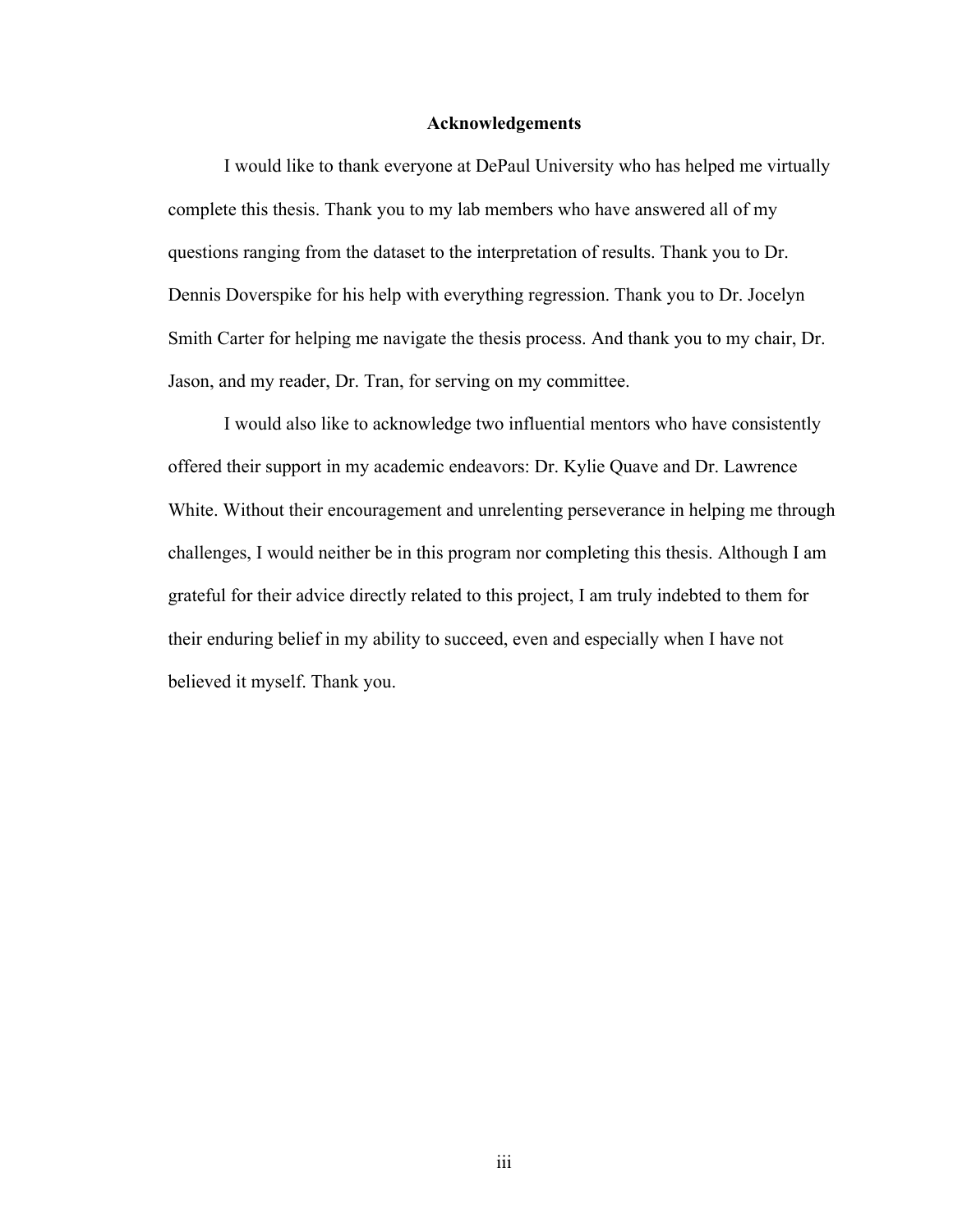# Acknowledgements

I would like to thank everyone at DePaul University who has helped me virtually complete this thesis. Thank you to my lab members who have answered all of my questions ranging from the dataset to the interpretation of results. Thank you to Dr. Dennis Doverspike for his help with everything regression. Thank you to Dr. Jocelyn Smith Carter for helping me navigate the thesis process. And thank you to my chair, Dr. Jason, and my reader, Dr. Tran, for serving on my committee.

I would also like to acknowledge two influential mentors who have consistently offered their support in my academic endeavors: Dr. Kylie Quave and Dr. Lawrence White. Without their encouragement and unrelenting perseverance in helping me through challenges, I would neither be in this program nor completing this thesis. Although I am grateful for their advice directly related to this project, I am truly indebted to them for their enduring belief in my ability to succeed, even and especially when I have not believed it myself. Thank you.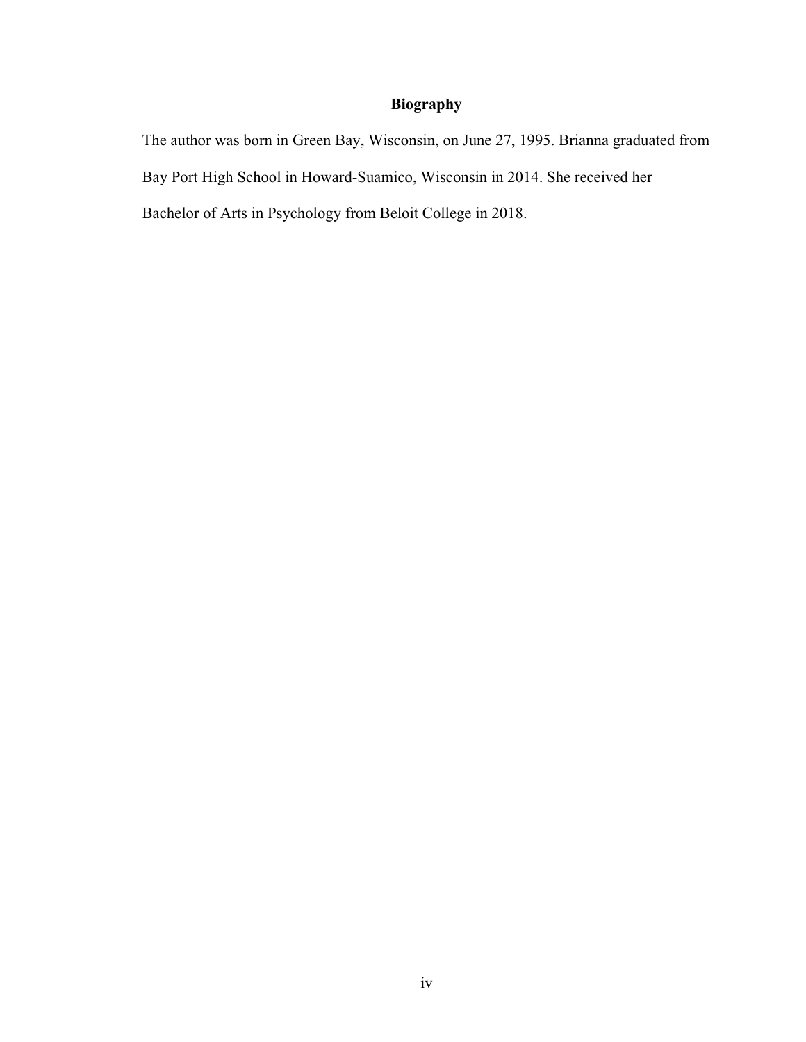## Biography

The author was born in Green Bay, Wisconsin, on June 27, 1995. Brianna graduated from Bay Port High School in Howard-Suamico, Wisconsin in 2014. She received her Bachelor of Arts in Psychology from Beloit College in 2018.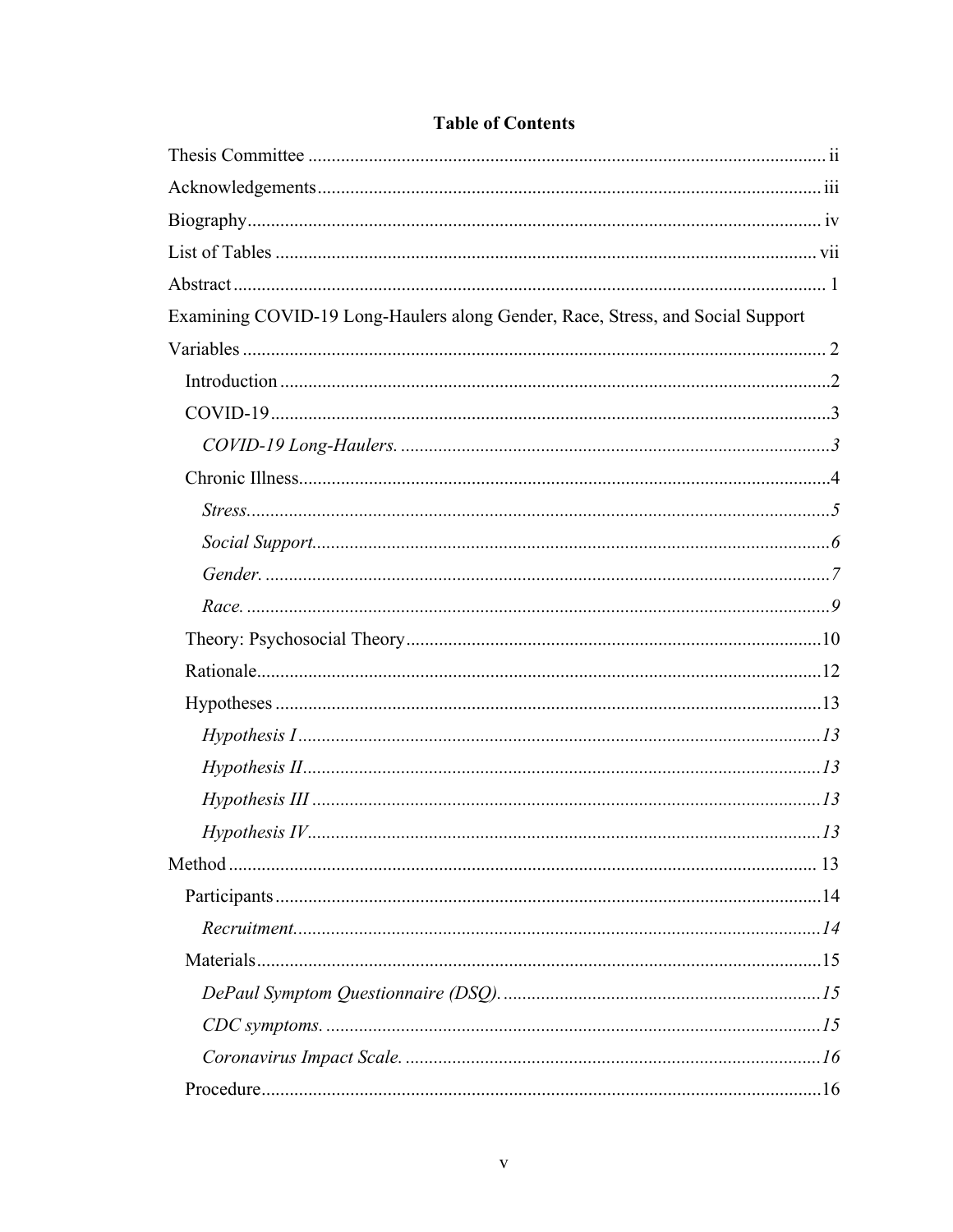**Table of Contents**

Thesis Committee ............................................................................................ ii

Acknowledgements......................................................................................... iii

Biography........................................................................................................ iv

List of Tables .................................................................................................. vii

Abstract ........................................................................................................... 1

Examining COVID-19 Long-Haulers along Gender, Race, Stress, and Social Support Variables ........................................................................................................... 2

- Introduction .................................................................................................. 2
- COVID-19 ..................................................................................................... 3
  - *COVID-19 Long-Haulers.* ......................................................................... 3
- Chronic Illness............................................................................................... 4
  - *Stress.* ........................................................................................................ 5
  - *Social Support.* ......................................................................................... 6
  - *Gender.* ...................................................................................................... 7
  - *Race.* ......................................................................................................... 9
- Theory: Psychosocial Theory ........................................................................ 10
- Rationale........................................................................................................ 12
- Hypotheses ................................................................................................... 13
  - *Hypothesis I* .............................................................................................. 13
  - *Hypothesis II* ............................................................................................. 13
  - *Hypothesis III* ........................................................................................... 13
  - *Hypothesis IV* ............................................................................................ 13

Method ............................................................................................................ 13

- Participants ................................................................................................... 14
  - *Recruitment.* ............................................................................................. 14
- Materials........................................................................................................ 15
  - *DePaul Symptom Questionnaire (DSQ).* .................................................. 15
  - *CDC symptoms.* ........................................................................................ 15
  - *Coronavirus Impact Scale.* ....................................................................... 16
- Procedure...................................................................................................... 16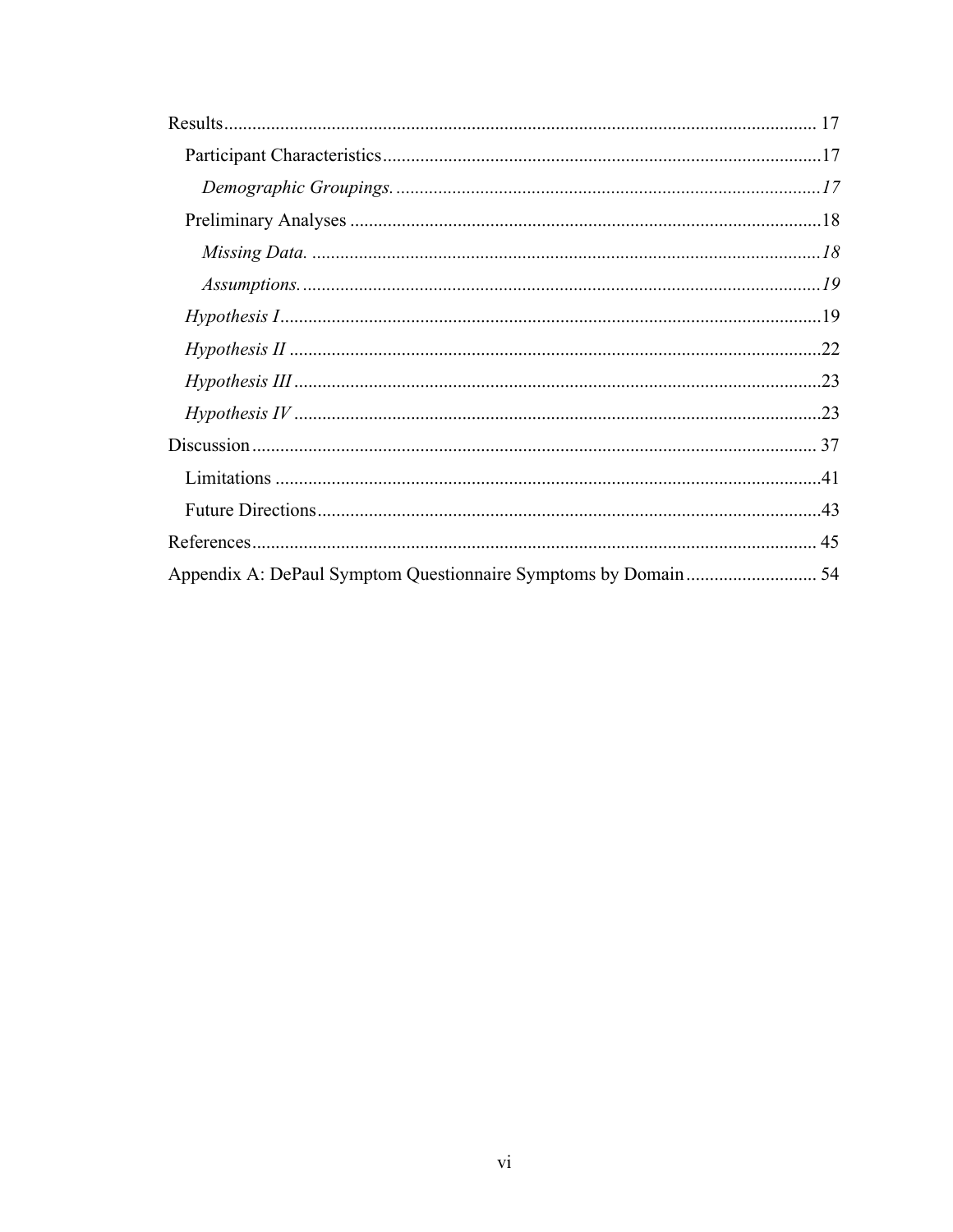Results ........................................................................................................................ 17

Participant Characteristics ......................................................................................... 17

*Demographic Groupings.* ...................................................................................... *17*

Preliminary Analyses ................................................................................................ 18

*Missing Data.* ......................................................................................................... *18*

*Assumptions.* ......................................................................................................... *19*

*Hypothesis I* ............................................................................................................. 19

*Hypothesis II* ............................................................................................................ 22

*Hypothesis III* ........................................................................................................... 23

*Hypothesis IV* ........................................................................................................... 23

Discussion ................................................................................................................... 37

Limitations ................................................................................................................. 41

Future Directions ....................................................................................................... 43

References ................................................................................................................... 45

Appendix A: DePaul Symptom Questionnaire Symptoms by Domain ......................... 54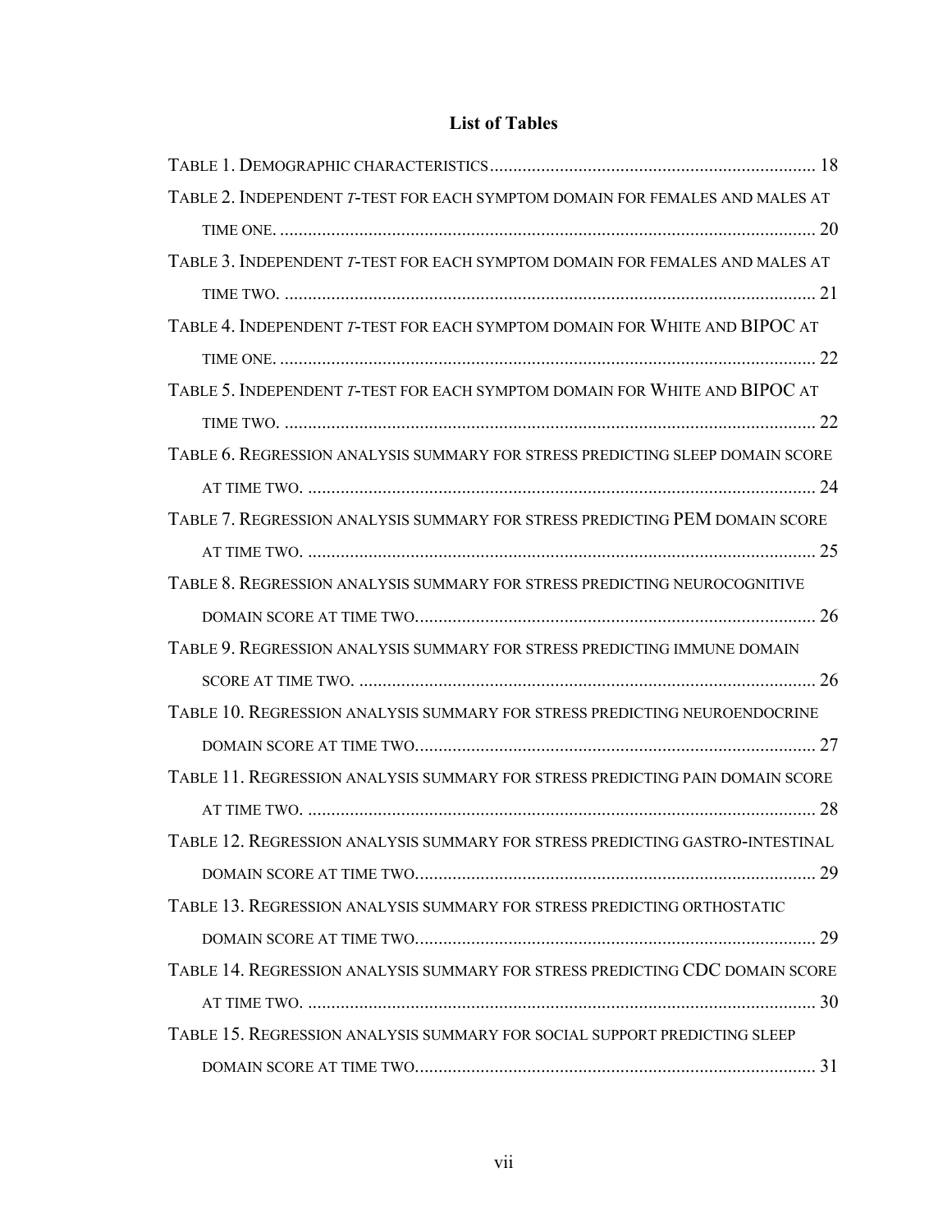## List of Tables

Table 1. Demographic characteristics ..................................................................... 18

Table 2. Independent *t*-test for each symptom domain for females and males at time one. ..................................................................................................... 20

Table 3. Independent *t*-test for each symptom domain for females and males at time two. ..................................................................................................... 21

Table 4. Independent *t*-test for each symptom domain for White and BIPOC at time one. ..................................................................................................... 22

Table 5. Independent *t*-test for each symptom domain for White and BIPOC at time two. ..................................................................................................... 22

Table 6. Regression analysis summary for stress predicting sleep domain score at time two. ..................................................................................................... 24

Table 7. Regression analysis summary for stress predicting PEM domain score at time two. ..................................................................................................... 25

Table 8. Regression analysis summary for stress predicting neurocognitive domain score at time two. ..................................................................................... 26

Table 9. Regression analysis summary for stress predicting immune domain score at time two. ..................................................................................................... 26

Table 10. Regression analysis summary for stress predicting neuroendocrine domain score at time two. ..................................................................................... 27

Table 11. Regression analysis summary for stress predicting pain domain score at time two. ..................................................................................................... 28

Table 12. Regression analysis summary for stress predicting gastro-intestinal domain score at time two. ..................................................................................... 29

Table 13. Regression analysis summary for stress predicting orthostatic domain score at time two. ..................................................................................... 29

Table 14. Regression analysis summary for stress predicting CDC domain score at time two. ..................................................................................................... 30

Table 15. Regression analysis summary for social support predicting sleep domain score at time two. ..................................................................................... 31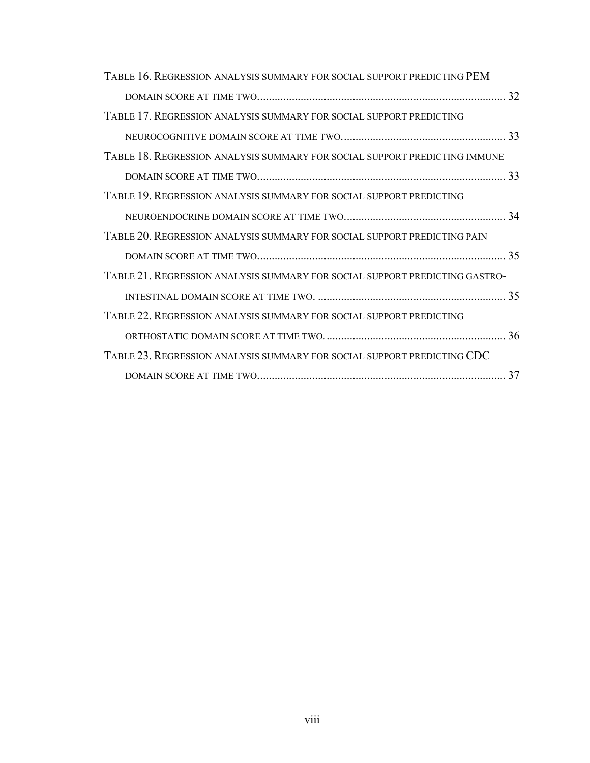Table 16. Regression analysis summary for social support predicting PEM domain score at time two. 32

Table 17. Regression analysis summary for social support predicting neurocognitive domain score at time two. 33

Table 18. Regression analysis summary for social support predicting immune domain score at time two. 33

Table 19. Regression analysis summary for social support predicting neuroendocrine domain score at time two. 34

Table 20. Regression analysis summary for social support predicting pain domain score at time two. 35

Table 21. Regression analysis summary for social support predicting gastro-intestinal domain score at time two. 35

Table 22. Regression analysis summary for social support predicting orthostatic domain score at time two. 36

Table 23. Regression analysis summary for social support predicting CDC domain score at time two. 37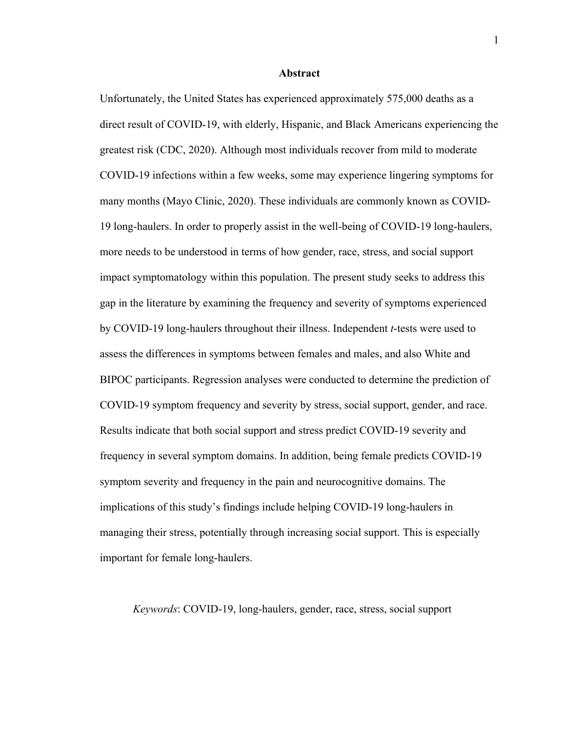# Abstract

Unfortunately, the United States has experienced approximately 575,000 deaths as a direct result of COVID-19, with elderly, Hispanic, and Black Americans experiencing the greatest risk (CDC, 2020). Although most individuals recover from mild to moderate COVID-19 infections within a few weeks, some may experience lingering symptoms for many months (Mayo Clinic, 2020). These individuals are commonly known as COVID-19 long-haulers. In order to properly assist in the well-being of COVID-19 long-haulers, more needs to be understood in terms of how gender, race, stress, and social support impact symptomatology within this population. The present study seeks to address this gap in the literature by examining the frequency and severity of symptoms experienced by COVID-19 long-haulers throughout their illness. Independent *t*-tests were used to assess the differences in symptoms between females and males, and also White and BIPOC participants. Regression analyses were conducted to determine the prediction of COVID-19 symptom frequency and severity by stress, social support, gender, and race. Results indicate that both social support and stress predict COVID-19 severity and frequency in several symptom domains. In addition, being female predicts COVID-19 symptom severity and frequency in the pain and neurocognitive domains. The implications of this study's findings include helping COVID-19 long-haulers in managing their stress, potentially through increasing social support. This is especially important for female long-haulers.

*Keywords*: COVID-19, long-haulers, gender, race, stress, social support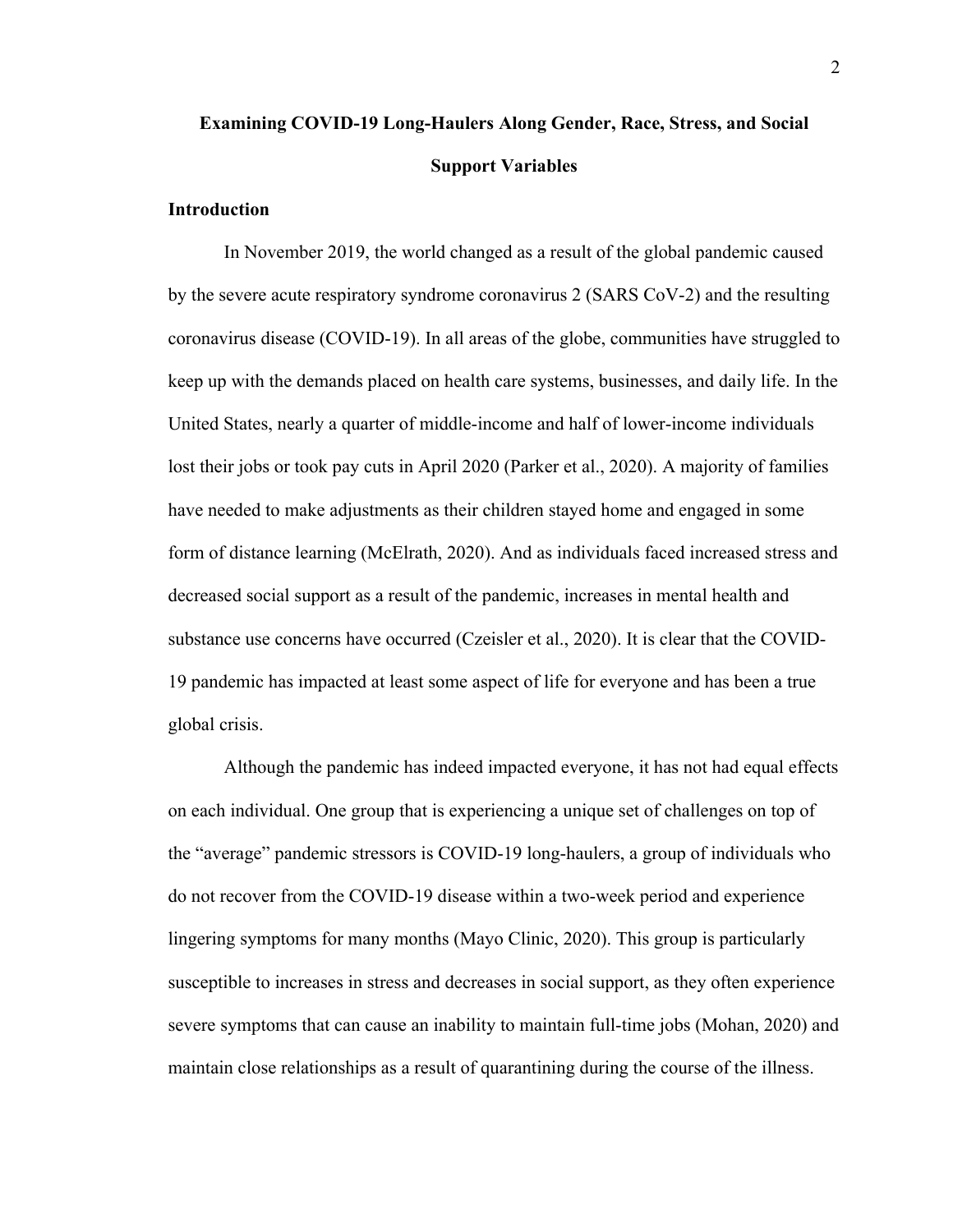# Examining COVID-19 Long-Haulers Along Gender, Race, Stress, and Social Support Variables

## Introduction

In November 2019, the world changed as a result of the global pandemic caused by the severe acute respiratory syndrome coronavirus 2 (SARS CoV-2) and the resulting coronavirus disease (COVID-19). In all areas of the globe, communities have struggled to keep up with the demands placed on health care systems, businesses, and daily life. In the United States, nearly a quarter of middle-income and half of lower-income individuals lost their jobs or took pay cuts in April 2020 (Parker et al., 2020). A majority of families have needed to make adjustments as their children stayed home and engaged in some form of distance learning (McElrath, 2020). And as individuals faced increased stress and decreased social support as a result of the pandemic, increases in mental health and substance use concerns have occurred (Czeisler et al., 2020). It is clear that the COVID-19 pandemic has impacted at least some aspect of life for everyone and has been a true global crisis.

Although the pandemic has indeed impacted everyone, it has not had equal effects on each individual. One group that is experiencing a unique set of challenges on top of the "average" pandemic stressors is COVID-19 long-haulers, a group of individuals who do not recover from the COVID-19 disease within a two-week period and experience lingering symptoms for many months (Mayo Clinic, 2020). This group is particularly susceptible to increases in stress and decreases in social support, as they often experience severe symptoms that can cause an inability to maintain full-time jobs (Mohan, 2020) and maintain close relationships as a result of quarantining during the course of the illness.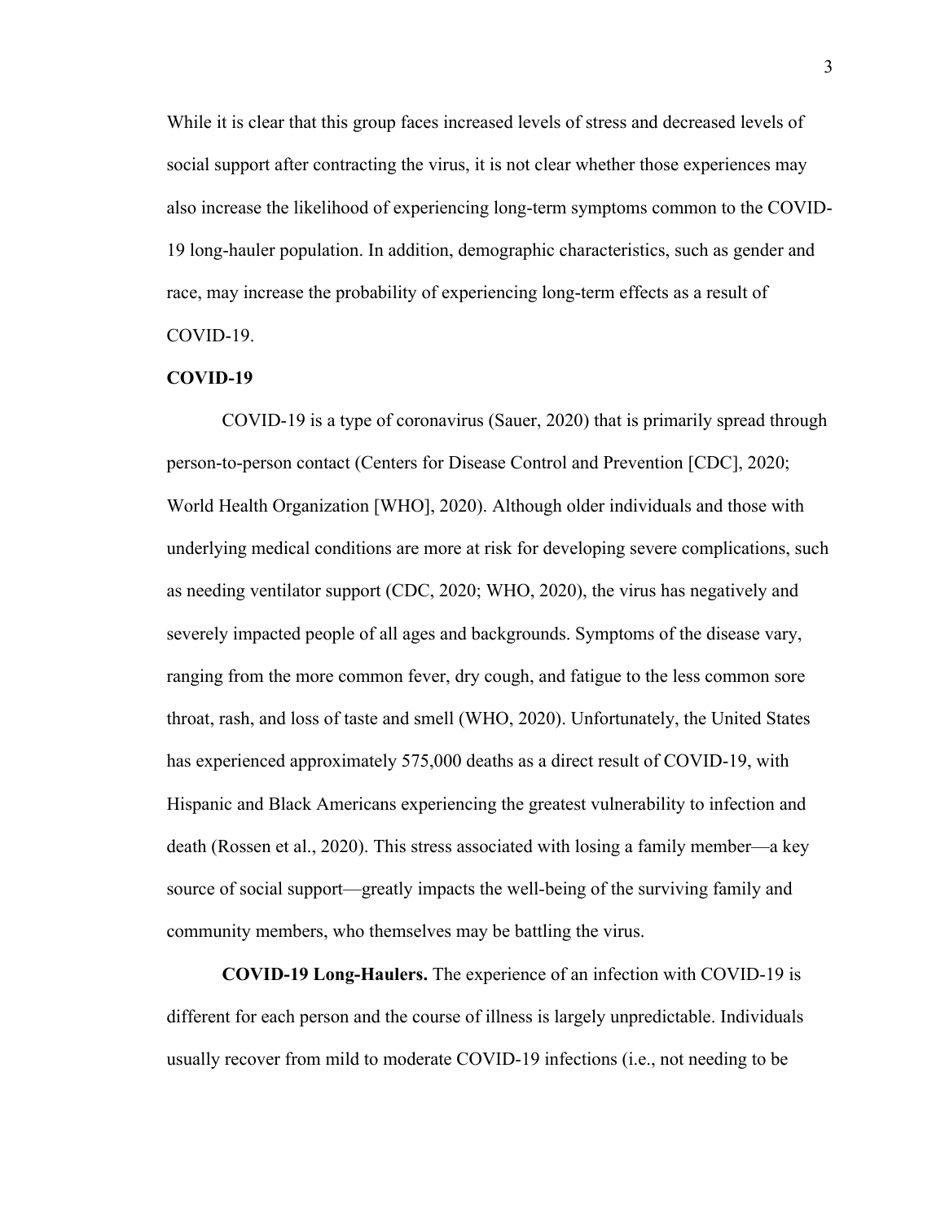While it is clear that this group faces increased levels of stress and decreased levels of social support after contracting the virus, it is not clear whether those experiences may also increase the likelihood of experiencing long-term symptoms common to the COVID-19 long-hauler population. In addition, demographic characteristics, such as gender and race, may increase the probability of experiencing long-term effects as a result of COVID-19.

## COVID-19

COVID-19 is a type of coronavirus (Sauer, 2020) that is primarily spread through person-to-person contact (Centers for Disease Control and Prevention [CDC], 2020; World Health Organization [WHO], 2020). Although older individuals and those with underlying medical conditions are more at risk for developing severe complications, such as needing ventilator support (CDC, 2020; WHO, 2020), the virus has negatively and severely impacted people of all ages and backgrounds. Symptoms of the disease vary, ranging from the more common fever, dry cough, and fatigue to the less common sore throat, rash, and loss of taste and smell (WHO, 2020). Unfortunately, the United States has experienced approximately 575,000 deaths as a direct result of COVID-19, with Hispanic and Black Americans experiencing the greatest vulnerability to infection and death (Rossen et al., 2020). This stress associated with losing a family member—a key source of social support—greatly impacts the well-being of the surviving family and community members, who themselves may be battling the virus.

**COVID-19 Long-Haulers.** The experience of an infection with COVID-19 is different for each person and the course of illness is largely unpredictable. Individuals usually recover from mild to moderate COVID-19 infections (i.e., not needing to be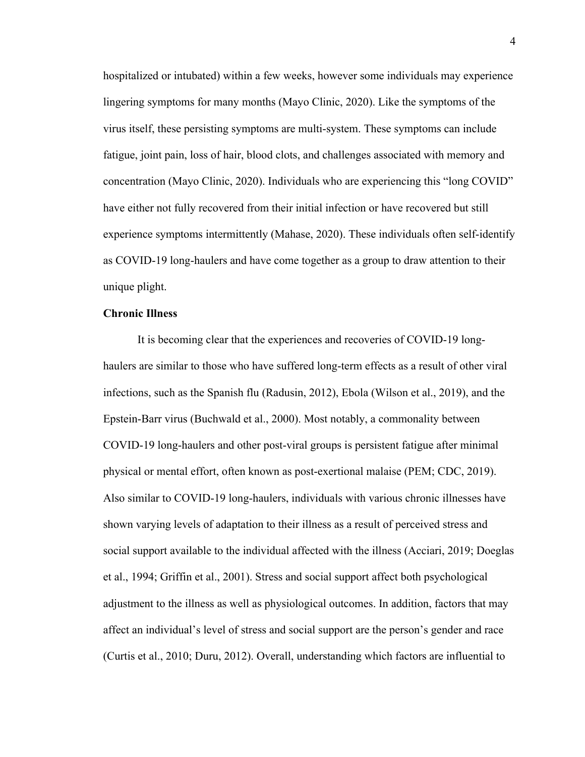hospitalized or intubated) within a few weeks, however some individuals may experience lingering symptoms for many months (Mayo Clinic, 2020). Like the symptoms of the virus itself, these persisting symptoms are multi-system. These symptoms can include fatigue, joint pain, loss of hair, blood clots, and challenges associated with memory and concentration (Mayo Clinic, 2020). Individuals who are experiencing this "long COVID" have either not fully recovered from their initial infection or have recovered but still experience symptoms intermittently (Mahase, 2020). These individuals often self-identify as COVID-19 long-haulers and have come together as a group to draw attention to their unique plight.

**Chronic Illness**

It is becoming clear that the experiences and recoveries of COVID-19 long-haulers are similar to those who have suffered long-term effects as a result of other viral infections, such as the Spanish flu (Radusin, 2012), Ebola (Wilson et al., 2019), and the Epstein-Barr virus (Buchwald et al., 2000). Most notably, a commonality between COVID-19 long-haulers and other post-viral groups is persistent fatigue after minimal physical or mental effort, often known as post-exertional malaise (PEM; CDC, 2019). Also similar to COVID-19 long-haulers, individuals with various chronic illnesses have shown varying levels of adaptation to their illness as a result of perceived stress and social support available to the individual affected with the illness (Acciari, 2019; Doeglas et al., 1994; Griffin et al., 2001). Stress and social support affect both psychological adjustment to the illness as well as physiological outcomes. In addition, factors that may affect an individual's level of stress and social support are the person's gender and race (Curtis et al., 2010; Duru, 2012). Overall, understanding which factors are influential to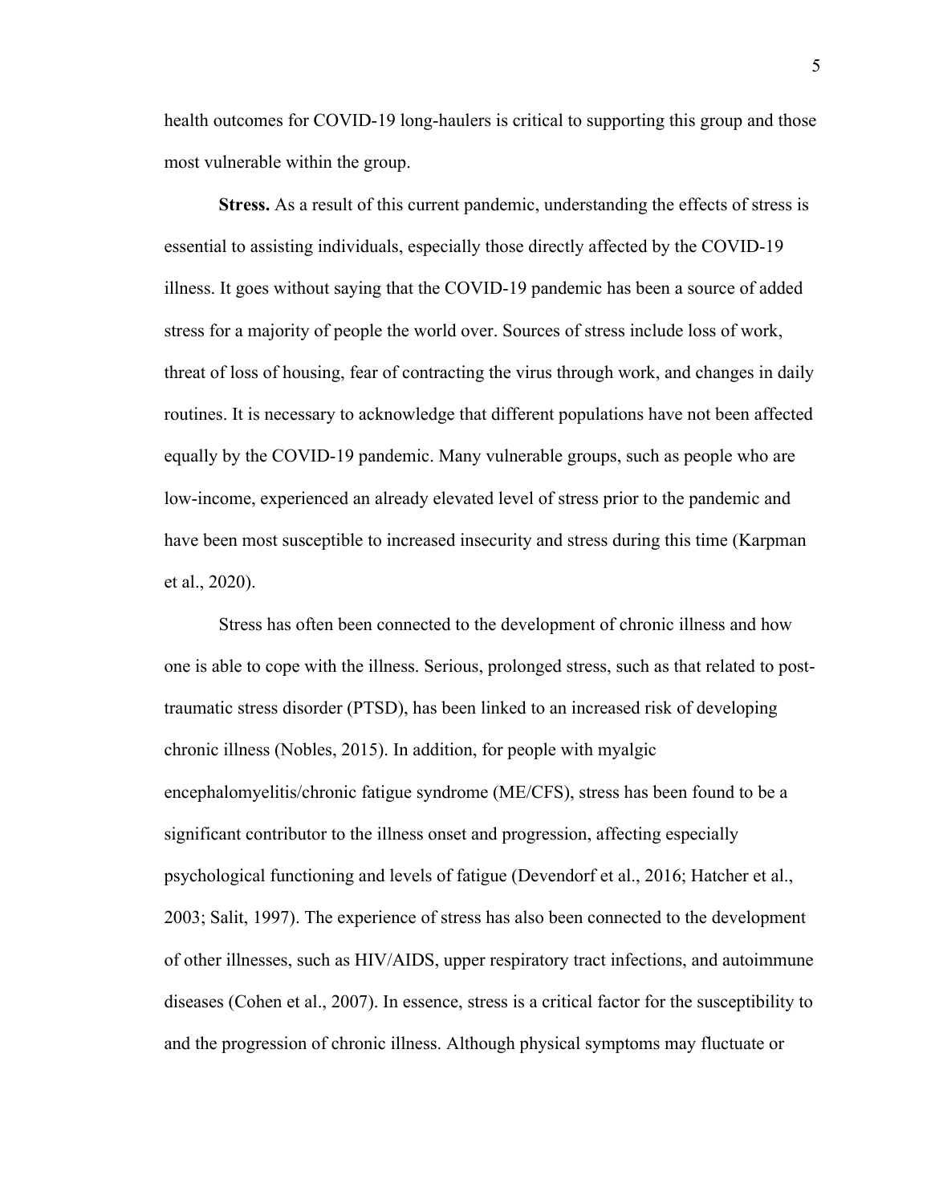health outcomes for COVID-19 long-haulers is critical to supporting this group and those most vulnerable within the group.

**Stress.** As a result of this current pandemic, understanding the effects of stress is essential to assisting individuals, especially those directly affected by the COVID-19 illness. It goes without saying that the COVID-19 pandemic has been a source of added stress for a majority of people the world over. Sources of stress include loss of work, threat of loss of housing, fear of contracting the virus through work, and changes in daily routines. It is necessary to acknowledge that different populations have not been affected equally by the COVID-19 pandemic. Many vulnerable groups, such as people who are low-income, experienced an already elevated level of stress prior to the pandemic and have been most susceptible to increased insecurity and stress during this time (Karpman et al., 2020).

Stress has often been connected to the development of chronic illness and how one is able to cope with the illness. Serious, prolonged stress, such as that related to post-traumatic stress disorder (PTSD), has been linked to an increased risk of developing chronic illness (Nobles, 2015). In addition, for people with myalgic encephalomyelitis/chronic fatigue syndrome (ME/CFS), stress has been found to be a significant contributor to the illness onset and progression, affecting especially psychological functioning and levels of fatigue (Devendorf et al., 2016; Hatcher et al., 2003; Salit, 1997). The experience of stress has also been connected to the development of other illnesses, such as HIV/AIDS, upper respiratory tract infections, and autoimmune diseases (Cohen et al., 2007). In essence, stress is a critical factor for the susceptibility to and the progression of chronic illness. Although physical symptoms may fluctuate or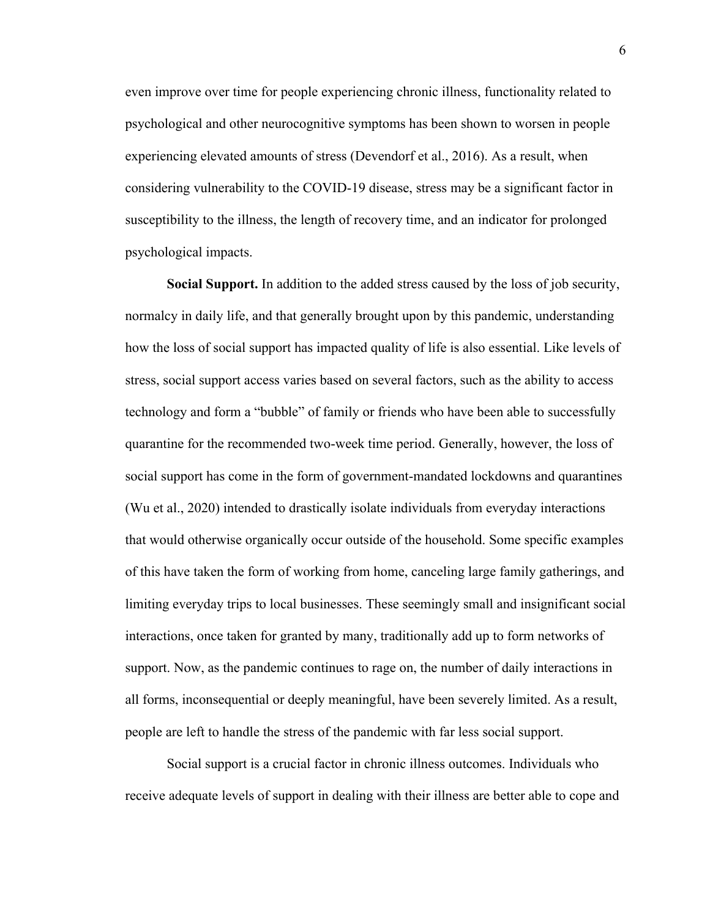even improve over time for people experiencing chronic illness, functionality related to psychological and other neurocognitive symptoms has been shown to worsen in people experiencing elevated amounts of stress (Devendorf et al., 2016). As a result, when considering vulnerability to the COVID-19 disease, stress may be a significant factor in susceptibility to the illness, the length of recovery time, and an indicator for prolonged psychological impacts.

**Social Support.** In addition to the added stress caused by the loss of job security, normalcy in daily life, and that generally brought upon by this pandemic, understanding how the loss of social support has impacted quality of life is also essential. Like levels of stress, social support access varies based on several factors, such as the ability to access technology and form a "bubble" of family or friends who have been able to successfully quarantine for the recommended two-week time period. Generally, however, the loss of social support has come in the form of government-mandated lockdowns and quarantines (Wu et al., 2020) intended to drastically isolate individuals from everyday interactions that would otherwise organically occur outside of the household. Some specific examples of this have taken the form of working from home, canceling large family gatherings, and limiting everyday trips to local businesses. These seemingly small and insignificant social interactions, once taken for granted by many, traditionally add up to form networks of support. Now, as the pandemic continues to rage on, the number of daily interactions in all forms, inconsequential or deeply meaningful, have been severely limited. As a result, people are left to handle the stress of the pandemic with far less social support.

Social support is a crucial factor in chronic illness outcomes. Individuals who receive adequate levels of support in dealing with their illness are better able to cope and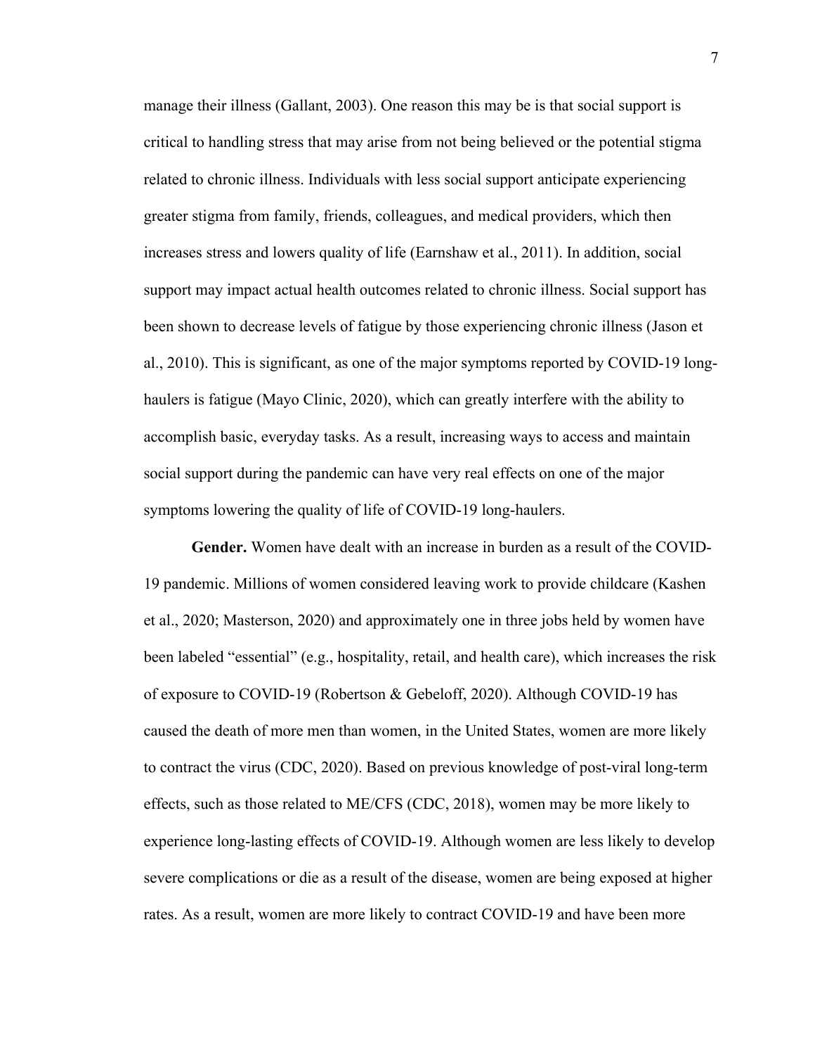manage their illness (Gallant, 2003). One reason this may be is that social support is critical to handling stress that may arise from not being believed or the potential stigma related to chronic illness. Individuals with less social support anticipate experiencing greater stigma from family, friends, colleagues, and medical providers, which then increases stress and lowers quality of life (Earnshaw et al., 2011). In addition, social support may impact actual health outcomes related to chronic illness. Social support has been shown to decrease levels of fatigue by those experiencing chronic illness (Jason et al., 2010). This is significant, as one of the major symptoms reported by COVID-19 long-haulers is fatigue (Mayo Clinic, 2020), which can greatly interfere with the ability to accomplish basic, everyday tasks. As a result, increasing ways to access and maintain social support during the pandemic can have very real effects on one of the major symptoms lowering the quality of life of COVID-19 long-haulers.

**Gender.** Women have dealt with an increase in burden as a result of the COVID-19 pandemic. Millions of women considered leaving work to provide childcare (Kashen et al., 2020; Masterson, 2020) and approximately one in three jobs held by women have been labeled "essential" (e.g., hospitality, retail, and health care), which increases the risk of exposure to COVID-19 (Robertson & Gebeloff, 2020). Although COVID-19 has caused the death of more men than women, in the United States, women are more likely to contract the virus (CDC, 2020). Based on previous knowledge of post-viral long-term effects, such as those related to ME/CFS (CDC, 2018), women may be more likely to experience long-lasting effects of COVID-19. Although women are less likely to develop severe complications or die as a result of the disease, women are being exposed at higher rates. As a result, women are more likely to contract COVID-19 and have been more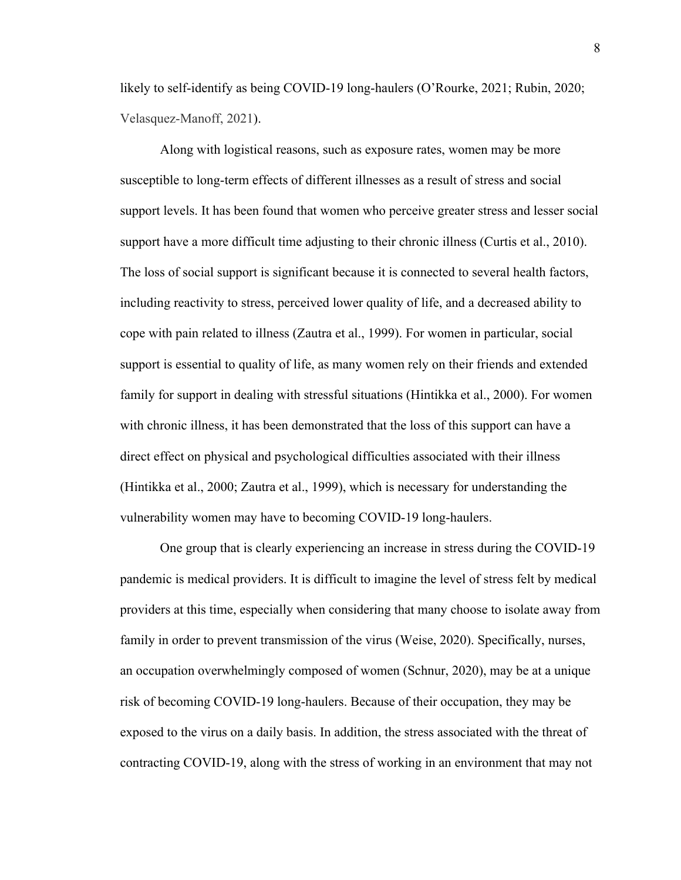likely to self-identify as being COVID-19 long-haulers (O'Rourke, 2021; Rubin, 2020; Velasquez-Manoff, 2021).

Along with logistical reasons, such as exposure rates, women may be more susceptible to long-term effects of different illnesses as a result of stress and social support levels. It has been found that women who perceive greater stress and lesser social support have a more difficult time adjusting to their chronic illness (Curtis et al., 2010). The loss of social support is significant because it is connected to several health factors, including reactivity to stress, perceived lower quality of life, and a decreased ability to cope with pain related to illness (Zautra et al., 1999). For women in particular, social support is essential to quality of life, as many women rely on their friends and extended family for support in dealing with stressful situations (Hintikka et al., 2000). For women with chronic illness, it has been demonstrated that the loss of this support can have a direct effect on physical and psychological difficulties associated with their illness (Hintikka et al., 2000; Zautra et al., 1999), which is necessary for understanding the vulnerability women may have to becoming COVID-19 long-haulers.

One group that is clearly experiencing an increase in stress during the COVID-19 pandemic is medical providers. It is difficult to imagine the level of stress felt by medical providers at this time, especially when considering that many choose to isolate away from family in order to prevent transmission of the virus (Weise, 2020). Specifically, nurses, an occupation overwhelmingly composed of women (Schnur, 2020), may be at a unique risk of becoming COVID-19 long-haulers. Because of their occupation, they may be exposed to the virus on a daily basis. In addition, the stress associated with the threat of contracting COVID-19, along with the stress of working in an environment that may not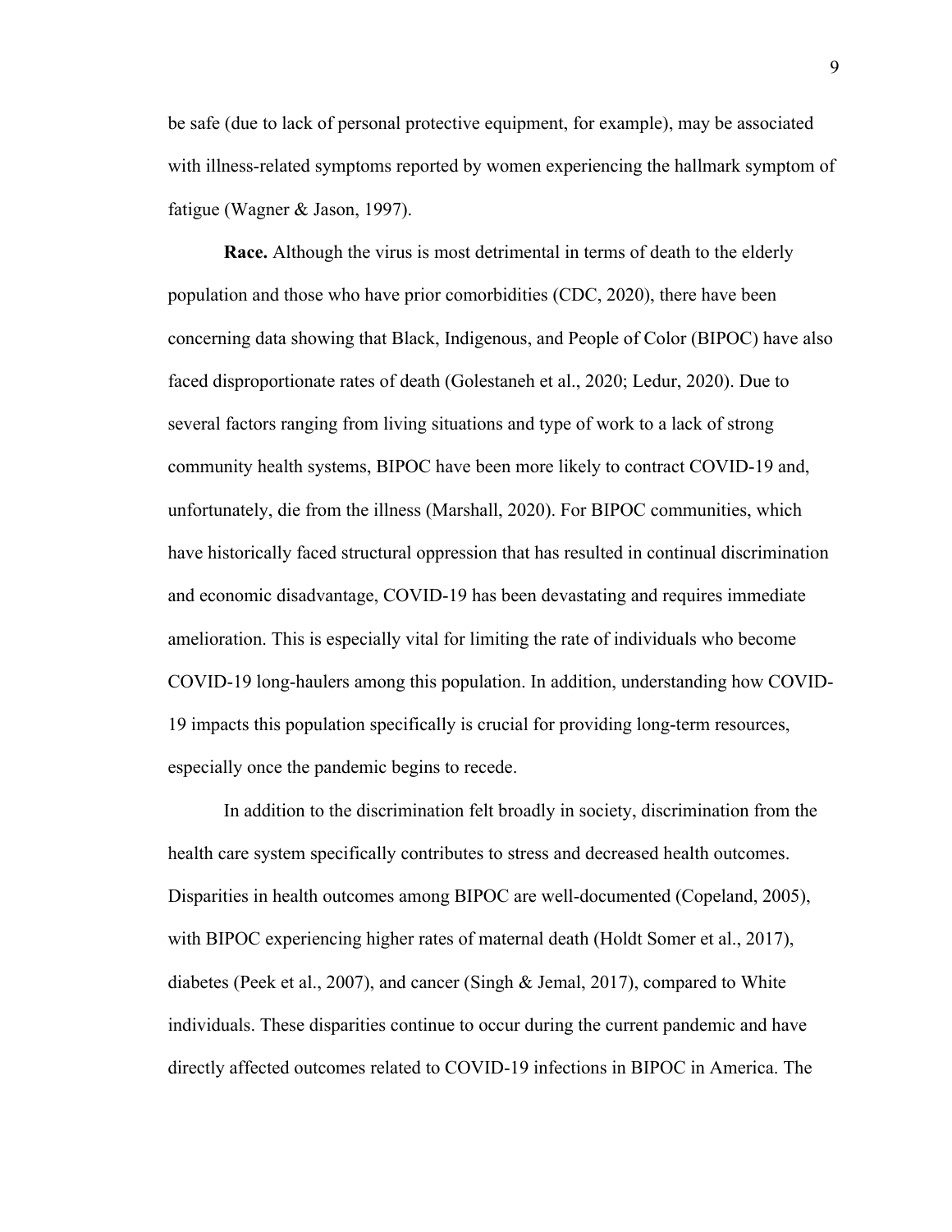be safe (due to lack of personal protective equipment, for example), may be associated with illness-related symptoms reported by women experiencing the hallmark symptom of fatigue (Wagner & Jason, 1997).

**Race.** Although the virus is most detrimental in terms of death to the elderly population and those who have prior comorbidities (CDC, 2020), there have been concerning data showing that Black, Indigenous, and People of Color (BIPOC) have also faced disproportionate rates of death (Golestaneh et al., 2020; Ledur, 2020). Due to several factors ranging from living situations and type of work to a lack of strong community health systems, BIPOC have been more likely to contract COVID-19 and, unfortunately, die from the illness (Marshall, 2020). For BIPOC communities, which have historically faced structural oppression that has resulted in continual discrimination and economic disadvantage, COVID-19 has been devastating and requires immediate amelioration. This is especially vital for limiting the rate of individuals who become COVID-19 long-haulers among this population. In addition, understanding how COVID-19 impacts this population specifically is crucial for providing long-term resources, especially once the pandemic begins to recede.

In addition to the discrimination felt broadly in society, discrimination from the health care system specifically contributes to stress and decreased health outcomes. Disparities in health outcomes among BIPOC are well-documented (Copeland, 2005), with BIPOC experiencing higher rates of maternal death (Holdt Somer et al., 2017), diabetes (Peek et al., 2007), and cancer (Singh & Jemal, 2017), compared to White individuals. These disparities continue to occur during the current pandemic and have directly affected outcomes related to COVID-19 infections in BIPOC in America. The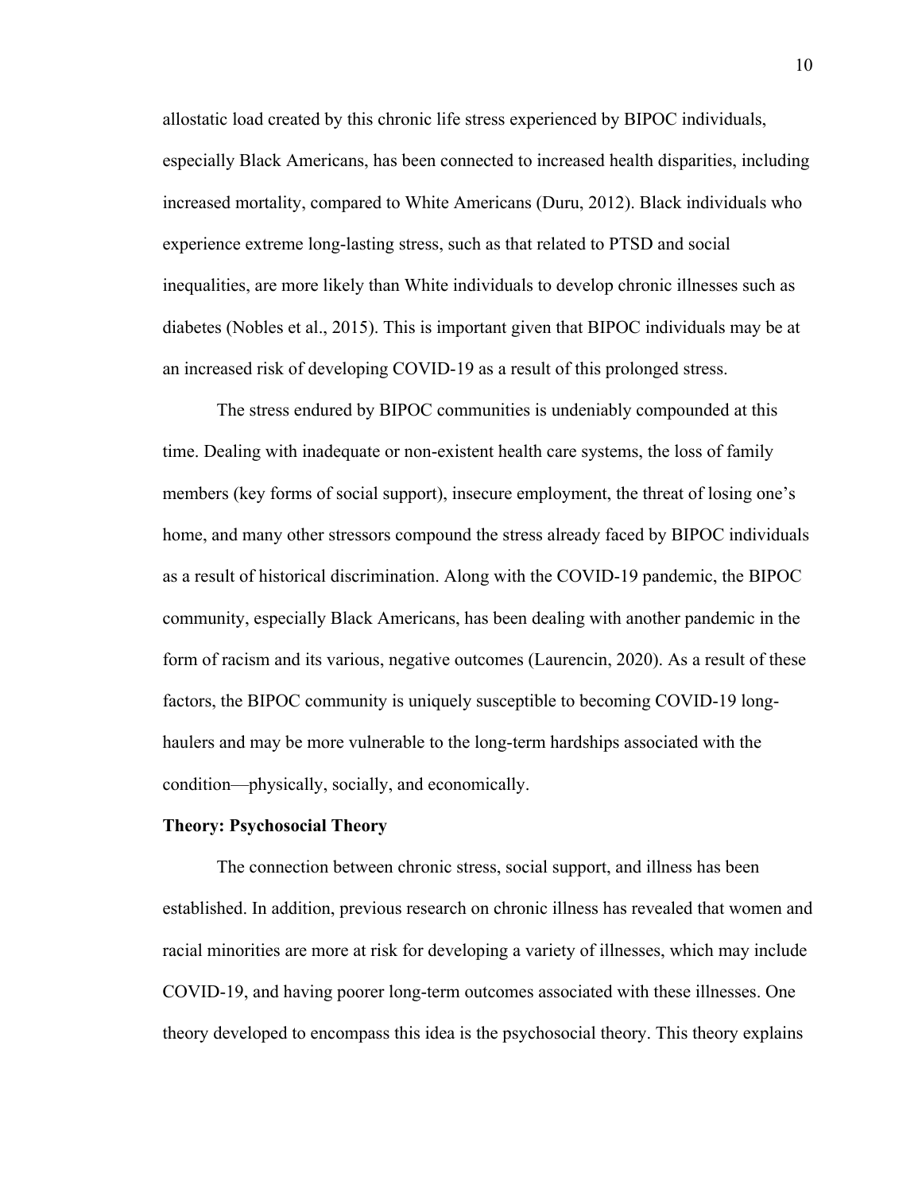allostatic load created by this chronic life stress experienced by BIPOC individuals, especially Black Americans, has been connected to increased health disparities, including increased mortality, compared to White Americans (Duru, 2012). Black individuals who experience extreme long-lasting stress, such as that related to PTSD and social inequalities, are more likely than White individuals to develop chronic illnesses such as diabetes (Nobles et al., 2015). This is important given that BIPOC individuals may be at an increased risk of developing COVID-19 as a result of this prolonged stress.

The stress endured by BIPOC communities is undeniably compounded at this time. Dealing with inadequate or non-existent health care systems, the loss of family members (key forms of social support), insecure employment, the threat of losing one's home, and many other stressors compound the stress already faced by BIPOC individuals as a result of historical discrimination. Along with the COVID-19 pandemic, the BIPOC community, especially Black Americans, has been dealing with another pandemic in the form of racism and its various, negative outcomes (Laurencin, 2020). As a result of these factors, the BIPOC community is uniquely susceptible to becoming COVID-19 long-haulers and may be more vulnerable to the long-term hardships associated with the condition—physically, socially, and economically.

**Theory: Psychosocial Theory**

The connection between chronic stress, social support, and illness has been established. In addition, previous research on chronic illness has revealed that women and racial minorities are more at risk for developing a variety of illnesses, which may include COVID-19, and having poorer long-term outcomes associated with these illnesses. One theory developed to encompass this idea is the psychosocial theory. This theory explains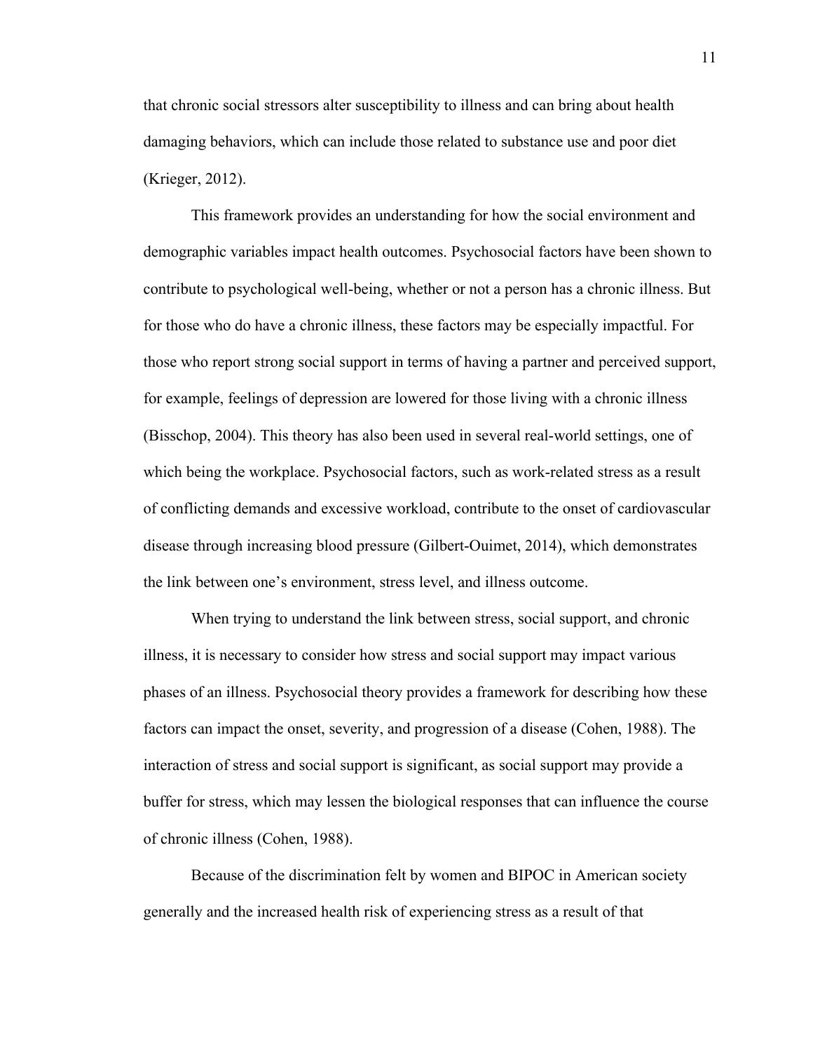that chronic social stressors alter susceptibility to illness and can bring about health damaging behaviors, which can include those related to substance use and poor diet (Krieger, 2012).

This framework provides an understanding for how the social environment and demographic variables impact health outcomes. Psychosocial factors have been shown to contribute to psychological well-being, whether or not a person has a chronic illness. But for those who do have a chronic illness, these factors may be especially impactful. For those who report strong social support in terms of having a partner and perceived support, for example, feelings of depression are lowered for those living with a chronic illness (Bisschop, 2004). This theory has also been used in several real-world settings, one of which being the workplace. Psychosocial factors, such as work-related stress as a result of conflicting demands and excessive workload, contribute to the onset of cardiovascular disease through increasing blood pressure (Gilbert-Ouimet, 2014), which demonstrates the link between one's environment, stress level, and illness outcome.

When trying to understand the link between stress, social support, and chronic illness, it is necessary to consider how stress and social support may impact various phases of an illness. Psychosocial theory provides a framework for describing how these factors can impact the onset, severity, and progression of a disease (Cohen, 1988). The interaction of stress and social support is significant, as social support may provide a buffer for stress, which may lessen the biological responses that can influence the course of chronic illness (Cohen, 1988).

Because of the discrimination felt by women and BIPOC in American society generally and the increased health risk of experiencing stress as a result of that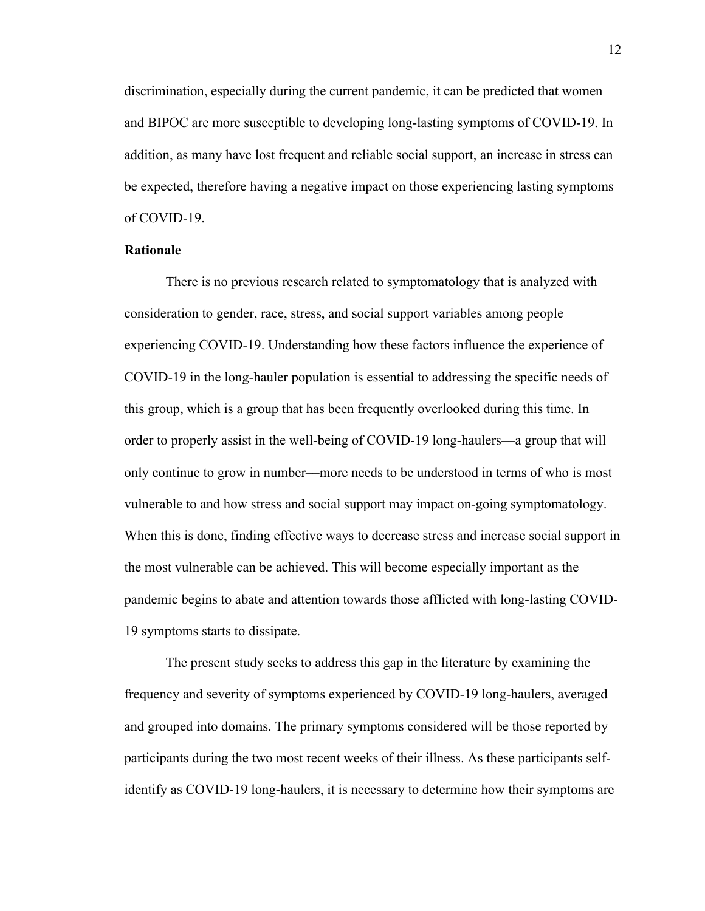discrimination, especially during the current pandemic, it can be predicted that women and BIPOC are more susceptible to developing long-lasting symptoms of COVID-19. In addition, as many have lost frequent and reliable social support, an increase in stress can be expected, therefore having a negative impact on those experiencing lasting symptoms of COVID-19.

**Rationale**

There is no previous research related to symptomatology that is analyzed with consideration to gender, race, stress, and social support variables among people experiencing COVID-19. Understanding how these factors influence the experience of COVID-19 in the long-hauler population is essential to addressing the specific needs of this group, which is a group that has been frequently overlooked during this time. In order to properly assist in the well-being of COVID-19 long-haulers—a group that will only continue to grow in number—more needs to be understood in terms of who is most vulnerable to and how stress and social support may impact on-going symptomatology. When this is done, finding effective ways to decrease stress and increase social support in the most vulnerable can be achieved. This will become especially important as the pandemic begins to abate and attention towards those afflicted with long-lasting COVID-19 symptoms starts to dissipate.

The present study seeks to address this gap in the literature by examining the frequency and severity of symptoms experienced by COVID-19 long-haulers, averaged and grouped into domains. The primary symptoms considered will be those reported by participants during the two most recent weeks of their illness. As these participants self-identify as COVID-19 long-haulers, it is necessary to determine how their symptoms are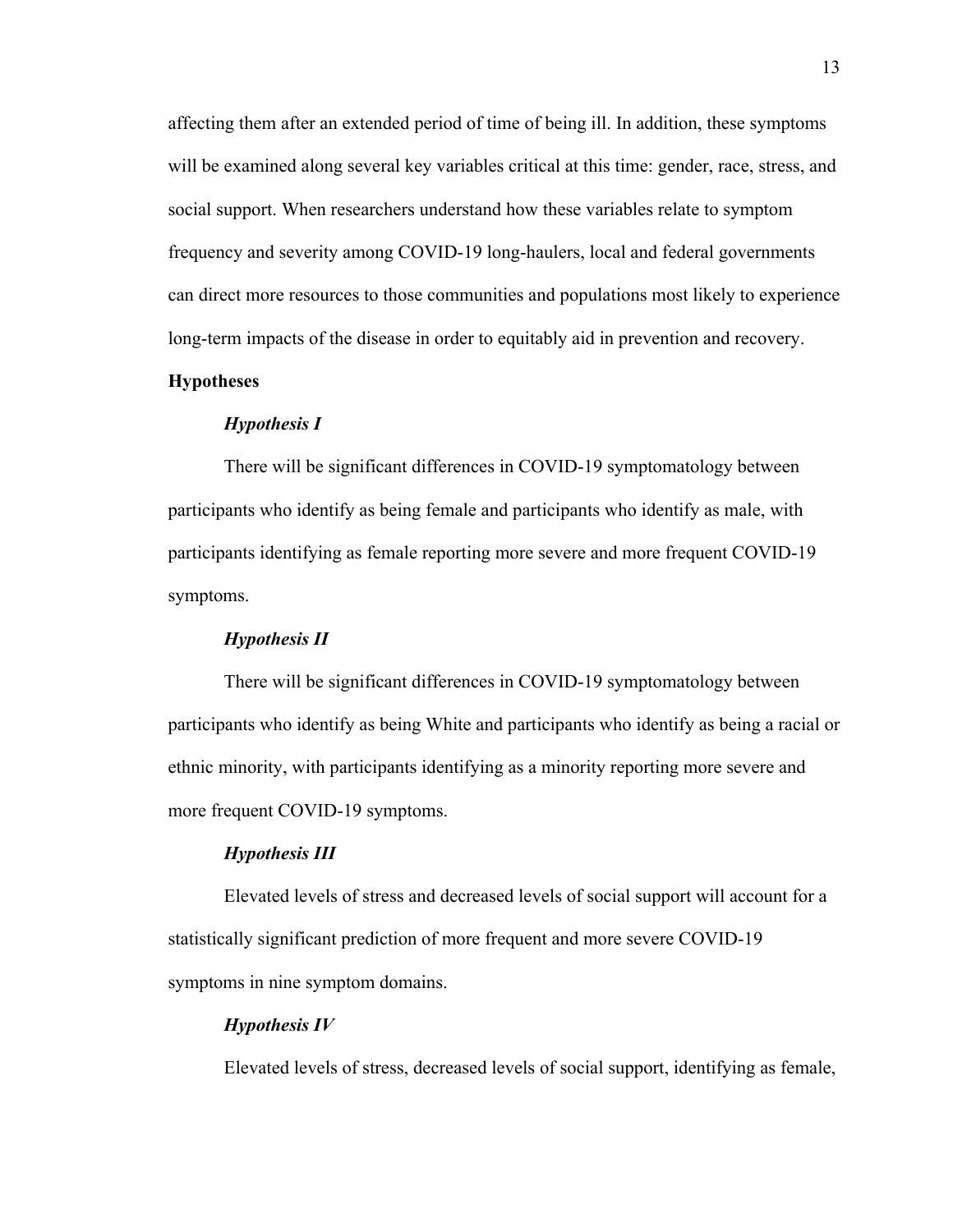affecting them after an extended period of time of being ill. In addition, these symptoms will be examined along several key variables critical at this time: gender, race, stress, and social support. When researchers understand how these variables relate to symptom frequency and severity among COVID-19 long-haulers, local and federal governments can direct more resources to those communities and populations most likely to experience long-term impacts of the disease in order to equitably aid in prevention and recovery.

## Hypotheses

### *Hypothesis I*

There will be significant differences in COVID-19 symptomatology between participants who identify as being female and participants who identify as male, with participants identifying as female reporting more severe and more frequent COVID-19 symptoms.

### *Hypothesis II*

There will be significant differences in COVID-19 symptomatology between participants who identify as being White and participants who identify as being a racial or ethnic minority, with participants identifying as a minority reporting more severe and more frequent COVID-19 symptoms.

### *Hypothesis III*

Elevated levels of stress and decreased levels of social support will account for a statistically significant prediction of more frequent and more severe COVID-19 symptoms in nine symptom domains.

### *Hypothesis IV*

Elevated levels of stress, decreased levels of social support, identifying as female,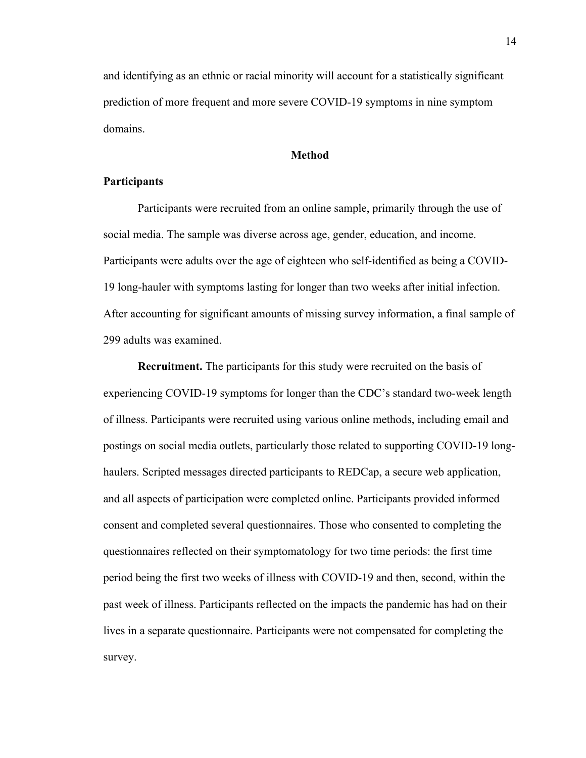and identifying as an ethnic or racial minority will account for a statistically significant prediction of more frequent and more severe COVID-19 symptoms in nine symptom domains.

# Method

## Participants

Participants were recruited from an online sample, primarily through the use of social media. The sample was diverse across age, gender, education, and income. Participants were adults over the age of eighteen who self-identified as being a COVID-19 long-hauler with symptoms lasting for longer than two weeks after initial infection. After accounting for significant amounts of missing survey information, a final sample of 299 adults was examined.

**Recruitment.** The participants for this study were recruited on the basis of experiencing COVID-19 symptoms for longer than the CDC's standard two-week length of illness. Participants were recruited using various online methods, including email and postings on social media outlets, particularly those related to supporting COVID-19 long-haulers. Scripted messages directed participants to REDCap, a secure web application, and all aspects of participation were completed online. Participants provided informed consent and completed several questionnaires. Those who consented to completing the questionnaires reflected on their symptomatology for two time periods: the first time period being the first two weeks of illness with COVID-19 and then, second, within the past week of illness. Participants reflected on the impacts the pandemic has had on their lives in a separate questionnaire. Participants were not compensated for completing the survey.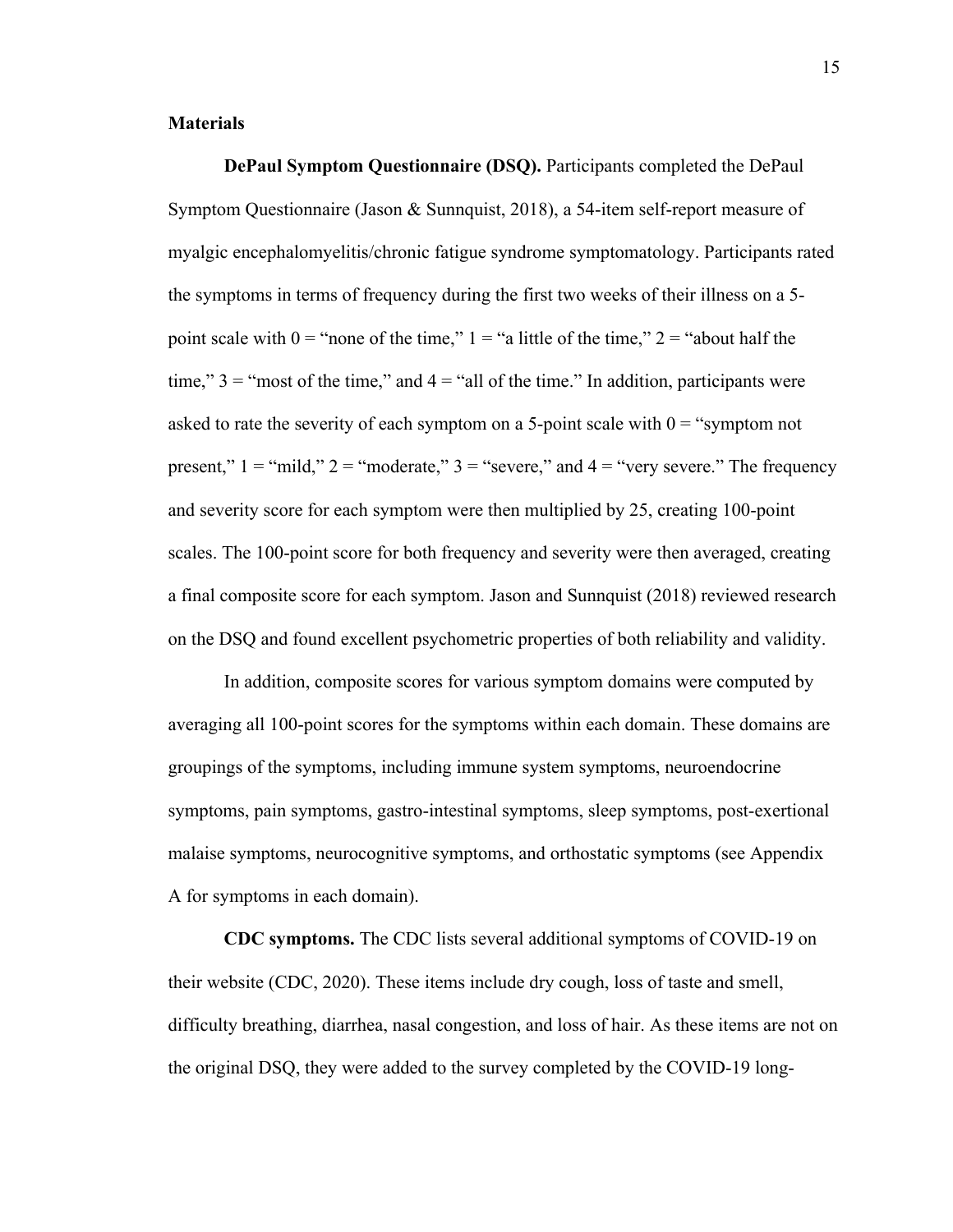**Materials**

**DePaul Symptom Questionnaire (DSQ).** Participants completed the DePaul Symptom Questionnaire (Jason & Sunnquist, 2018), a 54-item self-report measure of myalgic encephalomyelitis/chronic fatigue syndrome symptomatology. Participants rated the symptoms in terms of frequency during the first two weeks of their illness on a 5-point scale with 0 = "none of the time," 1 = "a little of the time," 2 = "about half the time," 3 = "most of the time," and 4 = "all of the time." In addition, participants were asked to rate the severity of each symptom on a 5-point scale with 0 = "symptom not present," 1 = "mild," 2 = "moderate," 3 = "severe," and 4 = "very severe." The frequency and severity score for each symptom were then multiplied by 25, creating 100-point scales. The 100-point score for both frequency and severity were then averaged, creating a final composite score for each symptom. Jason and Sunnquist (2018) reviewed research on the DSQ and found excellent psychometric properties of both reliability and validity.

In addition, composite scores for various symptom domains were computed by averaging all 100-point scores for the symptoms within each domain. These domains are groupings of the symptoms, including immune system symptoms, neuroendocrine symptoms, pain symptoms, gastro-intestinal symptoms, sleep symptoms, post-exertional malaise symptoms, neurocognitive symptoms, and orthostatic symptoms (see Appendix A for symptoms in each domain).

**CDC symptoms.** The CDC lists several additional symptoms of COVID-19 on their website (CDC, 2020). These items include dry cough, loss of taste and smell, difficulty breathing, diarrhea, nasal congestion, and loss of hair. As these items are not on the original DSQ, they were added to the survey completed by the COVID-19 long-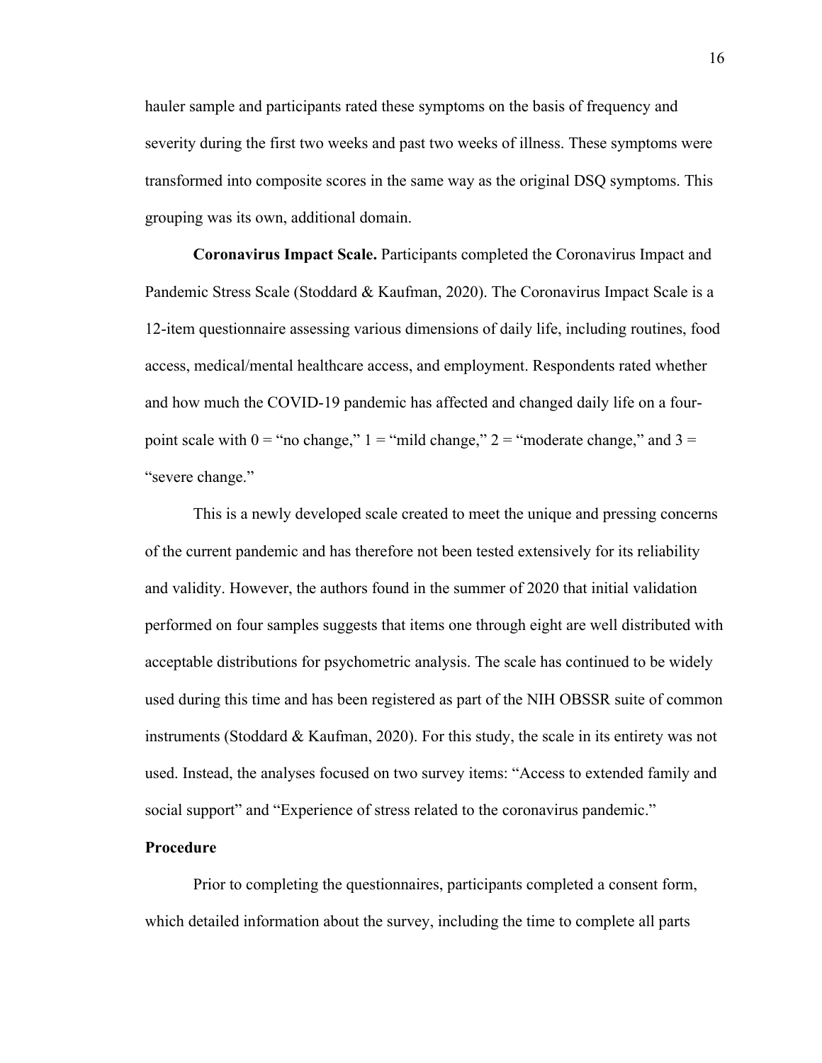hauler sample and participants rated these symptoms on the basis of frequency and severity during the first two weeks and past two weeks of illness. These symptoms were transformed into composite scores in the same way as the original DSQ symptoms. This grouping was its own, additional domain.

**Coronavirus Impact Scale.** Participants completed the Coronavirus Impact and Pandemic Stress Scale (Stoddard & Kaufman, 2020). The Coronavirus Impact Scale is a 12-item questionnaire assessing various dimensions of daily life, including routines, food access, medical/mental healthcare access, and employment. Respondents rated whether and how much the COVID-19 pandemic has affected and changed daily life on a four-point scale with 0 = "no change," 1 = "mild change," 2 = "moderate change," and 3 = "severe change."

This is a newly developed scale created to meet the unique and pressing concerns of the current pandemic and has therefore not been tested extensively for its reliability and validity. However, the authors found in the summer of 2020 that initial validation performed on four samples suggests that items one through eight are well distributed with acceptable distributions for psychometric analysis. The scale has continued to be widely used during this time and has been registered as part of the NIH OBSSR suite of common instruments (Stoddard & Kaufman, 2020). For this study, the scale in its entirety was not used. Instead, the analyses focused on two survey items: "Access to extended family and social support" and "Experience of stress related to the coronavirus pandemic."

**Procedure**

Prior to completing the questionnaires, participants completed a consent form, which detailed information about the survey, including the time to complete all parts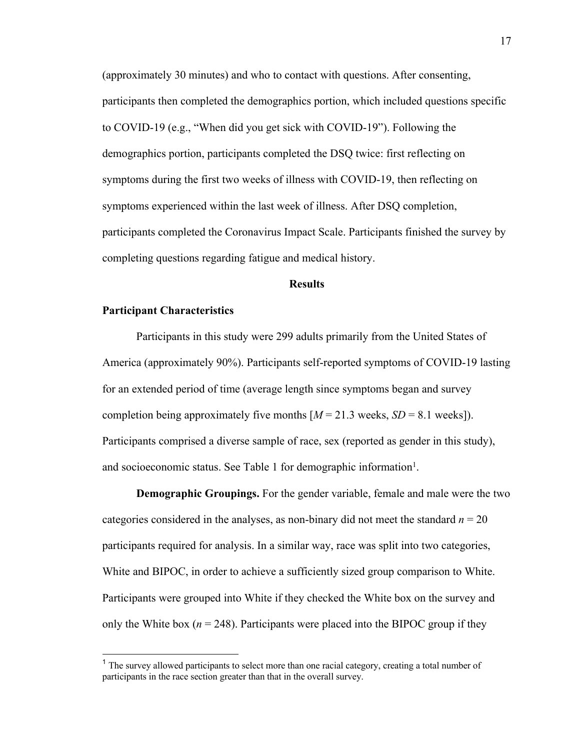(approximately 30 minutes) and who to contact with questions. After consenting, participants then completed the demographics portion, which included questions specific to COVID-19 (e.g., "When did you get sick with COVID-19"). Following the demographics portion, participants completed the DSQ twice: first reflecting on symptoms during the first two weeks of illness with COVID-19, then reflecting on symptoms experienced within the last week of illness. After DSQ completion, participants completed the Coronavirus Impact Scale. Participants finished the survey by completing questions regarding fatigue and medical history.

## Results

### Participant Characteristics

Participants in this study were 299 adults primarily from the United States of America (approximately 90%). Participants self-reported symptoms of COVID-19 lasting for an extended period of time (average length since symptoms began and survey completion being approximately five months [*M* = 21.3 weeks, *SD* = 8.1 weeks]). Participants comprised a diverse sample of race, sex (reported as gender in this study), and socioeconomic status. See Table 1 for demographic information[1].

**Demographic Groupings.** For the gender variable, female and male were the two categories considered in the analyses, as non-binary did not meet the standard *n* = 20 participants required for analysis. In a similar way, race was split into two categories, White and BIPOC, in order to achieve a sufficiently sized group comparison to White. Participants were grouped into White if they checked the White box on the survey and only the White box (*n* = 248). Participants were placed into the BIPOC group if they

[1] The survey allowed participants to select more than one racial category, creating a total number of participants in the race section greater than that in the overall survey.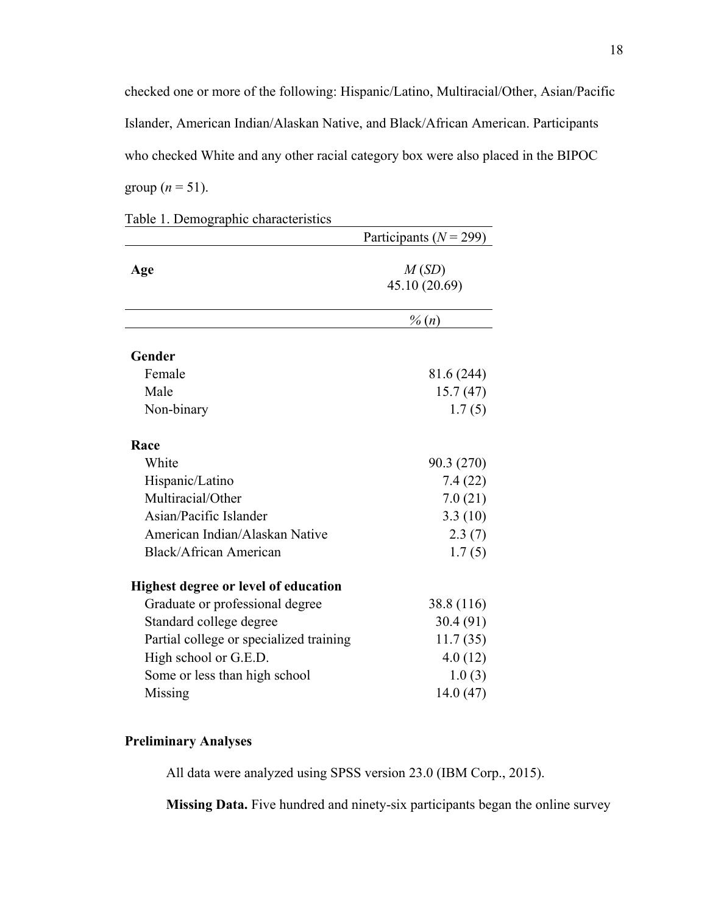checked one or more of the following: Hispanic/Latino, Multiracial/Other, Asian/Pacific Islander, American Indian/Alaskan Native, and Black/African American. Participants who checked White and any other racial category box were also placed in the BIPOC group ($n$ = 51).

Table 1. Demographic characteristics

| | Participants ($N$ = 299) |
|---|---|
| **Age** | $M$ ($SD$) 45.10 (20.69) |
| | % ($n$) |
| **Gender** | |
| Female | 81.6 (244) |
| Male | 15.7 (47) |
| Non-binary | 1.7 (5) |
| **Race** | |
| White | 90.3 (270) |
| Hispanic/Latino | 7.4 (22) |
| Multiracial/Other | 7.0 (21) |
| Asian/Pacific Islander | 3.3 (10) |
| American Indian/Alaskan Native | 2.3 (7) |
| Black/African American | 1.7 (5) |
| **Highest degree or level of education** | |
| Graduate or professional degree | 38.8 (116) |
| Standard college degree | 30.4 (91) |
| Partial college or specialized training | 11.7 (35) |
| High school or G.E.D. | 4.0 (12) |
| Some or less than high school | 1.0 (3) |
| Missing | 14.0 (47) |

### Preliminary Analyses

All data were analyzed using SPSS version 23.0 (IBM Corp., 2015).

**Missing Data.** Five hundred and ninety-six participants began the online survey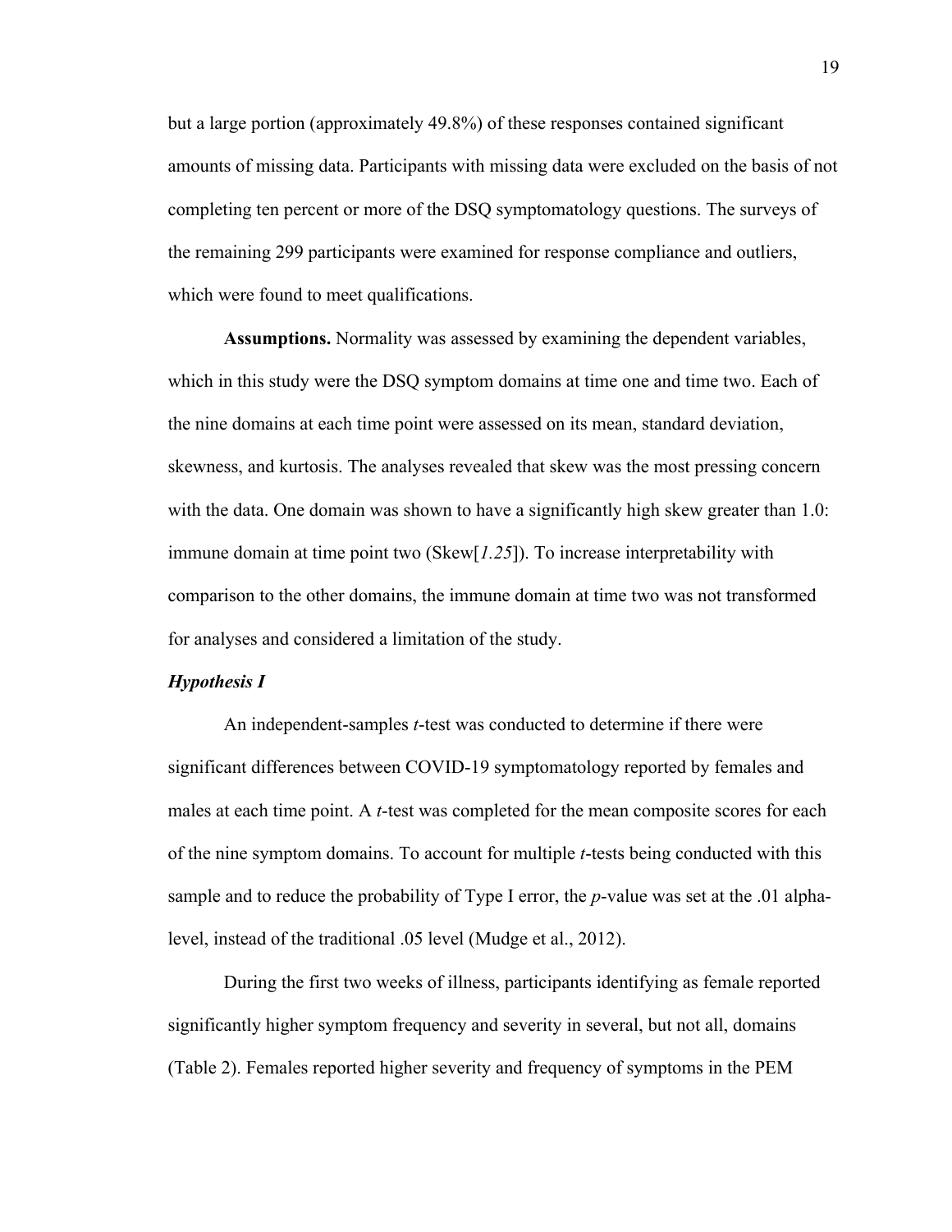but a large portion (approximately 49.8%) of these responses contained significant amounts of missing data. Participants with missing data were excluded on the basis of not completing ten percent or more of the DSQ symptomatology questions. The surveys of the remaining 299 participants were examined for response compliance and outliers, which were found to meet qualifications.

**Assumptions.** Normality was assessed by examining the dependent variables, which in this study were the DSQ symptom domains at time one and time two. Each of the nine domains at each time point were assessed on its mean, standard deviation, skewness, and kurtosis. The analyses revealed that skew was the most pressing concern with the data. One domain was shown to have a significantly high skew greater than 1.0: immune domain at time point two (Skew[*1.25*]). To increase interpretability with comparison to the other domains, the immune domain at time two was not transformed for analyses and considered a limitation of the study.

### *Hypothesis I*

An independent-samples *t*-test was conducted to determine if there were significant differences between COVID-19 symptomatology reported by females and males at each time point. A *t*-test was completed for the mean composite scores for each of the nine symptom domains. To account for multiple *t*-tests being conducted with this sample and to reduce the probability of Type I error, the *p*-value was set at the .01 alpha-level, instead of the traditional .05 level (Mudge et al., 2012).

During the first two weeks of illness, participants identifying as female reported significantly higher symptom frequency and severity in several, but not all, domains (Table 2). Females reported higher severity and frequency of symptoms in the PEM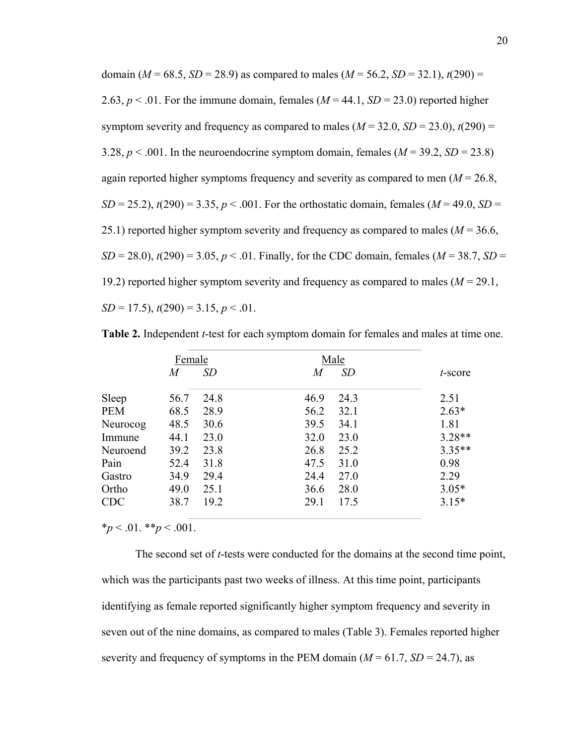domain ($M$ = 68.5, $SD$ = 28.9) as compared to males ($M$ = 56.2, $SD$ = 32.1), $t(290)$ = 2.63, $p < .01$. For the immune domain, females ($M$ = 44.1, $SD$ = 23.0) reported higher symptom severity and frequency as compared to males ($M$ = 32.0, $SD$ = 23.0), $t(290)$ = 3.28, $p < .001$. In the neuroendocrine symptom domain, females ($M$ = 39.2, $SD$ = 23.8) again reported higher symptoms frequency and severity as compared to men ($M$ = 26.8, $SD$ = 25.2), $t(290)$ = 3.35, $p < .001$. For the orthostatic domain, females ($M$ = 49.0, $SD$ = 25.1) reported higher symptom severity and frequency as compared to males ($M$ = 36.6, $SD$ = 28.0), $t(290)$ = 3.05, $p < .01$. Finally, for the CDC domain, females ($M$ = 38.7, $SD$ = 19.2) reported higher symptom severity and frequency as compared to males ($M$ = 29.1, $SD$ = 17.5), $t(290)$ = 3.15, $p < .01$.

**Table 2.** Independent *t*-test for each symptom domain for females and males at time one.

| | Female | | Male | | |
|---|---|---|---|---|---|
| | *M* | *SD* | *M* | *SD* | *t*-score |
| Sleep | 56.7 | 24.8 | 46.9 | 24.3 | 2.51 |
| PEM | 68.5 | 28.9 | 56.2 | 32.1 | 2.63* |
| Neurocog | 48.5 | 30.6 | 39.5 | 34.1 | 1.81 |
| Immune | 44.1 | 23.0 | 32.0 | 23.0 | 3.28** |
| Neuroend | 39.2 | 23.8 | 26.8 | 25.2 | 3.35** |
| Pain | 52.4 | 31.8 | 47.5 | 31.0 | 0.98 |
| Gastro | 34.9 | 29.4 | 24.4 | 27.0 | 2.29 |
| Ortho | 49.0 | 25.1 | 36.6 | 28.0 | 3.05* |
| CDC | 38.7 | 19.2 | 29.1 | 17.5 | 3.15* |

*$p < .01$. **$p < .001$.

The second set of *t*-tests were conducted for the domains at the second time point, which was the participants past two weeks of illness. At this time point, participants identifying as female reported significantly higher symptom frequency and severity in seven out of the nine domains, as compared to males (Table 3). Females reported higher severity and frequency of symptoms in the PEM domain ($M$ = 61.7, $SD$ = 24.7), as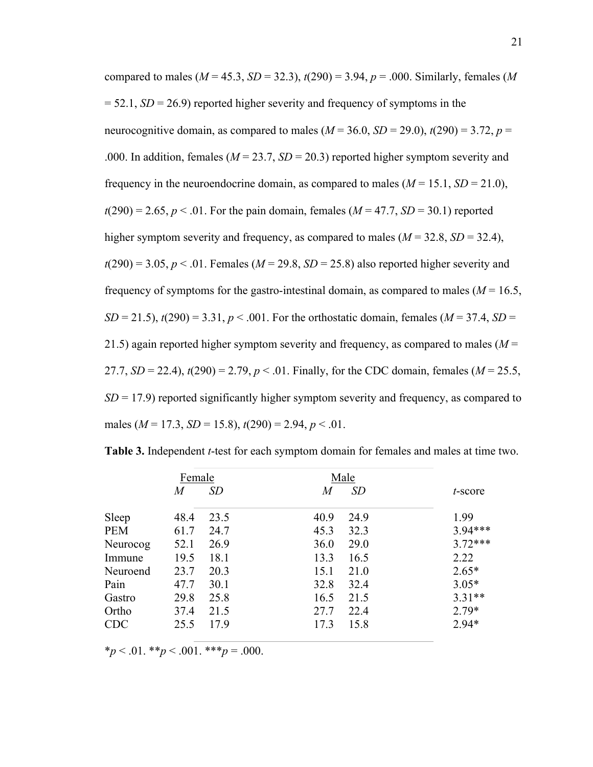compared to males ($M = 45.3$, $SD = 32.3$), $t(290) = 3.94$, $p = .000$. Similarly, females ($M = 52.1$, $SD = 26.9$) reported higher severity and frequency of symptoms in the neurocognitive domain, as compared to males ($M = 36.0$, $SD = 29.0$), $t(290) = 3.72$, $p = .000$. In addition, females ($M = 23.7$, $SD = 20.3$) reported higher symptom severity and frequency in the neuroendocrine domain, as compared to males ($M = 15.1$, $SD = 21.0$), $t(290) = 2.65$, $p < .01$. For the pain domain, females ($M = 47.7$, $SD = 30.1$) reported higher symptom severity and frequency, as compared to males ($M = 32.8$, $SD = 32.4$), $t(290) = 3.05$, $p < .01$. Females ($M = 29.8$, $SD = 25.8$) also reported higher severity and frequency of symptoms for the gastro-intestinal domain, as compared to males ($M = 16.5$, $SD = 21.5$), $t(290) = 3.31$, $p < .001$. For the orthostatic domain, females ($M = 37.4$, $SD = 21.5$) again reported higher symptom severity and frequency, as compared to males ($M = 27.7$, $SD = 22.4$), $t(290) = 2.79$, $p < .01$. Finally, for the CDC domain, females ($M = 25.5$, $SD = 17.9$) reported significantly higher symptom severity and frequency, as compared to males ($M = 17.3$, $SD = 15.8$), $t(290) = 2.94$, $p < .01$.

**Table 3.** Independent *t*-test for each symptom domain for females and males at time two.

| | Female | | Male | | |
|---|---|---|---|---|---|
| | *M* | *SD* | *M* | *SD* | *t*-score |
| Sleep | 48.4 | 23.5 | 40.9 | 24.9 | 1.99 |
| PEM | 61.7 | 24.7 | 45.3 | 32.3 | 3.94*** |
| Neurocog | 52.1 | 26.9 | 36.0 | 29.0 | 3.72*** |
| Immune | 19.5 | 18.1 | 13.3 | 16.5 | 2.22 |
| Neuroend | 23.7 | 20.3 | 15.1 | 21.0 | 2.65* |
| Pain | 47.7 | 30.1 | 32.8 | 32.4 | 3.05* |
| Gastro | 29.8 | 25.8 | 16.5 | 21.5 | 3.31** |
| Ortho | 37.4 | 21.5 | 27.7 | 22.4 | 2.79* |
| CDC | 25.5 | 17.9 | 17.3 | 15.8 | 2.94* |

*$p < .01$. **$p < .001$. ***$p = .000$.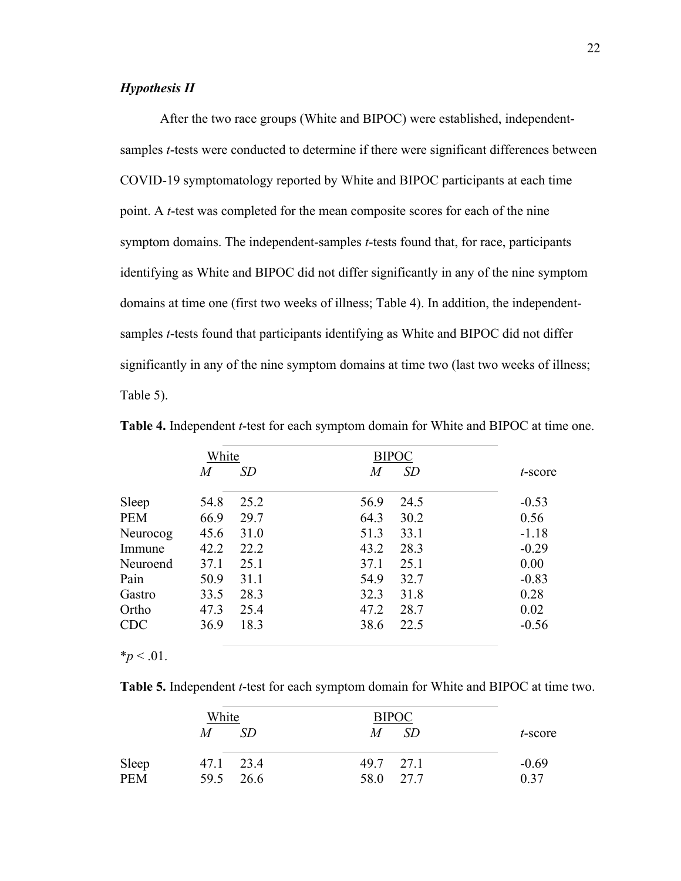***Hypothesis II***

After the two race groups (White and BIPOC) were established, independent-samples *t*-tests were conducted to determine if there were significant differences between COVID-19 symptomatology reported by White and BIPOC participants at each time point. A *t*-test was completed for the mean composite scores for each of the nine symptom domains. The independent-samples *t*-tests found that, for race, participants identifying as White and BIPOC did not differ significantly in any of the nine symptom domains at time one (first two weeks of illness; Table 4). In addition, the independent-samples *t*-tests found that participants identifying as White and BIPOC did not differ significantly in any of the nine symptom domains at time two (last two weeks of illness; Table 5).

**Table 4.** Independent *t*-test for each symptom domain for White and BIPOC at time one.

| | White | | BIPOC | | |
|---|---|---|---|---|---|
| | *M* | *SD* | *M* | *SD* | *t*-score |
| Sleep | 54.8 | 25.2 | 56.9 | 24.5 | -0.53 |
| PEM | 66.9 | 29.7 | 64.3 | 30.2 | 0.56 |
| Neurocog | 45.6 | 31.0 | 51.3 | 33.1 | -1.18 |
| Immune | 42.2 | 22.2 | 43.2 | 28.3 | -0.29 |
| Neuroend | 37.1 | 25.1 | 37.1 | 25.1 | 0.00 |
| Pain | 50.9 | 31.1 | 54.9 | 32.7 | -0.83 |
| Gastro | 33.5 | 28.3 | 32.3 | 31.8 | 0.28 |
| Ortho | 47.3 | 25.4 | 47.2 | 28.7 | 0.02 |
| CDC | 36.9 | 18.3 | 38.6 | 22.5 | -0.56 |

*$p < .01$.

**Table 5.** Independent *t*-test for each symptom domain for White and BIPOC at time two.

| | White | | BIPOC | | |
|---|---|---|---|---|---|
| | *M* | *SD* | *M* | *SD* | *t*-score |
| Sleep | 47.1 | 23.4 | 49.7 | 27.1 | -0.69 |
| PEM | 59.5 | 26.6 | 58.0 | 27.7 | 0.37 |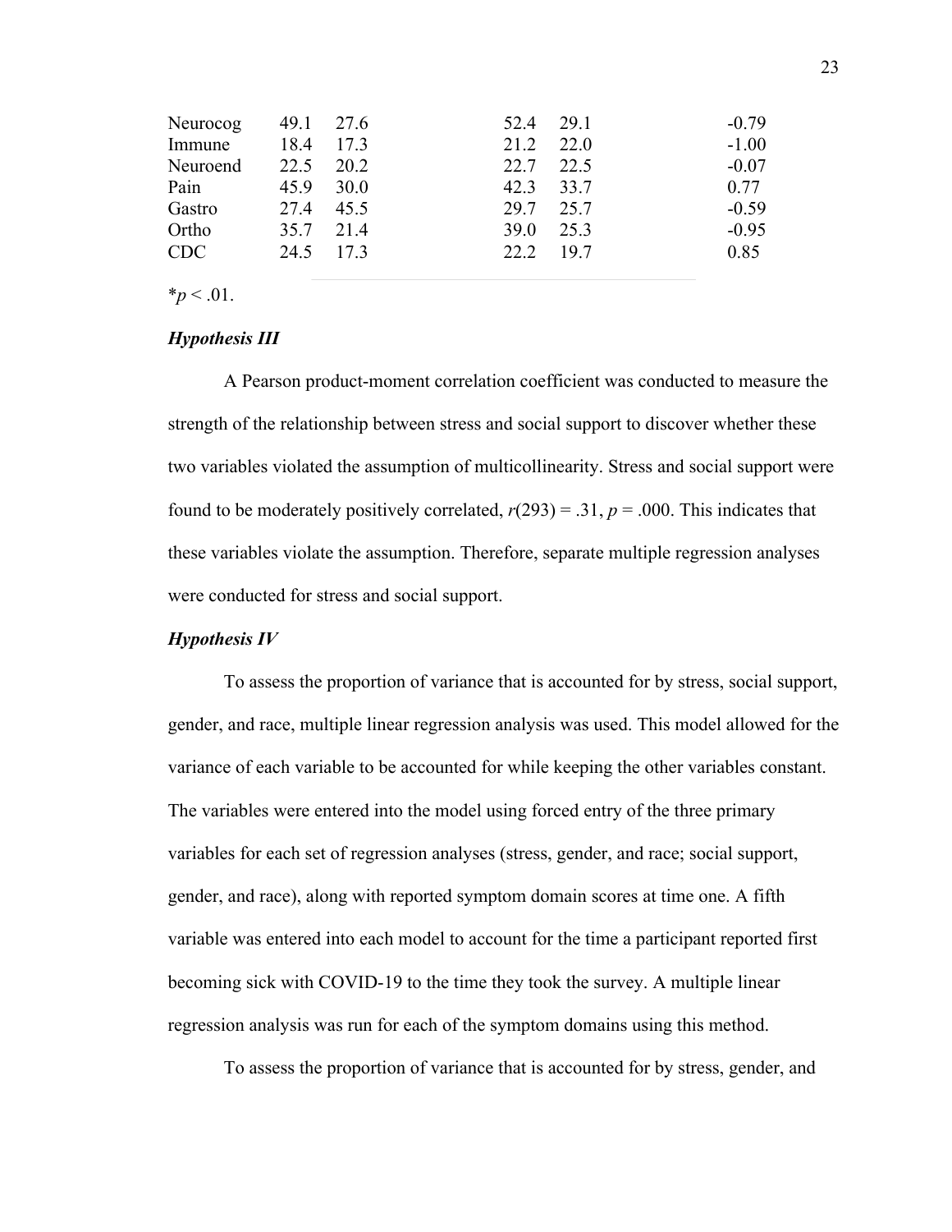| | | | | | |
|---|---|---|---|---|---|
| Neurocog | 49.1 | 27.6 | 52.4 | 29.1 | -0.79 |
| Immune | 18.4 | 17.3 | 21.2 | 22.0 | -1.00 |
| Neuroend | 22.5 | 20.2 | 22.7 | 22.5 | -0.07 |
| Pain | 45.9 | 30.0 | 42.3 | 33.7 | 0.77 |
| Gastro | 27.4 | 45.5 | 29.7 | 25.7 | -0.59 |
| Ortho | 35.7 | 21.4 | 39.0 | 25.3 | -0.95 |
| CDC | 24.5 | 17.3 | 22.2 | 19.7 | 0.85 |

*$p < .01$.

### *Hypothesis III*

A Pearson product-moment correlation coefficient was conducted to measure the strength of the relationship between stress and social support to discover whether these two variables violated the assumption of multicollinearity. Stress and social support were found to be moderately positively correlated, $r(293) = .31$, $p = .000$. This indicates that these variables violate the assumption. Therefore, separate multiple regression analyses were conducted for stress and social support.

### *Hypothesis IV*

To assess the proportion of variance that is accounted for by stress, social support, gender, and race, multiple linear regression analysis was used. This model allowed for the variance of each variable to be accounted for while keeping the other variables constant. The variables were entered into the model using forced entry of the three primary variables for each set of regression analyses (stress, gender, and race; social support, gender, and race), along with reported symptom domain scores at time one. A fifth variable was entered into each model to account for the time a participant reported first becoming sick with COVID-19 to the time they took the survey. A multiple linear regression analysis was run for each of the symptom domains using this method.

To assess the proportion of variance that is accounted for by stress, gender, and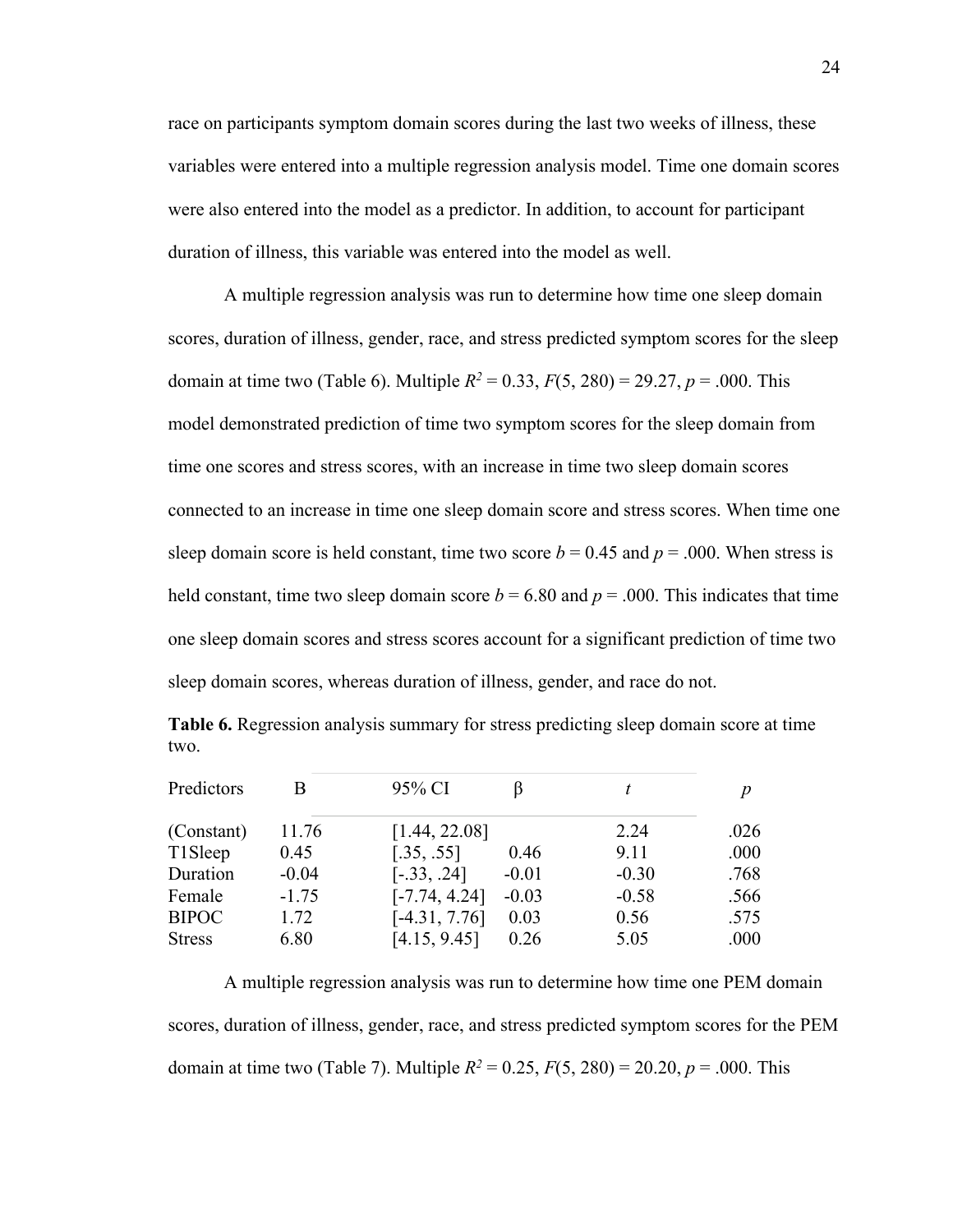race on participants symptom domain scores during the last two weeks of illness, these variables were entered into a multiple regression analysis model. Time one domain scores were also entered into the model as a predictor. In addition, to account for participant duration of illness, this variable was entered into the model as well.

A multiple regression analysis was run to determine how time one sleep domain scores, duration of illness, gender, race, and stress predicted symptom scores for the sleep domain at time two (Table 6). Multiple $R^2 = 0.33$, $F(5, 280) = 29.27$, $p = .000$. This model demonstrated prediction of time two symptom scores for the sleep domain from time one scores and stress scores, with an increase in time two sleep domain scores connected to an increase in time one sleep domain score and stress scores. When time one sleep domain score is held constant, time two score $b = 0.45$ and $p = .000$. When stress is held constant, time two sleep domain score $b = 6.80$ and $p = .000$. This indicates that time one sleep domain scores and stress scores account for a significant prediction of time two sleep domain scores, whereas duration of illness, gender, and race do not.

**Table 6.** Regression analysis summary for stress predicting sleep domain score at time two.

| Predictors | B | 95% CI | β | *t* | *p* |
|---|---|---|---|---|---|
| (Constant) | 11.76 | [1.44, 22.08] | | 2.24 | .026 |
| T1Sleep | 0.45 | [.35, .55] | 0.46 | 9.11 | .000 |
| Duration | -0.04 | [-.33, .24] | -0.01 | -0.30 | .768 |
| Female | -1.75 | [-7.74, 4.24] | -0.03 | -0.58 | .566 |
| BIPOC | 1.72 | [-4.31, 7.76] | 0.03 | 0.56 | .575 |
| Stress | 6.80 | [4.15, 9.45] | 0.26 | 5.05 | .000 |

A multiple regression analysis was run to determine how time one PEM domain scores, duration of illness, gender, race, and stress predicted symptom scores for the PEM domain at time two (Table 7). Multiple $R^2 = 0.25$, $F(5, 280) = 20.20$, $p = .000$. This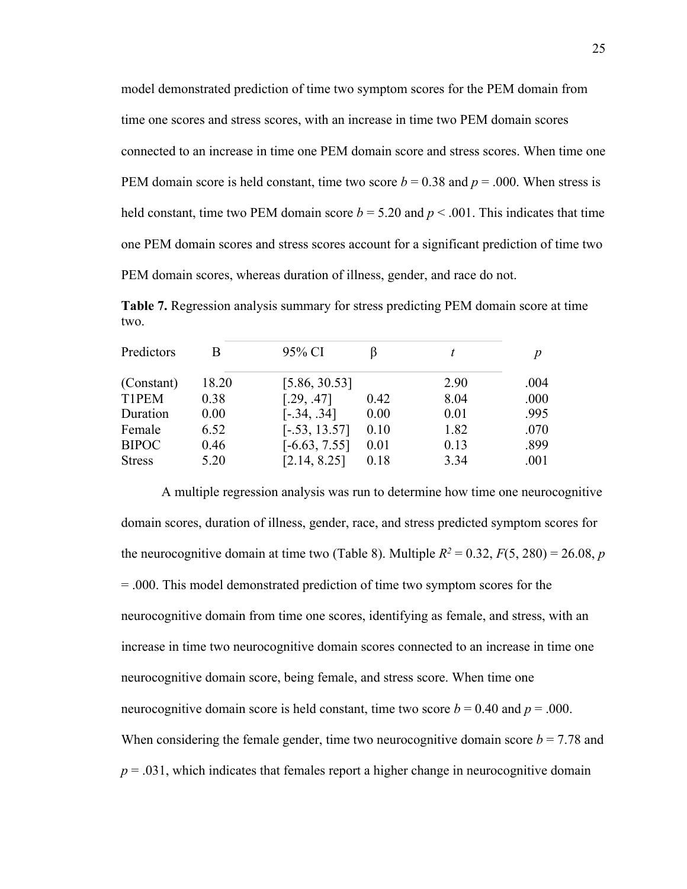model demonstrated prediction of time two symptom scores for the PEM domain from time one scores and stress scores, with an increase in time two PEM domain scores connected to an increase in time one PEM domain score and stress scores. When time one PEM domain score is held constant, time two score $b = 0.38$ and $p = .000$. When stress is held constant, time two PEM domain score $b = 5.20$ and $p < .001$. This indicates that time one PEM domain scores and stress scores account for a significant prediction of time two PEM domain scores, whereas duration of illness, gender, and race do not.

**Table 7.** Regression analysis summary for stress predicting PEM domain score at time two.

| Predictors | B | 95% CI | β | *t* | *p* |
|---|---|---|---|---|---|
| (Constant) | 18.20 | [5.86, 30.53] | | 2.90 | .004 |
| T1PEM | 0.38 | [.29, .47] | 0.42 | 8.04 | .000 |
| Duration | 0.00 | [-.34, .34] | 0.00 | 0.01 | .995 |
| Female | 6.52 | [-.53, 13.57] | 0.10 | 1.82 | .070 |
| BIPOC | 0.46 | [-6.63, 7.55] | 0.01 | 0.13 | .899 |
| Stress | 5.20 | [2.14, 8.25] | 0.18 | 3.34 | .001 |

A multiple regression analysis was run to determine how time one neurocognitive domain scores, duration of illness, gender, race, and stress predicted symptom scores for the neurocognitive domain at time two (Table 8). Multiple $R^2 = 0.32$, $F(5, 280) = 26.08$, $p = .000$. This model demonstrated prediction of time two symptom scores for the neurocognitive domain from time one scores, identifying as female, and stress, with an increase in time two neurocognitive domain scores connected to an increase in time one neurocognitive domain score, being female, and stress score. When time one neurocognitive domain score is held constant, time two score $b = 0.40$ and $p = .000$. When considering the female gender, time two neurocognitive domain score $b = 7.78$ and $p = .031$, which indicates that females report a higher change in neurocognitive domain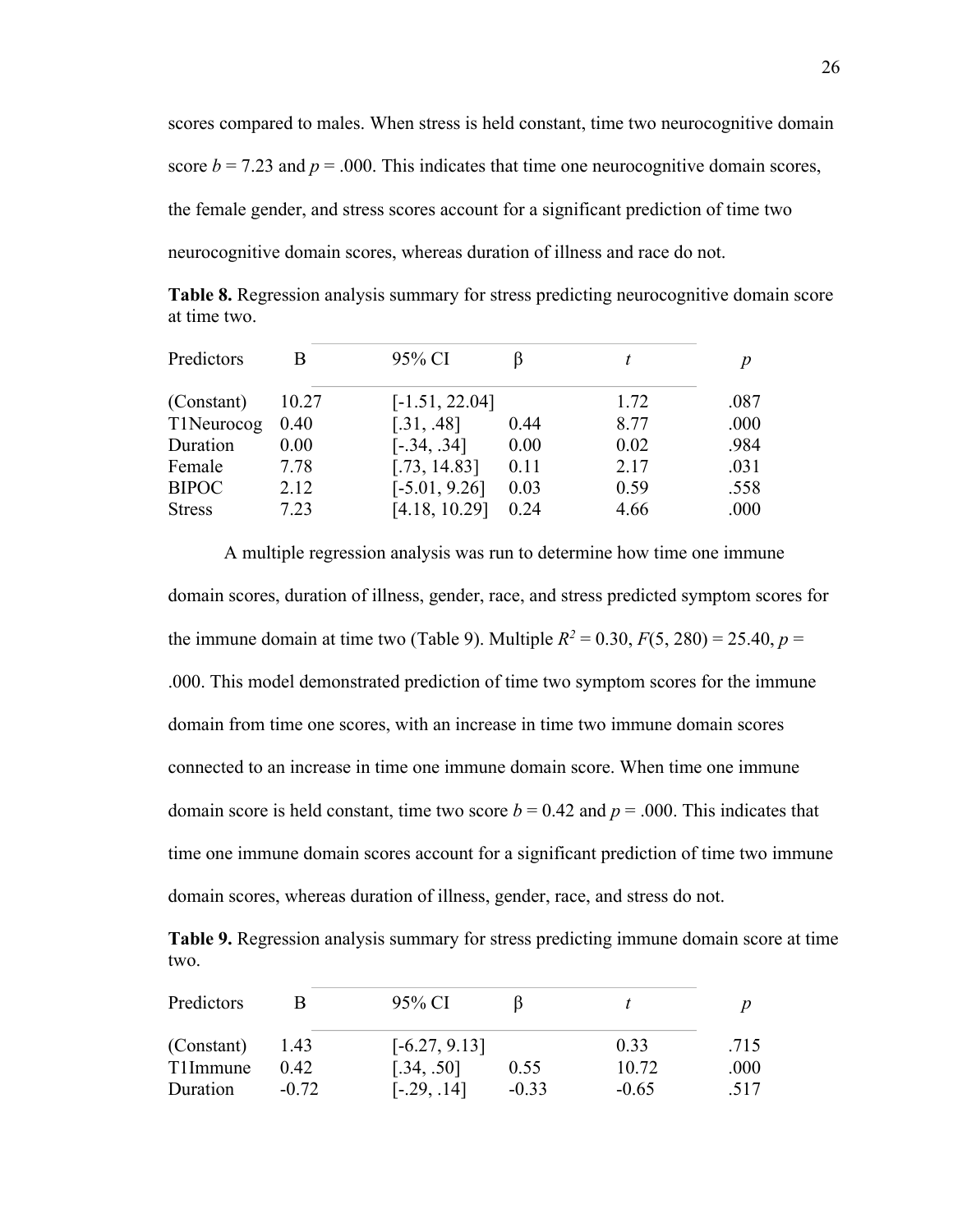scores compared to males. When stress is held constant, time two neurocognitive domain score *b* = 7.23 and *p* = .000. This indicates that time one neurocognitive domain scores, the female gender, and stress scores account for a significant prediction of time two neurocognitive domain scores, whereas duration of illness and race do not.

**Table 8.** Regression analysis summary for stress predicting neurocognitive domain score at time two.

| Predictors | B | 95% CI | β | *t* | *p* |
|---|---|---|---|---|---|
| (Constant) | 10.27 | [-1.51, 22.04] | | 1.72 | .087 |
| T1Neurocog | 0.40 | [.31, .48] | 0.44 | 8.77 | .000 |
| Duration | 0.00 | [-.34, .34] | 0.00 | 0.02 | .984 |
| Female | 7.78 | [.73, 14.83] | 0.11 | 2.17 | .031 |
| BIPOC | 2.12 | [-5.01, 9.26] | 0.03 | 0.59 | .558 |
| Stress | 7.23 | [4.18, 10.29] | 0.24 | 4.66 | .000 |

A multiple regression analysis was run to determine how time one immune domain scores, duration of illness, gender, race, and stress predicted symptom scores for the immune domain at time two (Table 9). Multiple $R^2 = 0.30$, $F(5, 280) = 25.40$, $p = .000$. This model demonstrated prediction of time two symptom scores for the immune domain from time one scores, with an increase in time two immune domain scores connected to an increase in time one immune domain score. When time one immune domain score is held constant, time two score *b* = 0.42 and *p* = .000. This indicates that time one immune domain scores account for a significant prediction of time two immune domain scores, whereas duration of illness, gender, race, and stress do not.

**Table 9.** Regression analysis summary for stress predicting immune domain score at time two.

| Predictors | B | 95% CI | β | *t* | *p* |
|---|---|---|---|---|---|
| (Constant) | 1.43 | [-6.27, 9.13] | | 0.33 | .715 |
| T1Immune | 0.42 | [.34, .50] | 0.55 | 10.72 | .000 |
| Duration | -0.72 | [-.29, .14] | -0.33 | -0.65 | .517 |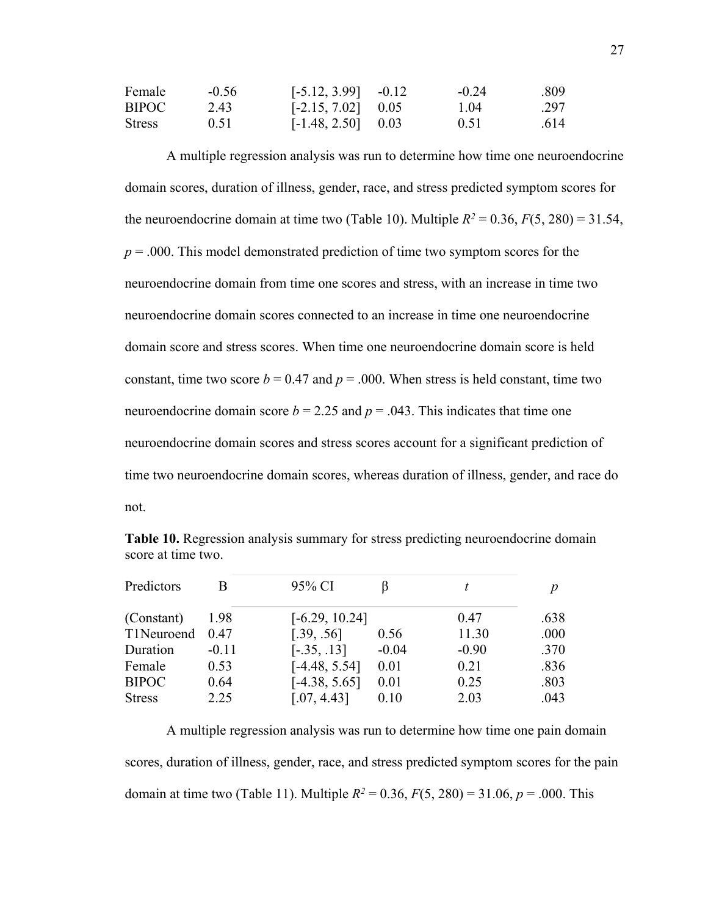| | | | | | |
|---|---|---|---|---|---|
| Female | -0.56 | [-5.12, 3.99] | -0.12 | -0.24 | .809 |
| BIPOC | 2.43 | [-2.15, 7.02] | 0.05 | 1.04 | .297 |
| Stress | 0.51 | [-1.48, 2.50] | 0.03 | 0.51 | .614 |

A multiple regression analysis was run to determine how time one neuroendocrine domain scores, duration of illness, gender, race, and stress predicted symptom scores for the neuroendocrine domain at time two (Table 10). Multiple $R^2 = 0.36$, $F(5, 280) = 31.54$, $p = .000$. This model demonstrated prediction of time two symptom scores for the neuroendocrine domain from time one scores and stress, with an increase in time two neuroendocrine domain scores connected to an increase in time one neuroendocrine domain score and stress scores. When time one neuroendocrine domain score is held constant, time two score $b = 0.47$ and $p = .000$. When stress is held constant, time two neuroendocrine domain score $b = 2.25$ and $p = .043$. This indicates that time one neuroendocrine domain scores and stress scores account for a significant prediction of time two neuroendocrine domain scores, whereas duration of illness, gender, and race do not.

**Table 10.** Regression analysis summary for stress predicting neuroendocrine domain score at time two.

| Predictors | B | 95% CI | β | *t* | *p* |
|---|---|---|---|---|---|
| (Constant) | 1.98 | [-6.29, 10.24] | | 0.47 | .638 |
| T1Neuroend | 0.47 | [.39, .56] | 0.56 | 11.30 | .000 |
| Duration | -0.11 | [-.35, .13] | -0.04 | -0.90 | .370 |
| Female | 0.53 | [-4.48, 5.54] | 0.01 | 0.21 | .836 |
| BIPOC | 0.64 | [-4.38, 5.65] | 0.01 | 0.25 | .803 |
| Stress | 2.25 | [.07, 4.43] | 0.10 | 2.03 | .043 |

A multiple regression analysis was run to determine how time one pain domain scores, duration of illness, gender, race, and stress predicted symptom scores for the pain domain at time two (Table 11). Multiple $R^2 = 0.36$, $F(5, 280) = 31.06$, $p = .000$. This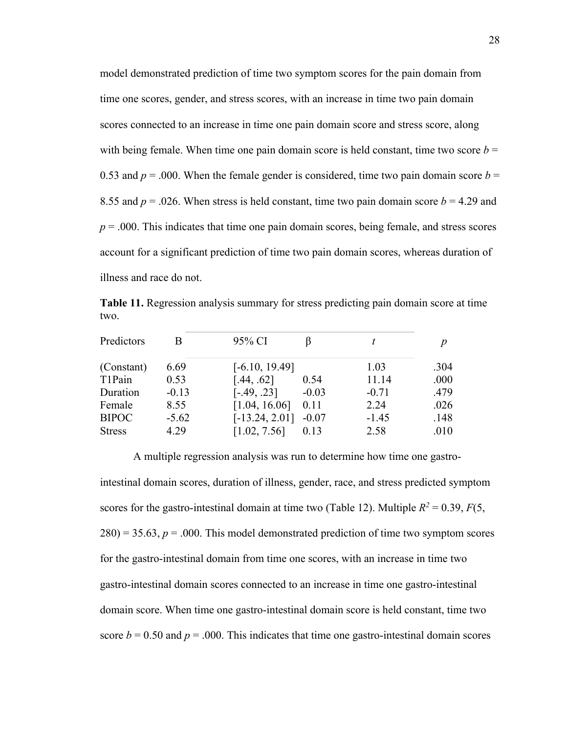model demonstrated prediction of time two symptom scores for the pain domain from time one scores, gender, and stress scores, with an increase in time two pain domain scores connected to an increase in time one pain domain score and stress score, along with being female. When time one pain domain score is held constant, time two score $b = 0.53$ and $p = .000$. When the female gender is considered, time two pain domain score $b = 8.55$ and $p = .026$. When stress is held constant, time two pain domain score $b = 4.29$ and $p = .000$. This indicates that time one pain domain scores, being female, and stress scores account for a significant prediction of time two pain domain scores, whereas duration of illness and race do not.

**Table 11.** Regression analysis summary for stress predicting pain domain score at time two.

| Predictors | B | 95% CI | β | *t* | *p* |
|---|---|---|---|---|---|
| (Constant) | 6.69 | [-6.10, 19.49] | | 1.03 | .304 |
| T1Pain | 0.53 | [.44, .62] | 0.54 | 11.14 | .000 |
| Duration | -0.13 | [-.49, .23] | -0.03 | -0.71 | .479 |
| Female | 8.55 | [1.04, 16.06] | 0.11 | 2.24 | .026 |
| BIPOC | -5.62 | [-13.24, 2.01] | -0.07 | -1.45 | .148 |
| Stress | 4.29 | [1.02, 7.56] | 0.13 | 2.58 | .010 |

A multiple regression analysis was run to determine how time one gastro-intestinal domain scores, duration of illness, gender, race, and stress predicted symptom scores for the gastro-intestinal domain at time two (Table 12). Multiple $R^2 = 0.39$, $F(5, 280) = 35.63$, $p = .000$. This model demonstrated prediction of time two symptom scores for the gastro-intestinal domain from time one scores, with an increase in time two gastro-intestinal domain scores connected to an increase in time one gastro-intestinal domain score. When time one gastro-intestinal domain score is held constant, time two score $b = 0.50$ and $p = .000$. This indicates that time one gastro-intestinal domain scores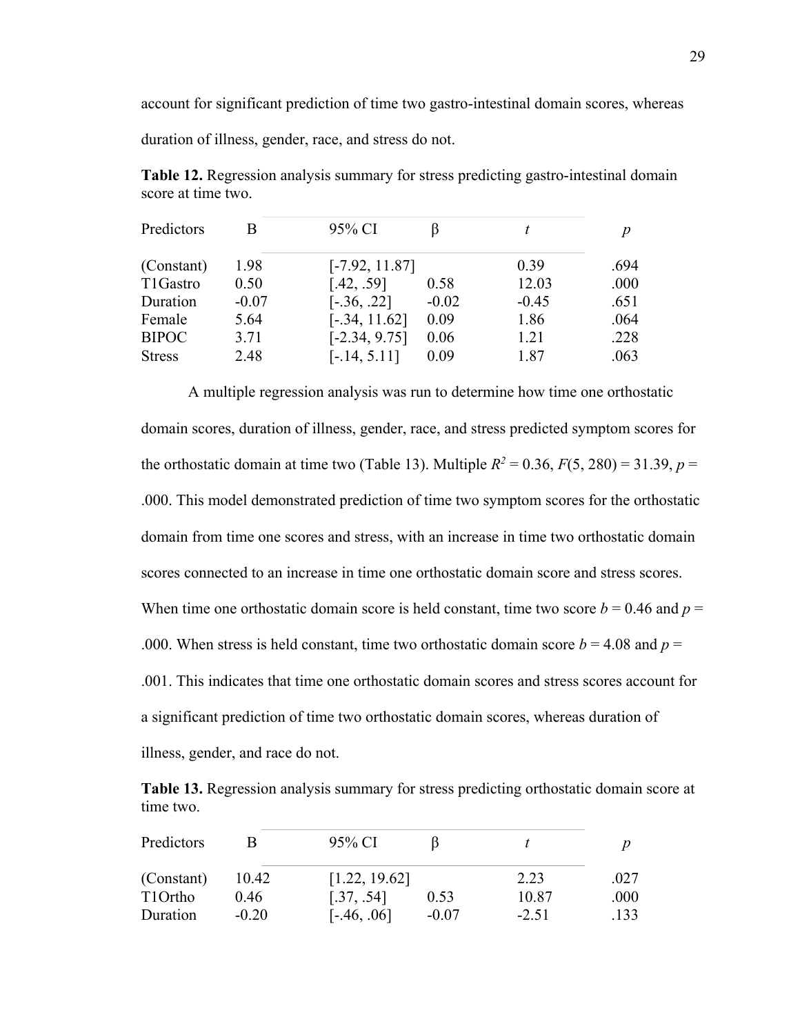account for significant prediction of time two gastro-intestinal domain scores, whereas duration of illness, gender, race, and stress do not.

**Table 12.** Regression analysis summary for stress predicting gastro-intestinal domain score at time two.

| Predictors | B | 95% CI | β | *t* | *p* |
|---|---|---|---|---|---|
| (Constant) | 1.98 | [-7.92, 11.87] | | 0.39 | .694 |
| T1Gastro | 0.50 | [.42, .59] | 0.58 | 12.03 | .000 |
| Duration | -0.07 | [-.36, .22] | -0.02 | -0.45 | .651 |
| Female | 5.64 | [-.34, 11.62] | 0.09 | 1.86 | .064 |
| BIPOC | 3.71 | [-2.34, 9.75] | 0.06 | 1.21 | .228 |
| Stress | 2.48 | [-.14, 5.11] | 0.09 | 1.87 | .063 |

A multiple regression analysis was run to determine how time one orthostatic domain scores, duration of illness, gender, race, and stress predicted symptom scores for the orthostatic domain at time two (Table 13). Multiple $R^2 = 0.36$, $F(5, 280) = 31.39$, $p = .000$. This model demonstrated prediction of time two symptom scores for the orthostatic domain from time one scores and stress, with an increase in time two orthostatic domain scores connected to an increase in time one orthostatic domain score and stress scores. When time one orthostatic domain score is held constant, time two score $b = 0.46$ and $p = .000$. When stress is held constant, time two orthostatic domain score $b = 4.08$ and $p = .001$. This indicates that time one orthostatic domain scores and stress scores account for a significant prediction of time two orthostatic domain scores, whereas duration of illness, gender, and race do not.

**Table 13.** Regression analysis summary for stress predicting orthostatic domain score at time two.

| Predictors | B | 95% CI | β | *t* | *p* |
|---|---|---|---|---|---|
| (Constant) | 10.42 | [1.22, 19.62] | | 2.23 | .027 |
| T1Ortho | 0.46 | [.37, .54] | 0.53 | 10.87 | .000 |
| Duration | -0.20 | [-.46, .06] | -0.07 | -2.51 | .133 |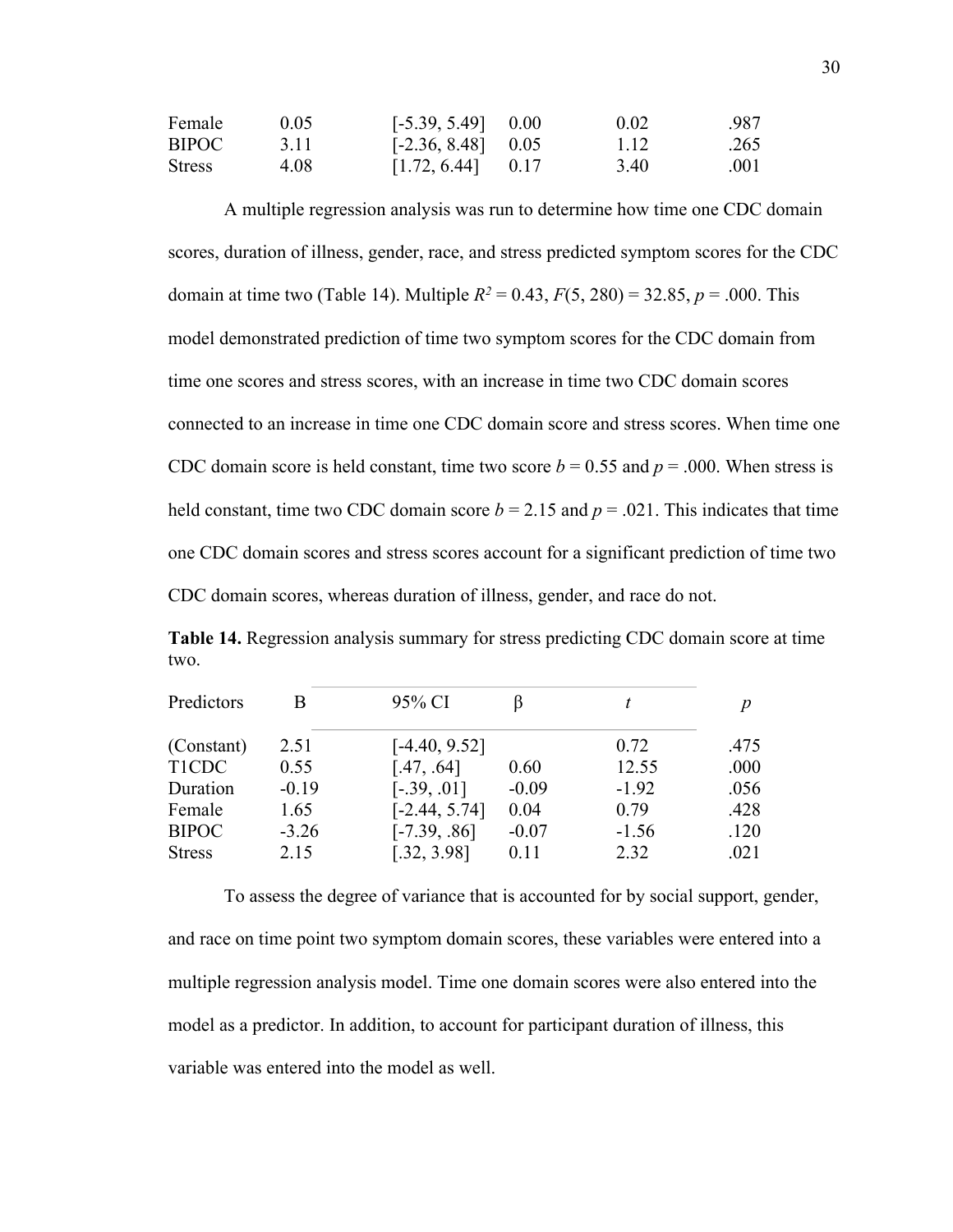| | | | | | |
|---|---|---|---|---|---|
| Female | 0.05 | [-5.39, 5.49] | 0.00 | 0.02 | .987 |
| BIPOC | 3.11 | [-2.36, 8.48] | 0.05 | 1.12 | .265 |
| Stress | 4.08 | [1.72, 6.44] | 0.17 | 3.40 | .001 |

A multiple regression analysis was run to determine how time one CDC domain scores, duration of illness, gender, race, and stress predicted symptom scores for the CDC domain at time two (Table 14). Multiple $R^2 = 0.43$, $F(5, 280) = 32.85$, $p = .000$. This model demonstrated prediction of time two symptom scores for the CDC domain from time one scores and stress scores, with an increase in time two CDC domain scores connected to an increase in time one CDC domain score and stress scores. When time one CDC domain score is held constant, time two score $b = 0.55$ and $p = .000$. When stress is held constant, time two CDC domain score $b = 2.15$ and $p = .021$. This indicates that time one CDC domain scores and stress scores account for a significant prediction of time two CDC domain scores, whereas duration of illness, gender, and race do not.

**Table 14.** Regression analysis summary for stress predicting CDC domain score at time two.

| Predictors | B | 95% CI | β | *t* | *p* |
|---|---|---|---|---|---|
| (Constant) | 2.51 | [-4.40, 9.52] | | 0.72 | .475 |
| T1CDC | 0.55 | [.47, .64] | 0.60 | 12.55 | .000 |
| Duration | -0.19 | [-.39, .01] | -0.09 | -1.92 | .056 |
| Female | 1.65 | [-2.44, 5.74] | 0.04 | 0.79 | .428 |
| BIPOC | -3.26 | [-7.39, .86] | -0.07 | -1.56 | .120 |
| Stress | 2.15 | [.32, 3.98] | 0.11 | 2.32 | .021 |

To assess the degree of variance that is accounted for by social support, gender, and race on time point two symptom domain scores, these variables were entered into a multiple regression analysis model. Time one domain scores were also entered into the model as a predictor. In addition, to account for participant duration of illness, this variable was entered into the model as well.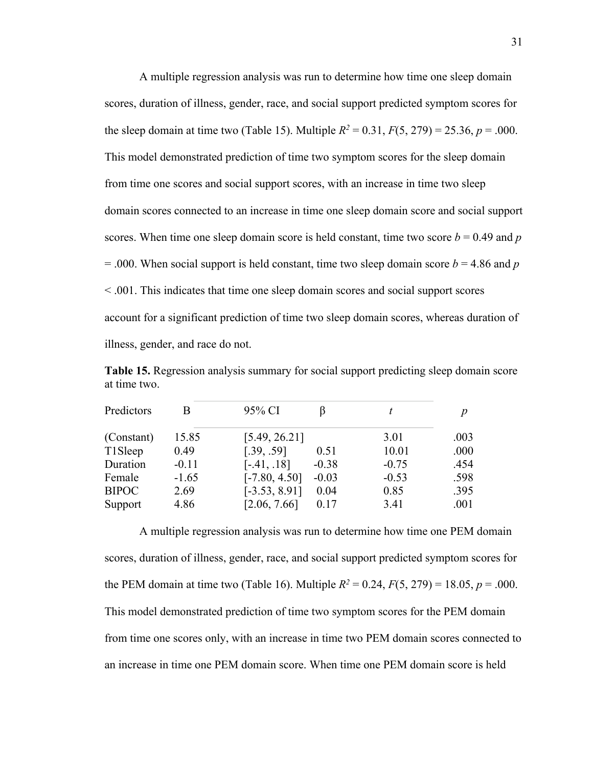A multiple regression analysis was run to determine how time one sleep domain scores, duration of illness, gender, race, and social support predicted symptom scores for the sleep domain at time two (Table 15). Multiple $R^2 = 0.31$, $F(5, 279) = 25.36$, $p = .000$. This model demonstrated prediction of time two symptom scores for the sleep domain from time one scores and social support scores, with an increase in time two sleep domain scores connected to an increase in time one sleep domain score and social support scores. When time one sleep domain score is held constant, time two score $b = 0.49$ and $p = .000$. When social support is held constant, time two sleep domain score $b = 4.86$ and $p < .001$. This indicates that time one sleep domain scores and social support scores account for a significant prediction of time two sleep domain scores, whereas duration of illness, gender, and race do not.

**Table 15.** Regression analysis summary for social support predicting sleep domain score at time two.

| Predictors | B | 95% CI | β | *t* | *p* |
|---|---|---|---|---|---|
| (Constant) | 15.85 | [5.49, 26.21] | | 3.01 | .003 |
| T1Sleep | 0.49 | [.39, .59] | 0.51 | 10.01 | .000 |
| Duration | -0.11 | [-.41, .18] | -0.38 | -0.75 | .454 |
| Female | -1.65 | [-7.80, 4.50] | -0.03 | -0.53 | .598 |
| BIPOC | 2.69 | [-3.53, 8.91] | 0.04 | 0.85 | .395 |
| Support | 4.86 | [2.06, 7.66] | 0.17 | 3.41 | .001 |

A multiple regression analysis was run to determine how time one PEM domain scores, duration of illness, gender, race, and social support predicted symptom scores for the PEM domain at time two (Table 16). Multiple $R^2 = 0.24$, $F(5, 279) = 18.05$, $p = .000$. This model demonstrated prediction of time two symptom scores for the PEM domain from time one scores only, with an increase in time two PEM domain scores connected to an increase in time one PEM domain score. When time one PEM domain score is held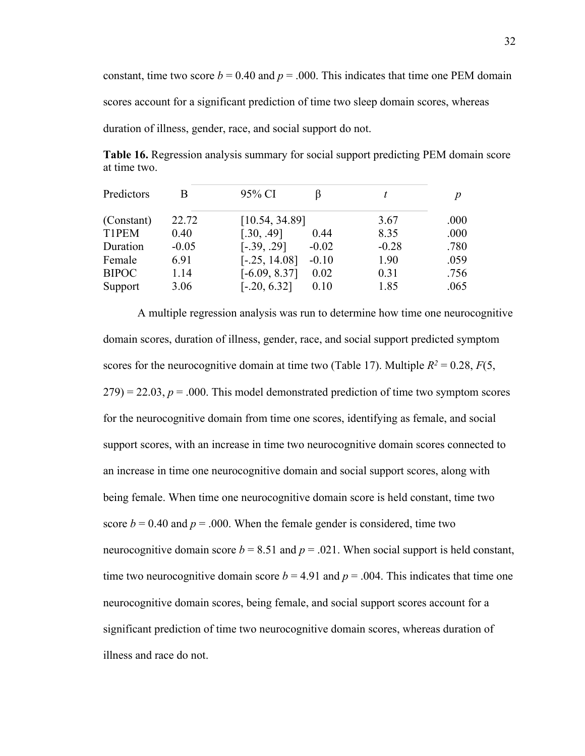constant, time two score $b = 0.40$ and $p = .000$. This indicates that time one PEM domain scores account for a significant prediction of time two sleep domain scores, whereas duration of illness, gender, race, and social support do not.

**Table 16.** Regression analysis summary for social support predicting PEM domain score at time two.

| Predictors | B | 95% CI | β | *t* | *p* |
|---|---|---|---|---|---|
| (Constant) | 22.72 | [10.54, 34.89] | | 3.67 | .000 |
| T1PEM | 0.40 | [.30, .49] | 0.44 | 8.35 | .000 |
| Duration | -0.05 | [-.39, .29] | -0.02 | -0.28 | .780 |
| Female | 6.91 | [-.25, 14.08] | -0.10 | 1.90 | .059 |
| BIPOC | 1.14 | [-6.09, 8.37] | 0.02 | 0.31 | .756 |
| Support | 3.06 | [-.20, 6.32] | 0.10 | 1.85 | .065 |

A multiple regression analysis was run to determine how time one neurocognitive domain scores, duration of illness, gender, race, and social support predicted symptom scores for the neurocognitive domain at time two (Table 17). Multiple $R^2 = 0.28$, $F(5, 279) = 22.03$, $p = .000$. This model demonstrated prediction of time two symptom scores for the neurocognitive domain from time one scores, identifying as female, and social support scores, with an increase in time two neurocognitive domain scores connected to an increase in time one neurocognitive domain and social support scores, along with being female. When time one neurocognitive domain score is held constant, time two score $b = 0.40$ and $p = .000$. When the female gender is considered, time two neurocognitive domain score $b = 8.51$ and $p = .021$. When social support is held constant, time two neurocognitive domain score $b = 4.91$ and $p = .004$. This indicates that time one neurocognitive domain scores, being female, and social support scores account for a significant prediction of time two neurocognitive domain scores, whereas duration of illness and race do not.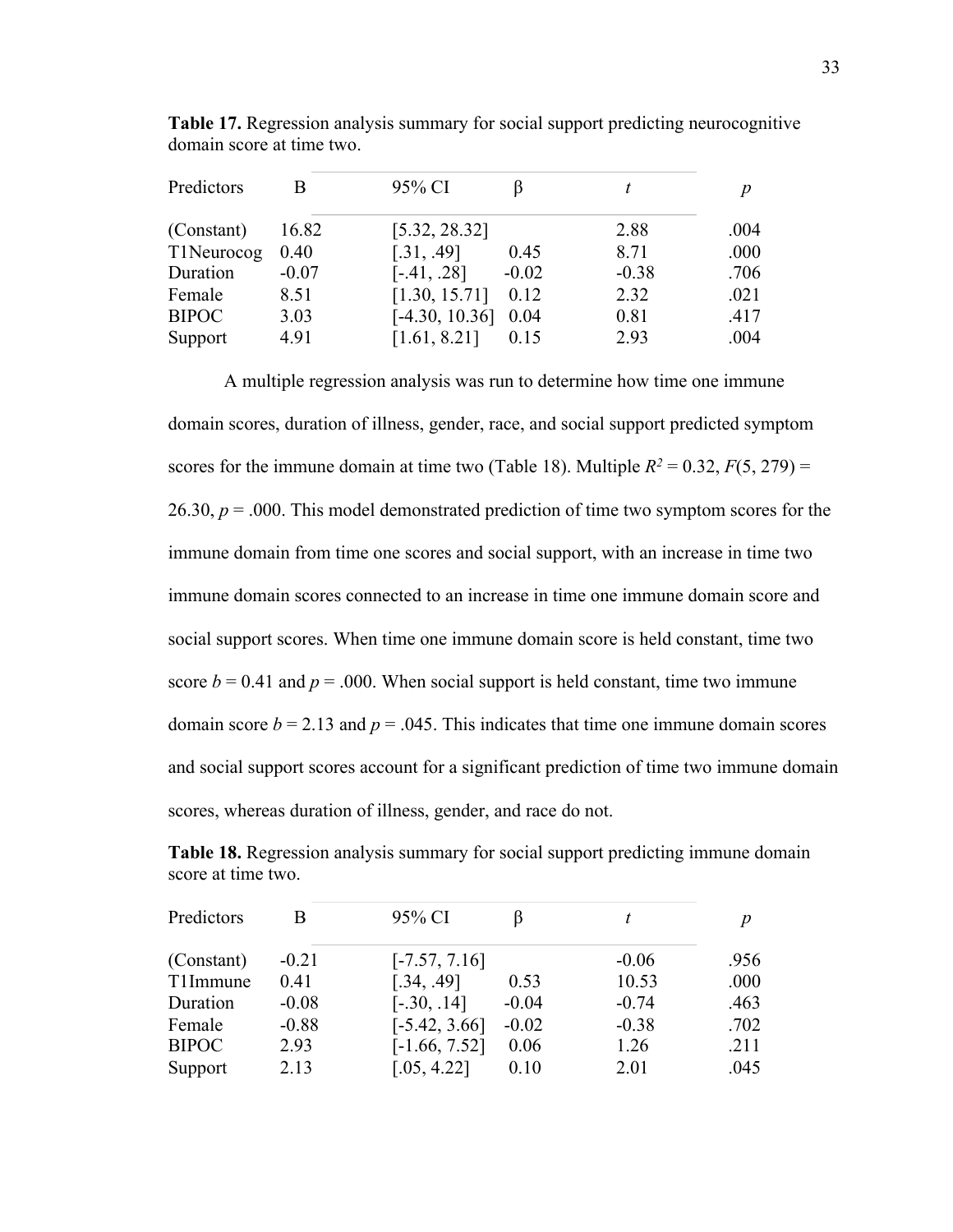**Table 17.** Regression analysis summary for social support predicting neurocognitive domain score at time two.

| Predictors | B | 95% CI | β | *t* | *p* |
|---|---|---|---|---|---|
| (Constant) | 16.82 | [5.32, 28.32] | | 2.88 | .004 |
| T1Neurocog | 0.40 | [.31, .49] | 0.45 | 8.71 | .000 |
| Duration | -0.07 | [-.41, .28] | -0.02 | -0.38 | .706 |
| Female | 8.51 | [1.30, 15.71] | 0.12 | 2.32 | .021 |
| BIPOC | 3.03 | [-4.30, 10.36] | 0.04 | 0.81 | .417 |
| Support | 4.91 | [1.61, 8.21] | 0.15 | 2.93 | .004 |

A multiple regression analysis was run to determine how time one immune domain scores, duration of illness, gender, race, and social support predicted symptom scores for the immune domain at time two (Table 18). Multiple $R^2 = 0.32$, $F(5, 279) = 26.30$, $p = .000$. This model demonstrated prediction of time two symptom scores for the immune domain from time one scores and social support, with an increase in time two immune domain scores connected to an increase in time one immune domain score and social support scores. When time one immune domain score is held constant, time two score $b = 0.41$ and $p = .000$. When social support is held constant, time two immune domain score $b = 2.13$ and $p = .045$. This indicates that time one immune domain scores and social support scores account for a significant prediction of time two immune domain scores, whereas duration of illness, gender, and race do not.

**Table 18.** Regression analysis summary for social support predicting immune domain score at time two.

| Predictors | B | 95% CI | β | *t* | *p* |
|---|---|---|---|---|---|
| (Constant) | -0.21 | [-7.57, 7.16] | | -0.06 | .956 |
| T1Immune | 0.41 | [.34, .49] | 0.53 | 10.53 | .000 |
| Duration | -0.08 | [-.30, .14] | -0.04 | -0.74 | .463 |
| Female | -0.88 | [-5.42, 3.66] | -0.02 | -0.38 | .702 |
| BIPOC | 2.93 | [-1.66, 7.52] | 0.06 | 1.26 | .211 |
| Support | 2.13 | [.05, 4.22] | 0.10 | 2.01 | .045 |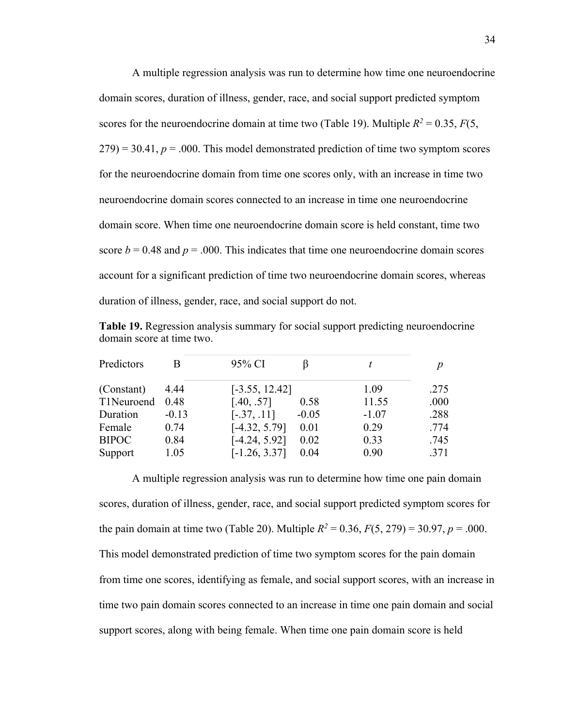A multiple regression analysis was run to determine how time one neuroendocrine domain scores, duration of illness, gender, race, and social support predicted symptom scores for the neuroendocrine domain at time two (Table 19). Multiple $R^2 = 0.35$, $F(5, 279) = 30.41$, $p = .000$. This model demonstrated prediction of time two symptom scores for the neuroendocrine domain from time one scores only, with an increase in time two neuroendocrine domain scores connected to an increase in time one neuroendocrine domain score. When time one neuroendocrine domain score is held constant, time two score $b = 0.48$ and $p = .000$. This indicates that time one neuroendocrine domain scores account for a significant prediction of time two neuroendocrine domain scores, whereas duration of illness, gender, race, and social support do not.

**Table 19.** Regression analysis summary for social support predicting neuroendocrine domain score at time two.

| Predictors | B | 95% CI | β | *t* | *p* |
|---|---|---|---|---|---|
| (Constant) | 4.44 | [-3.55, 12.42] | | 1.09 | .275 |
| T1Neuroend | 0.48 | [.40, .57] | 0.58 | 11.55 | .000 |
| Duration | -0.13 | [-.37, .11] | -0.05 | -1.07 | .288 |
| Female | 0.74 | [-4.32, 5.79] | 0.01 | 0.29 | .774 |
| BIPOC | 0.84 | [-4.24, 5.92] | 0.02 | 0.33 | .745 |
| Support | 1.05 | [-1.26, 3.37] | 0.04 | 0.90 | .371 |

A multiple regression analysis was run to determine how time one pain domain scores, duration of illness, gender, race, and social support predicted symptom scores for the pain domain at time two (Table 20). Multiple $R^2 = 0.36$, $F(5, 279) = 30.97$, $p = .000$. This model demonstrated prediction of time two symptom scores for the pain domain from time one scores, identifying as female, and social support scores, with an increase in time two pain domain scores connected to an increase in time one pain domain and social support scores, along with being female. When time one pain domain score is held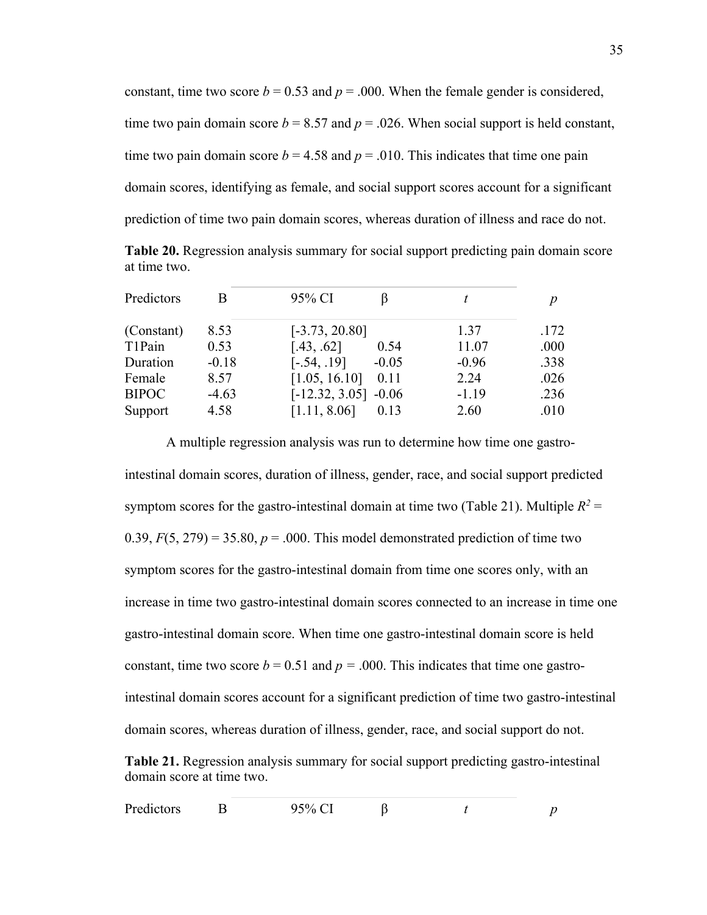constant, time two score $b = 0.53$ and $p = .000$. When the female gender is considered, time two pain domain score $b = 8.57$ and $p = .026$. When social support is held constant, time two pain domain score $b = 4.58$ and $p = .010$. This indicates that time one pain domain scores, identifying as female, and social support scores account for a significant prediction of time two pain domain scores, whereas duration of illness and race do not.

**Table 20.** Regression analysis summary for social support predicting pain domain score at time two.

| Predictors | B | 95% CI | β | *t* | *p* |
|---|---|---|---|---|---|
| (Constant) | 8.53 | [-3.73, 20.80] | | 1.37 | .172 |
| T1Pain | 0.53 | [.43, .62] | 0.54 | 11.07 | .000 |
| Duration | -0.18 | [-.54, .19] | -0.05 | -0.96 | .338 |
| Female | 8.57 | [1.05, 16.10] | 0.11 | 2.24 | .026 |
| BIPOC | -4.63 | [-12.32, 3.05] | -0.06 | -1.19 | .236 |
| Support | 4.58 | [1.11, 8.06] | 0.13 | 2.60 | .010 |

A multiple regression analysis was run to determine how time one gastro-intestinal domain scores, duration of illness, gender, race, and social support predicted symptom scores for the gastro-intestinal domain at time two (Table 21). Multiple $R^2 = 0.39$, $F(5, 279) = 35.80$, $p = .000$. This model demonstrated prediction of time two symptom scores for the gastro-intestinal domain from time one scores only, with an increase in time two gastro-intestinal domain scores connected to an increase in time one gastro-intestinal domain score. When time one gastro-intestinal domain score is held constant, time two score $b = 0.51$ and $p = .000$. This indicates that time one gastro-intestinal domain scores account for a significant prediction of time two gastro-intestinal domain scores, whereas duration of illness, gender, race, and social support do not.

**Table 21.** Regression analysis summary for social support predicting gastro-intestinal domain score at time two.

| Predictors | B | 95% CI | β | *t* | *p* |
|---|---|---|---|---|---|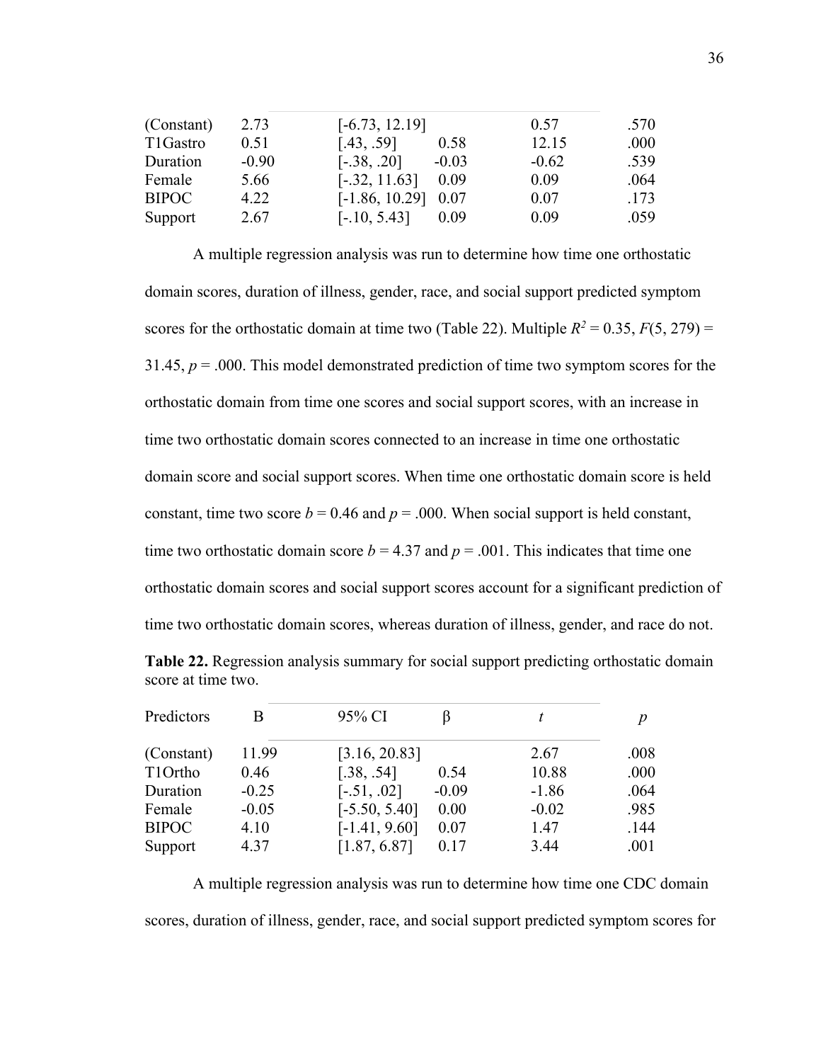| | | | | | |
|---|---|---|---|---|---|
| (Constant) | 2.73 | [-6.73, 12.19] | | 0.57 | .570 |
| T1Gastro | 0.51 | [.43, .59] | 0.58 | 12.15 | .000 |
| Duration | -0.90 | [-.38, .20] | -0.03 | -0.62 | .539 |
| Female | 5.66 | [-.32, 11.63] | 0.09 | 0.09 | .064 |
| BIPOC | 4.22 | [-1.86, 10.29] | 0.07 | 0.07 | .173 |
| Support | 2.67 | [-.10, 5.43] | 0.09 | 0.09 | .059 |

A multiple regression analysis was run to determine how time one orthostatic domain scores, duration of illness, gender, race, and social support predicted symptom scores for the orthostatic domain at time two (Table 22). Multiple $R^2 = 0.35$, $F(5, 279) = 31.45$, $p = .000$. This model demonstrated prediction of time two symptom scores for the orthostatic domain from time one scores and social support scores, with an increase in time two orthostatic domain scores connected to an increase in time one orthostatic domain score and social support scores. When time one orthostatic domain score is held constant, time two score $b = 0.46$ and $p = .000$. When social support is held constant, time two orthostatic domain score $b = 4.37$ and $p = .001$. This indicates that time one orthostatic domain scores and social support scores account for a significant prediction of time two orthostatic domain scores, whereas duration of illness, gender, and race do not.

**Table 22.** Regression analysis summary for social support predicting orthostatic domain score at time two.

| Predictors | B | 95% CI | β | *t* | *p* |
|---|---|---|---|---|---|
| (Constant) | 11.99 | [3.16, 20.83] | | 2.67 | .008 |
| T1Ortho | 0.46 | [.38, .54] | 0.54 | 10.88 | .000 |
| Duration | -0.25 | [-.51, .02] | -0.09 | -1.86 | .064 |
| Female | -0.05 | [-5.50, 5.40] | 0.00 | -0.02 | .985 |
| BIPOC | 4.10 | [-1.41, 9.60] | 0.07 | 1.47 | .144 |
| Support | 4.37 | [1.87, 6.87] | 0.17 | 3.44 | .001 |

A multiple regression analysis was run to determine how time one CDC domain scores, duration of illness, gender, race, and social support predicted symptom scores for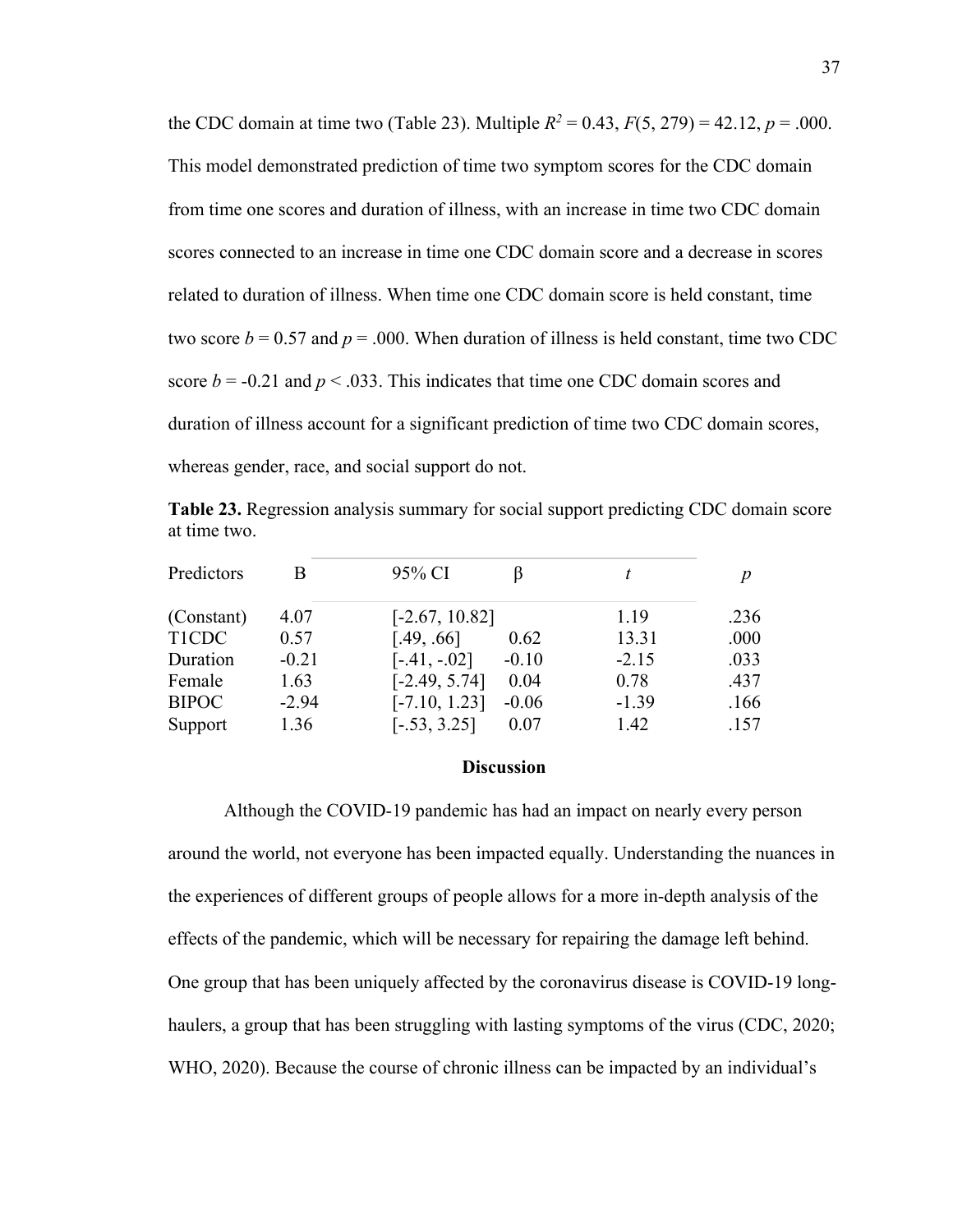the CDC domain at time two (Table 23). Multiple $R^2 = 0.43$, $F(5, 279) = 42.12$, $p = .000$. This model demonstrated prediction of time two symptom scores for the CDC domain from time one scores and duration of illness, with an increase in time two CDC domain scores connected to an increase in time one CDC domain score and a decrease in scores related to duration of illness. When time one CDC domain score is held constant, time two score $b = 0.57$ and $p = .000$. When duration of illness is held constant, time two CDC score $b = -0.21$ and $p < .033$. This indicates that time one CDC domain scores and duration of illness account for a significant prediction of time two CDC domain scores, whereas gender, race, and social support do not.

**Table 23.** Regression analysis summary for social support predicting CDC domain score at time two.

| Predictors | B | 95% CI | β | *t* | *p* |
|---|---|---|---|---|---|
| (Constant) | 4.07 | [-2.67, 10.82] | | 1.19 | .236 |
| T1CDC | 0.57 | [.49, .66] | 0.62 | 13.31 | .000 |
| Duration | -0.21 | [-.41, -.02] | -0.10 | -2.15 | .033 |
| Female | 1.63 | [-2.49, 5.74] | 0.04 | 0.78 | .437 |
| BIPOC | -2.94 | [-7.10, 1.23] | -0.06 | -1.39 | .166 |
| Support | 1.36 | [-.53, 3.25] | 0.07 | 1.42 | .157 |

## Discussion

Although the COVID-19 pandemic has had an impact on nearly every person around the world, not everyone has been impacted equally. Understanding the nuances in the experiences of different groups of people allows for a more in-depth analysis of the effects of the pandemic, which will be necessary for repairing the damage left behind. One group that has been uniquely affected by the coronavirus disease is COVID-19 long-haulers, a group that has been struggling with lasting symptoms of the virus (CDC, 2020; WHO, 2020). Because the course of chronic illness can be impacted by an individual's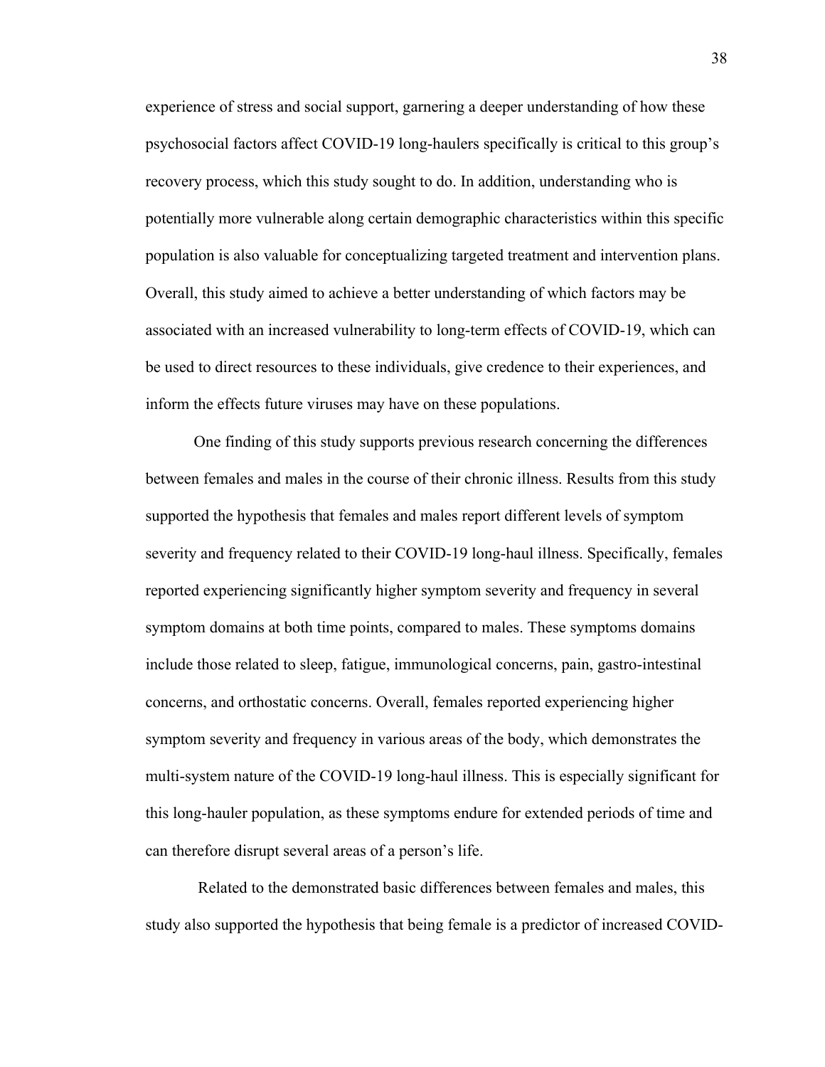experience of stress and social support, garnering a deeper understanding of how these psychosocial factors affect COVID-19 long-haulers specifically is critical to this group's recovery process, which this study sought to do. In addition, understanding who is potentially more vulnerable along certain demographic characteristics within this specific population is also valuable for conceptualizing targeted treatment and intervention plans. Overall, this study aimed to achieve a better understanding of which factors may be associated with an increased vulnerability to long-term effects of COVID-19, which can be used to direct resources to these individuals, give credence to their experiences, and inform the effects future viruses may have on these populations.

One finding of this study supports previous research concerning the differences between females and males in the course of their chronic illness. Results from this study supported the hypothesis that females and males report different levels of symptom severity and frequency related to their COVID-19 long-haul illness. Specifically, females reported experiencing significantly higher symptom severity and frequency in several symptom domains at both time points, compared to males. These symptoms domains include those related to sleep, fatigue, immunological concerns, pain, gastro-intestinal concerns, and orthostatic concerns. Overall, females reported experiencing higher symptom severity and frequency in various areas of the body, which demonstrates the multi-system nature of the COVID-19 long-haul illness. This is especially significant for this long-hauler population, as these symptoms endure for extended periods of time and can therefore disrupt several areas of a person's life.

Related to the demonstrated basic differences between females and males, this study also supported the hypothesis that being female is a predictor of increased COVID-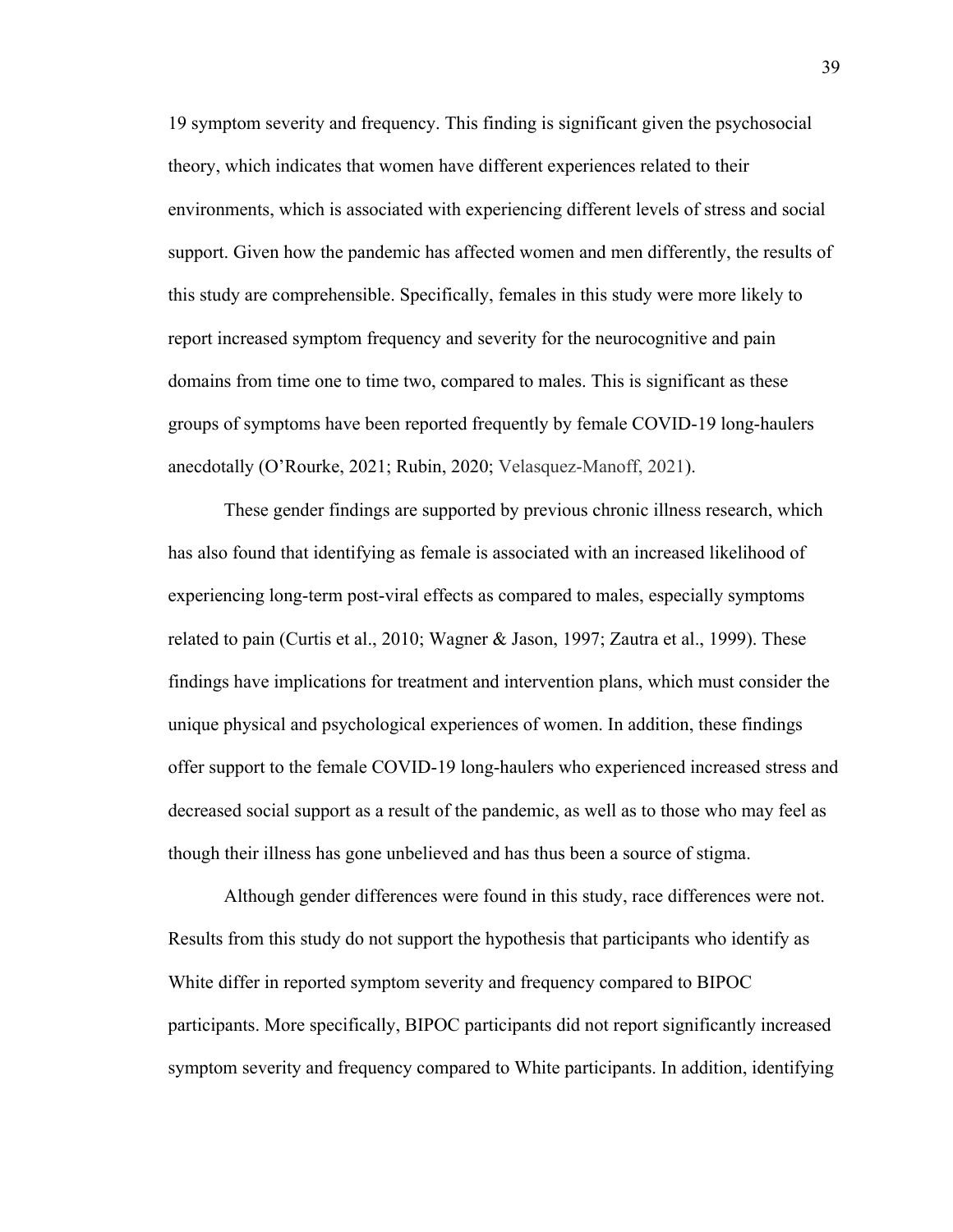19 symptom severity and frequency. This finding is significant given the psychosocial theory, which indicates that women have different experiences related to their environments, which is associated with experiencing different levels of stress and social support. Given how the pandemic has affected women and men differently, the results of this study are comprehensible. Specifically, females in this study were more likely to report increased symptom frequency and severity for the neurocognitive and pain domains from time one to time two, compared to males. This is significant as these groups of symptoms have been reported frequently by female COVID-19 long-haulers anecdotally (O'Rourke, 2021; Rubin, 2020; Velasquez-Manoff, 2021).

These gender findings are supported by previous chronic illness research, which has also found that identifying as female is associated with an increased likelihood of experiencing long-term post-viral effects as compared to males, especially symptoms related to pain (Curtis et al., 2010; Wagner & Jason, 1997; Zautra et al., 1999). These findings have implications for treatment and intervention plans, which must consider the unique physical and psychological experiences of women. In addition, these findings offer support to the female COVID-19 long-haulers who experienced increased stress and decreased social support as a result of the pandemic, as well as to those who may feel as though their illness has gone unbelieved and has thus been a source of stigma.

Although gender differences were found in this study, race differences were not. Results from this study do not support the hypothesis that participants who identify as White differ in reported symptom severity and frequency compared to BIPOC participants. More specifically, BIPOC participants did not report significantly increased symptom severity and frequency compared to White participants. In addition, identifying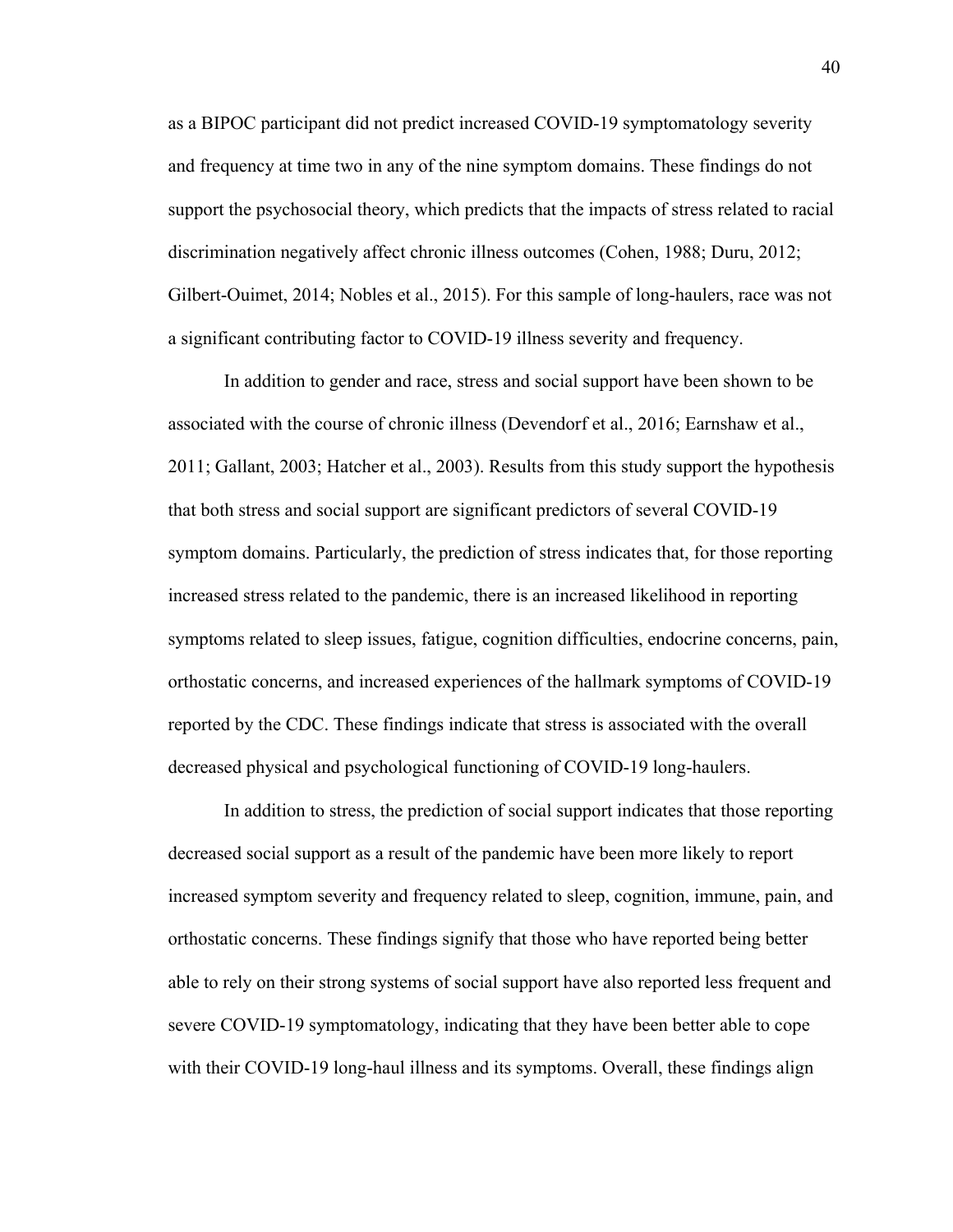as a BIPOC participant did not predict increased COVID-19 symptomatology severity and frequency at time two in any of the nine symptom domains. These findings do not support the psychosocial theory, which predicts that the impacts of stress related to racial discrimination negatively affect chronic illness outcomes (Cohen, 1988; Duru, 2012; Gilbert-Ouimet, 2014; Nobles et al., 2015). For this sample of long-haulers, race was not a significant contributing factor to COVID-19 illness severity and frequency.

In addition to gender and race, stress and social support have been shown to be associated with the course of chronic illness (Devendorf et al., 2016; Earnshaw et al., 2011; Gallant, 2003; Hatcher et al., 2003). Results from this study support the hypothesis that both stress and social support are significant predictors of several COVID-19 symptom domains. Particularly, the prediction of stress indicates that, for those reporting increased stress related to the pandemic, there is an increased likelihood in reporting symptoms related to sleep issues, fatigue, cognition difficulties, endocrine concerns, pain, orthostatic concerns, and increased experiences of the hallmark symptoms of COVID-19 reported by the CDC. These findings indicate that stress is associated with the overall decreased physical and psychological functioning of COVID-19 long-haulers.

In addition to stress, the prediction of social support indicates that those reporting decreased social support as a result of the pandemic have been more likely to report increased symptom severity and frequency related to sleep, cognition, immune, pain, and orthostatic concerns. These findings signify that those who have reported being better able to rely on their strong systems of social support have also reported less frequent and severe COVID-19 symptomatology, indicating that they have been better able to cope with their COVID-19 long-haul illness and its symptoms. Overall, these findings align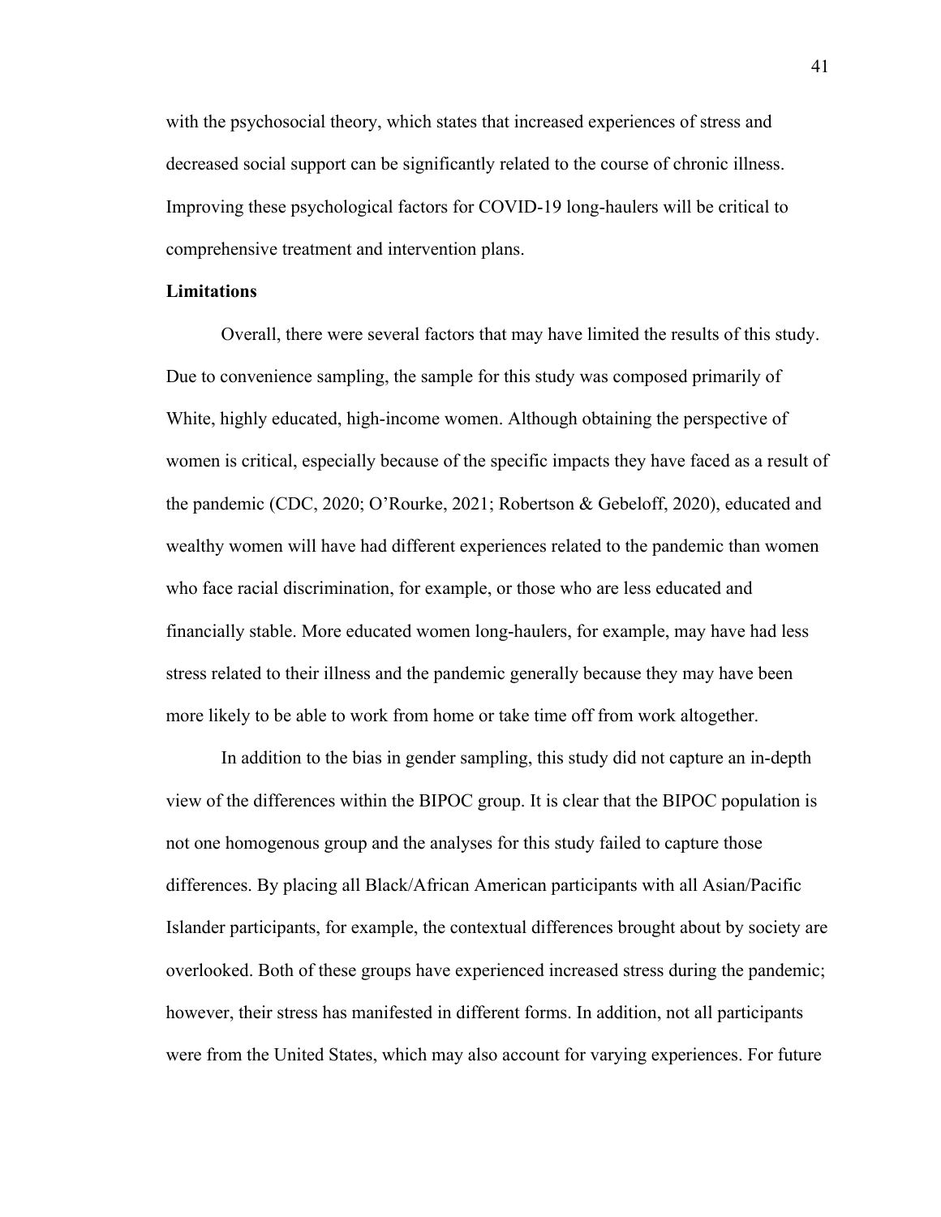with the psychosocial theory, which states that increased experiences of stress and decreased social support can be significantly related to the course of chronic illness. Improving these psychological factors for COVID-19 long-haulers will be critical to comprehensive treatment and intervention plans.

**Limitations**

Overall, there were several factors that may have limited the results of this study. Due to convenience sampling, the sample for this study was composed primarily of White, highly educated, high-income women. Although obtaining the perspective of women is critical, especially because of the specific impacts they have faced as a result of the pandemic (CDC, 2020; O'Rourke, 2021; Robertson & Gebeloff, 2020), educated and wealthy women will have had different experiences related to the pandemic than women who face racial discrimination, for example, or those who are less educated and financially stable. More educated women long-haulers, for example, may have had less stress related to their illness and the pandemic generally because they may have been more likely to be able to work from home or take time off from work altogether.

In addition to the bias in gender sampling, this study did not capture an in-depth view of the differences within the BIPOC group. It is clear that the BIPOC population is not one homogenous group and the analyses for this study failed to capture those differences. By placing all Black/African American participants with all Asian/Pacific Islander participants, for example, the contextual differences brought about by society are overlooked. Both of these groups have experienced increased stress during the pandemic; however, their stress has manifested in different forms. In addition, not all participants were from the United States, which may also account for varying experiences. For future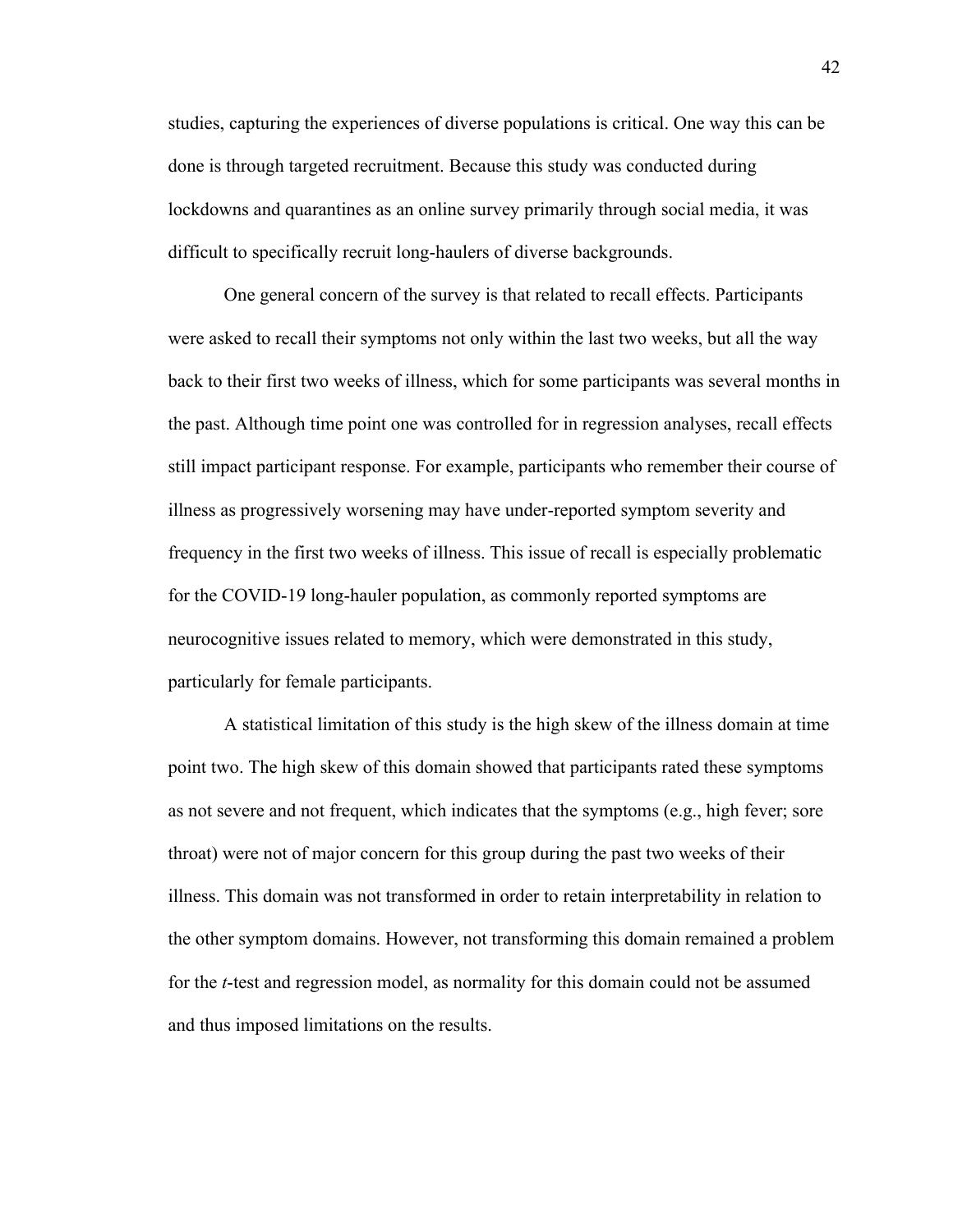studies, capturing the experiences of diverse populations is critical. One way this can be done is through targeted recruitment. Because this study was conducted during lockdowns and quarantines as an online survey primarily through social media, it was difficult to specifically recruit long-haulers of diverse backgrounds.

One general concern of the survey is that related to recall effects. Participants were asked to recall their symptoms not only within the last two weeks, but all the way back to their first two weeks of illness, which for some participants was several months in the past. Although time point one was controlled for in regression analyses, recall effects still impact participant response. For example, participants who remember their course of illness as progressively worsening may have under-reported symptom severity and frequency in the first two weeks of illness. This issue of recall is especially problematic for the COVID-19 long-hauler population, as commonly reported symptoms are neurocognitive issues related to memory, which were demonstrated in this study, particularly for female participants.

A statistical limitation of this study is the high skew of the illness domain at time point two. The high skew of this domain showed that participants rated these symptoms as not severe and not frequent, which indicates that the symptoms (e.g., high fever; sore throat) were not of major concern for this group during the past two weeks of their illness. This domain was not transformed in order to retain interpretability in relation to the other symptom domains. However, not transforming this domain remained a problem for the *t*-test and regression model, as normality for this domain could not be assumed and thus imposed limitations on the results.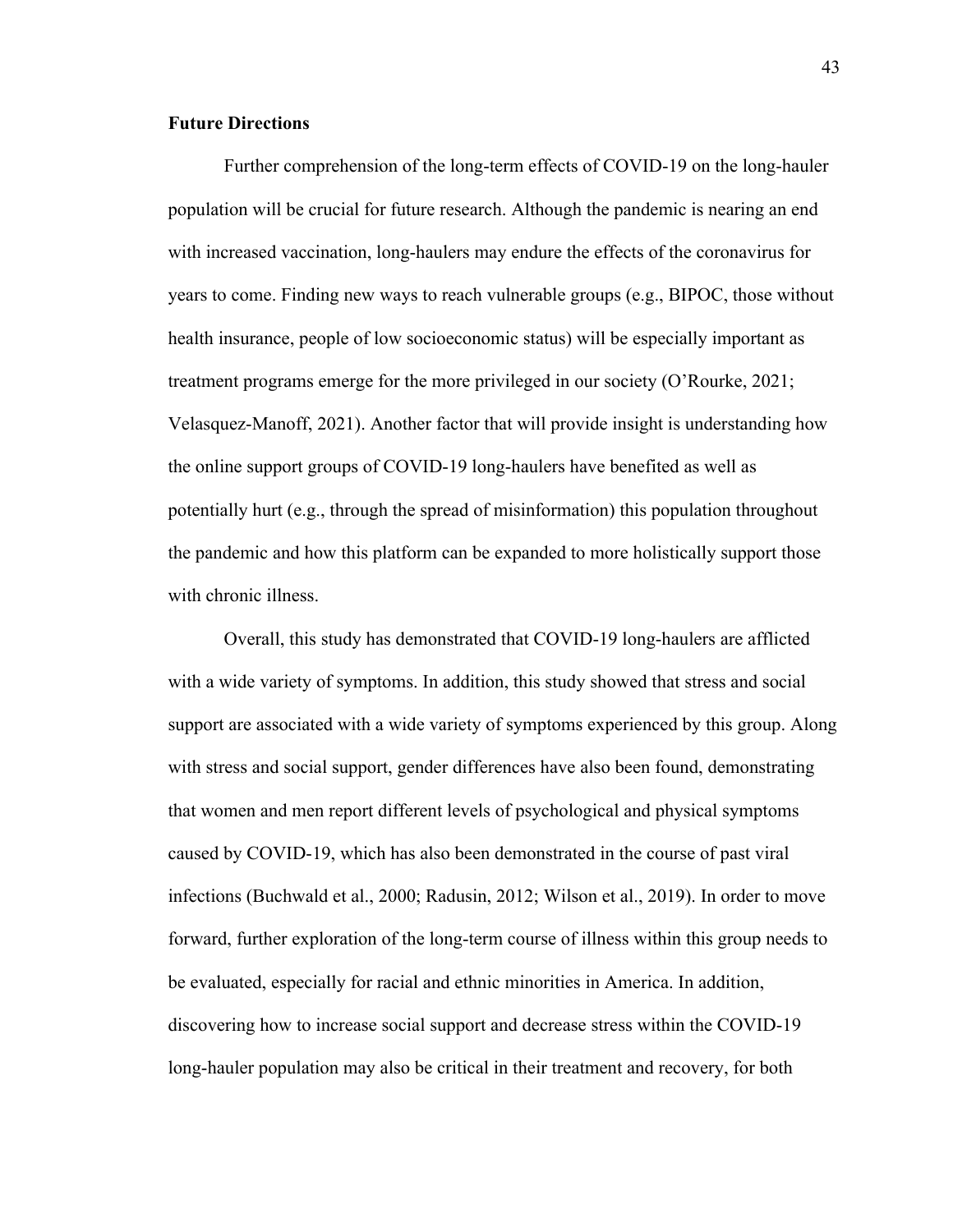**Future Directions**

Further comprehension of the long-term effects of COVID-19 on the long-hauler population will be crucial for future research. Although the pandemic is nearing an end with increased vaccination, long-haulers may endure the effects of the coronavirus for years to come. Finding new ways to reach vulnerable groups (e.g., BIPOC, those without health insurance, people of low socioeconomic status) will be especially important as treatment programs emerge for the more privileged in our society (O'Rourke, 2021; Velasquez-Manoff, 2021). Another factor that will provide insight is understanding how the online support groups of COVID-19 long-haulers have benefited as well as potentially hurt (e.g., through the spread of misinformation) this population throughout the pandemic and how this platform can be expanded to more holistically support those with chronic illness.

Overall, this study has demonstrated that COVID-19 long-haulers are afflicted with a wide variety of symptoms. In addition, this study showed that stress and social support are associated with a wide variety of symptoms experienced by this group. Along with stress and social support, gender differences have also been found, demonstrating that women and men report different levels of psychological and physical symptoms caused by COVID-19, which has also been demonstrated in the course of past viral infections (Buchwald et al., 2000; Radusin, 2012; Wilson et al., 2019). In order to move forward, further exploration of the long-term course of illness within this group needs to be evaluated, especially for racial and ethnic minorities in America. In addition, discovering how to increase social support and decrease stress within the COVID-19 long-hauler population may also be critical in their treatment and recovery, for both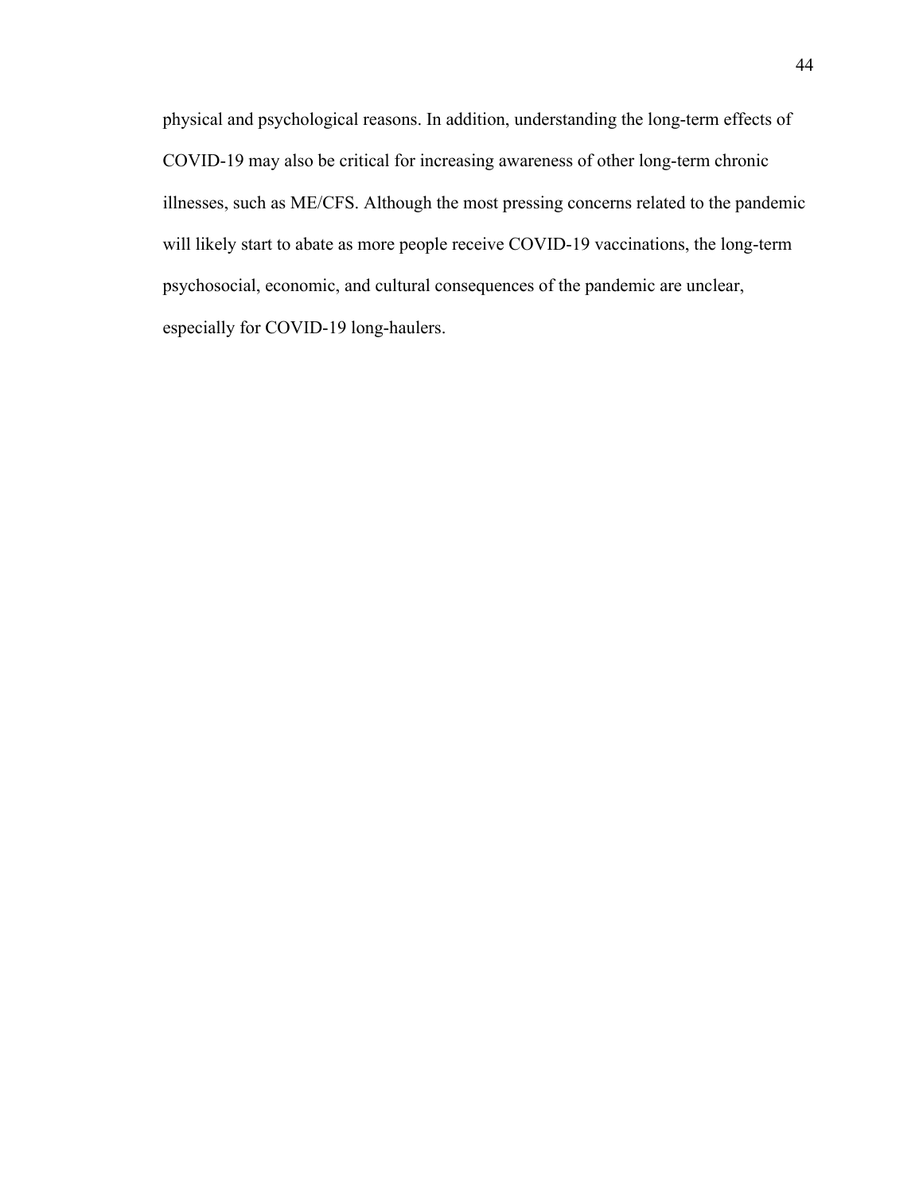physical and psychological reasons. In addition, understanding the long-term effects of COVID-19 may also be critical for increasing awareness of other long-term chronic illnesses, such as ME/CFS. Although the most pressing concerns related to the pandemic will likely start to abate as more people receive COVID-19 vaccinations, the long-term psychosocial, economic, and cultural consequences of the pandemic are unclear, especially for COVID-19 long-haulers.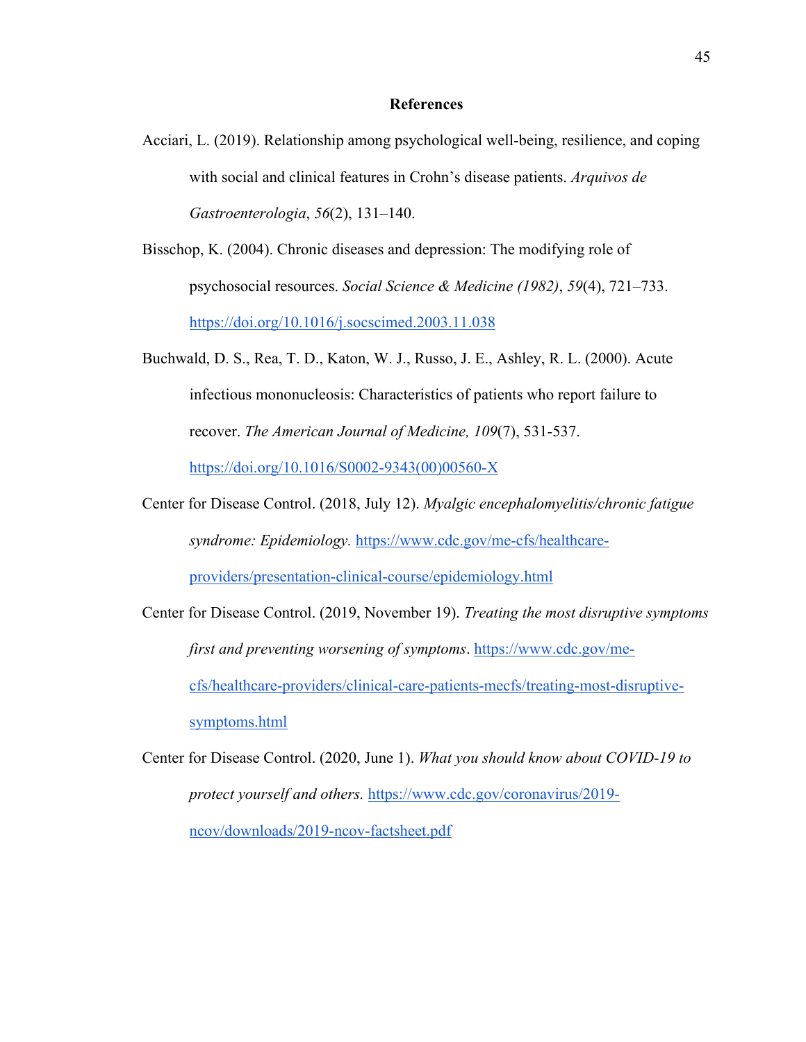# References

Acciari, L. (2019). Relationship among psychological well-being, resilience, and coping with social and clinical features in Crohn's disease patients. *Arquivos de Gastroenterologia*, *56*(2), 131–140.

Bisschop, K. (2004). Chronic diseases and depression: The modifying role of psychosocial resources. *Social Science & Medicine (1982)*, *59*(4), 721–733. https://doi.org/10.1016/j.socscimed.2003.11.038

Buchwald, D. S., Rea, T. D., Katon, W. J., Russo, J. E., Ashley, R. L. (2000). Acute infectious mononucleosis: Characteristics of patients who report failure to recover. *The American Journal of Medicine, 109*(7), 531-537. https://doi.org/10.1016/S0002-9343(00)00560-X

Center for Disease Control. (2018, July 12). *Myalgic encephalomyelitis/chronic fatigue syndrome: Epidemiology.* https://www.cdc.gov/me-cfs/healthcare-providers/presentation-clinical-course/epidemiology.html

Center for Disease Control. (2019, November 19). *Treating the most disruptive symptoms first and preventing worsening of symptoms*. https://www.cdc.gov/me-cfs/healthcare-providers/clinical-care-patients-mecfs/treating-most-disruptive-symptoms.html

Center for Disease Control. (2020, June 1). *What you should know about COVID-19 to protect yourself and others.* https://www.cdc.gov/coronavirus/2019-ncov/downloads/2019-ncov-factsheet.pdf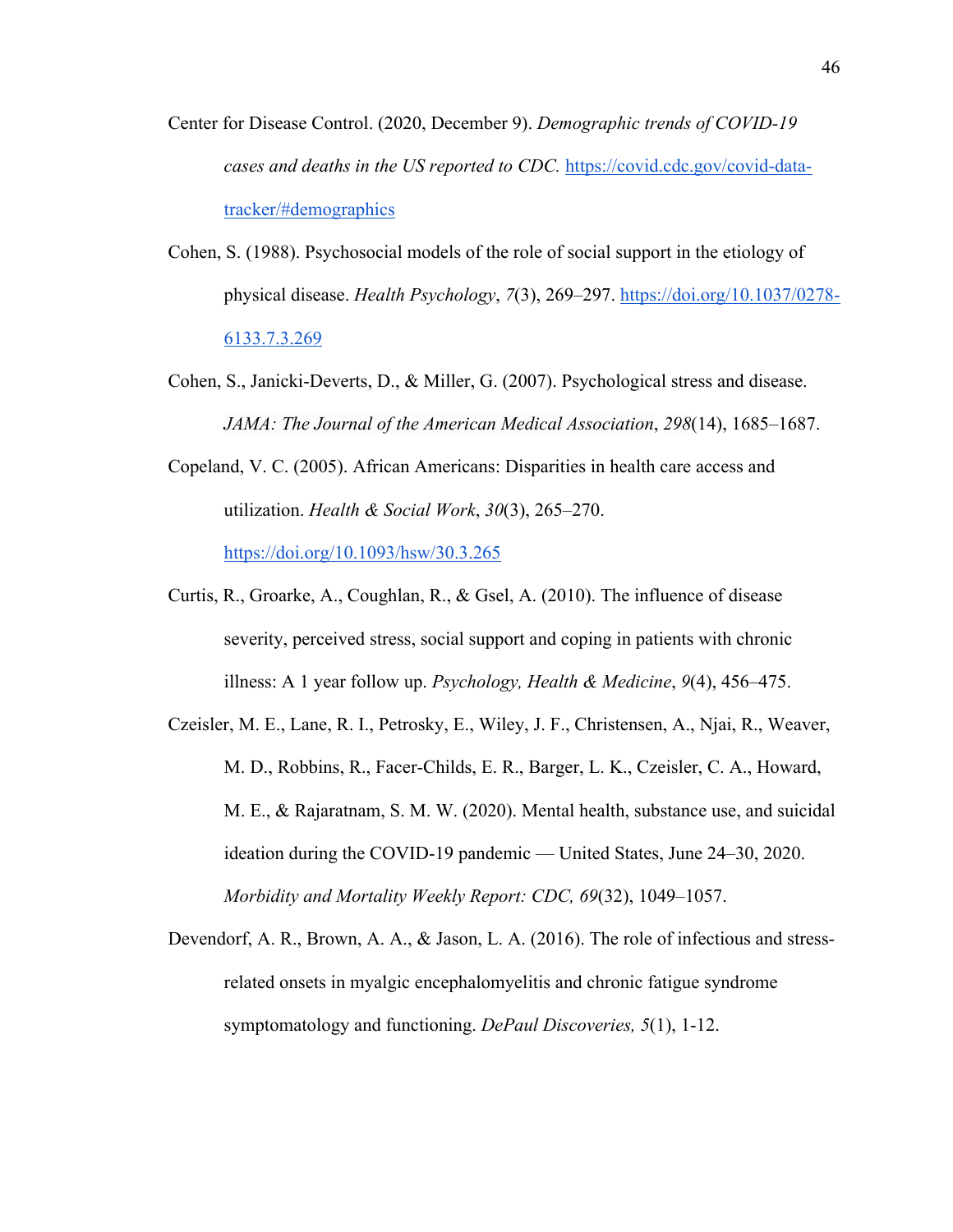Center for Disease Control. (2020, December 9). *Demographic trends of COVID-19 cases and deaths in the US reported to CDC.* https://covid.cdc.gov/covid-data-tracker/#demographics

Cohen, S. (1988). Psychosocial models of the role of social support in the etiology of physical disease. *Health Psychology*, *7*(3), 269–297. https://doi.org/10.1037/0278-6133.7.3.269

Cohen, S., Janicki-Deverts, D., & Miller, G. (2007). Psychological stress and disease. *JAMA: The Journal of the American Medical Association*, *298*(14), 1685–1687.

Copeland, V. C. (2005). African Americans: Disparities in health care access and utilization. *Health & Social Work*, *30*(3), 265–270. https://doi.org/10.1093/hsw/30.3.265

Curtis, R., Groarke, A., Coughlan, R., & Gsel, A. (2010). The influence of disease severity, perceived stress, social support and coping in patients with chronic illness: A 1 year follow up. *Psychology, Health & Medicine*, *9*(4), 456–475.

Czeisler, M. E., Lane, R. I., Petrosky, E., Wiley, J. F., Christensen, A., Njai, R., Weaver, M. D., Robbins, R., Facer-Childs, E. R., Barger, L. K., Czeisler, C. A., Howard, M. E., & Rajaratnam, S. M. W. (2020). Mental health, substance use, and suicidal ideation during the COVID-19 pandemic — United States, June 24–30, 2020. *Morbidity and Mortality Weekly Report: CDC, 69*(32), 1049–1057.

Devendorf, A. R., Brown, A. A., & Jason, L. A. (2016). The role of infectious and stress-related onsets in myalgic encephalomyelitis and chronic fatigue syndrome symptomatology and functioning. *DePaul Discoveries, 5*(1), 1-12.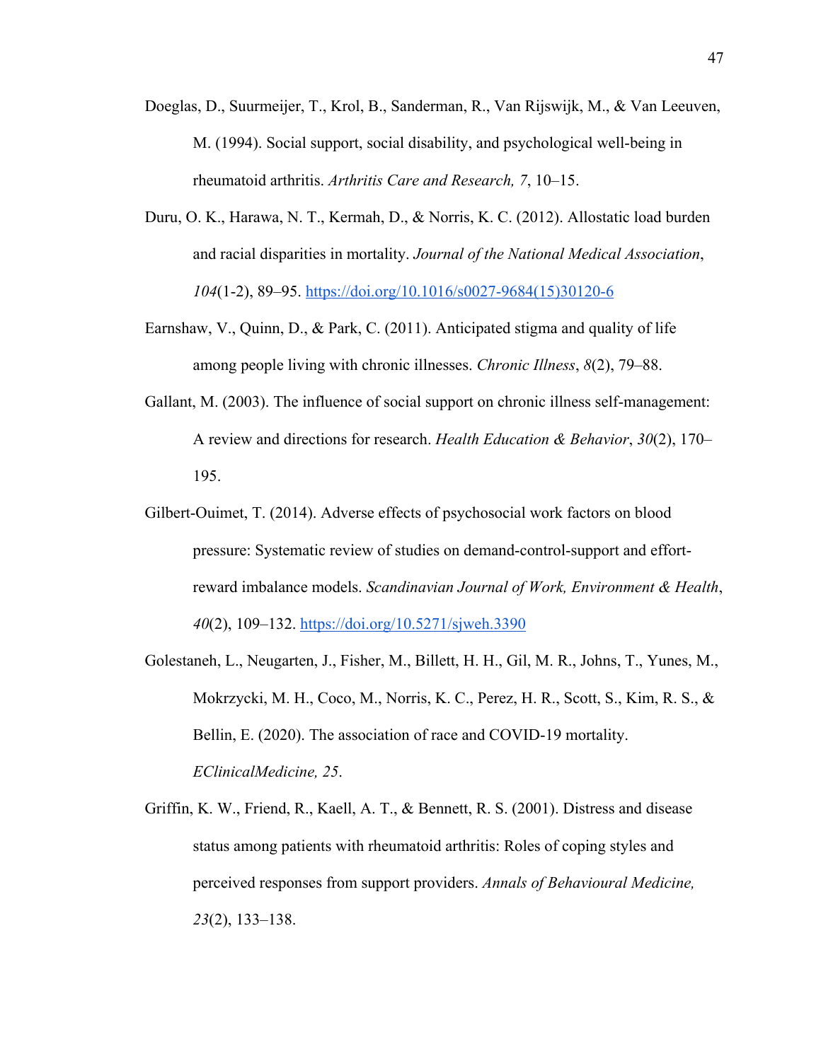Doeglas, D., Suurmeijer, T., Krol, B., Sanderman, R., Van Rijswijk, M., & Van Leeuven, M. (1994). Social support, social disability, and psychological well-being in rheumatoid arthritis. *Arthritis Care and Research, 7*, 10–15.

Duru, O. K., Harawa, N. T., Kermah, D., & Norris, K. C. (2012). Allostatic load burden and racial disparities in mortality. *Journal of the National Medical Association*, *104*(1-2), 89–95. https://doi.org/10.1016/s0027-9684(15)30120-6

Earnshaw, V., Quinn, D., & Park, C. (2011). Anticipated stigma and quality of life among people living with chronic illnesses. *Chronic Illness*, *8*(2), 79–88.

Gallant, M. (2003). The influence of social support on chronic illness self-management: A review and directions for research. *Health Education & Behavior*, *30*(2), 170–195.

Gilbert-Ouimet, T. (2014). Adverse effects of psychosocial work factors on blood pressure: Systematic review of studies on demand-control-support and effort-reward imbalance models. *Scandinavian Journal of Work, Environment & Health*, *40*(2), 109–132. https://doi.org/10.5271/sjweh.3390

Golestaneh, L., Neugarten, J., Fisher, M., Billett, H. H., Gil, M. R., Johns, T., Yunes, M., Mokrzycki, M. H., Coco, M., Norris, K. C., Perez, H. R., Scott, S., Kim, R. S., & Bellin, E. (2020). The association of race and COVID-19 mortality. *EClinicalMedicine, 25*.

Griffin, K. W., Friend, R., Kaell, A. T., & Bennett, R. S. (2001). Distress and disease status among patients with rheumatoid arthritis: Roles of coping styles and perceived responses from support providers. *Annals of Behavioural Medicine, 23*(2), 133–138.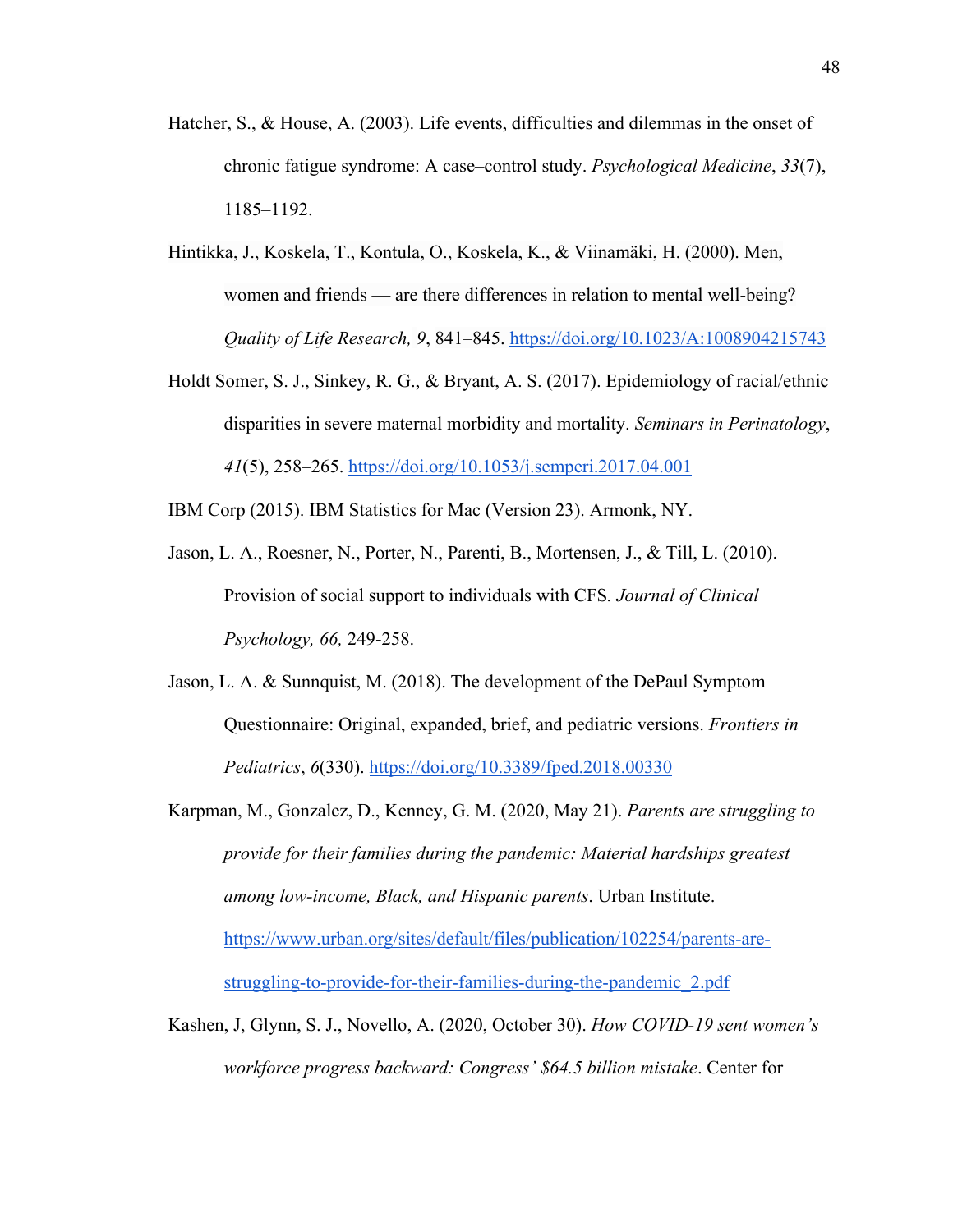Hatcher, S., & House, A. (2003). Life events, difficulties and dilemmas in the onset of chronic fatigue syndrome: A case–control study. *Psychological Medicine*, *33*(7), 1185–1192.

Hintikka, J., Koskela, T., Kontula, O., Koskela, K., & Viinamäki, H. (2000). Men, women and friends — are there differences in relation to mental well-being? *Quality of Life Research, 9*, 841–845. https://doi.org/10.1023/A:1008904215743

Holdt Somer, S. J., Sinkey, R. G., & Bryant, A. S. (2017). Epidemiology of racial/ethnic disparities in severe maternal morbidity and mortality. *Seminars in Perinatology*, *41*(5), 258–265. https://doi.org/10.1053/j.semperi.2017.04.001

IBM Corp (2015). IBM Statistics for Mac (Version 23). Armonk, NY.

Jason, L. A., Roesner, N., Porter, N., Parenti, B., Mortensen, J., & Till, L. (2010). Provision of social support to individuals with CFS*. Journal of Clinical Psychology, 66,* 249-258.

Jason, L. A. & Sunnquist, M. (2018). The development of the DePaul Symptom Questionnaire: Original, expanded, brief, and pediatric versions. *Frontiers in Pediatrics*, *6*(330). https://doi.org/10.3389/fped.2018.00330

Karpman, M., Gonzalez, D., Kenney, G. M. (2020, May 21). *Parents are struggling to provide for their families during the pandemic: Material hardships greatest among low-income, Black, and Hispanic parents*. Urban Institute. https://www.urban.org/sites/default/files/publication/102254/parents-are-struggling-to-provide-for-their-families-during-the-pandemic_2.pdf

Kashen, J, Glynn, S. J., Novello, A. (2020, October 30). *How COVID-19 sent women's workforce progress backward: Congress' $64.5 billion mistake*. Center for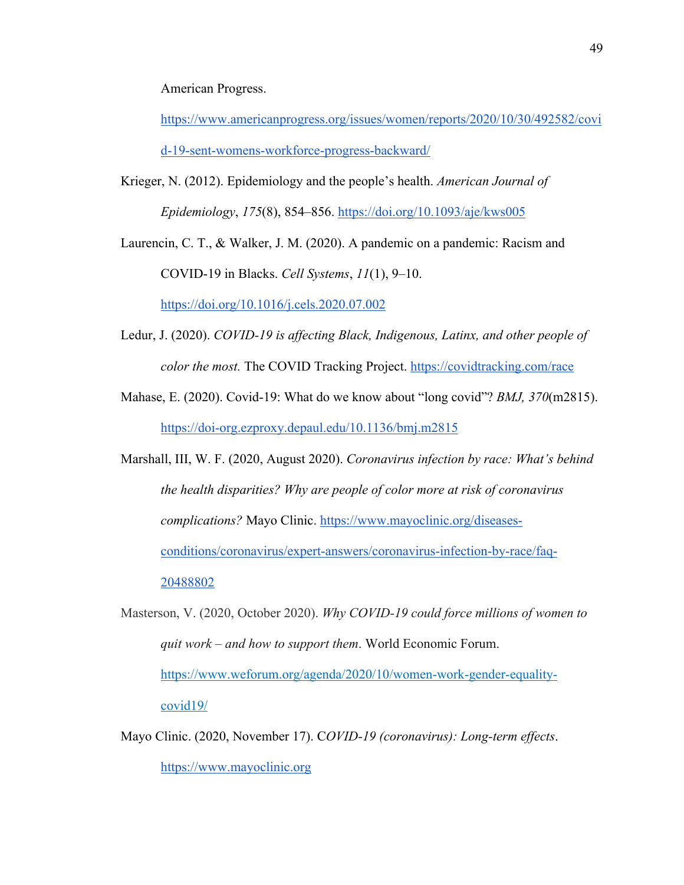American Progress. https://www.americanprogress.org/issues/women/reports/2020/10/30/492582/covid-19-sent-womens-workforce-progress-backward/

Krieger, N. (2012). Epidemiology and the people's health. *American Journal of Epidemiology*, *175*(8), 854–856. https://doi.org/10.1093/aje/kws005

Laurencin, C. T., & Walker, J. M. (2020). A pandemic on a pandemic: Racism and COVID-19 in Blacks. *Cell Systems*, *11*(1), 9–10. https://doi.org/10.1016/j.cels.2020.07.002

Ledur, J. (2020). *COVID-19 is affecting Black, Indigenous, Latinx, and other people of color the most.* The COVID Tracking Project. https://covidtracking.com/race

Mahase, E. (2020). Covid-19: What do we know about "long covid"? *BMJ, 370*(m2815). https://doi-org.ezproxy.depaul.edu/10.1136/bmj.m2815

Marshall, III, W. F. (2020, August 2020). *Coronavirus infection by race: What's behind the health disparities? Why are people of color more at risk of coronavirus complications?* Mayo Clinic. https://www.mayoclinic.org/diseases-conditions/coronavirus/expert-answers/coronavirus-infection-by-race/faq-20488802

Masterson, V. (2020, October 2020). *Why COVID-19 could force millions of women to quit work – and how to support them*. World Economic Forum. https://www.weforum.org/agenda/2020/10/women-work-gender-equality-covid19/

Mayo Clinic. (2020, November 17). C*OVID-19 (coronavirus): Long-term effects*. https://www.mayoclinic.org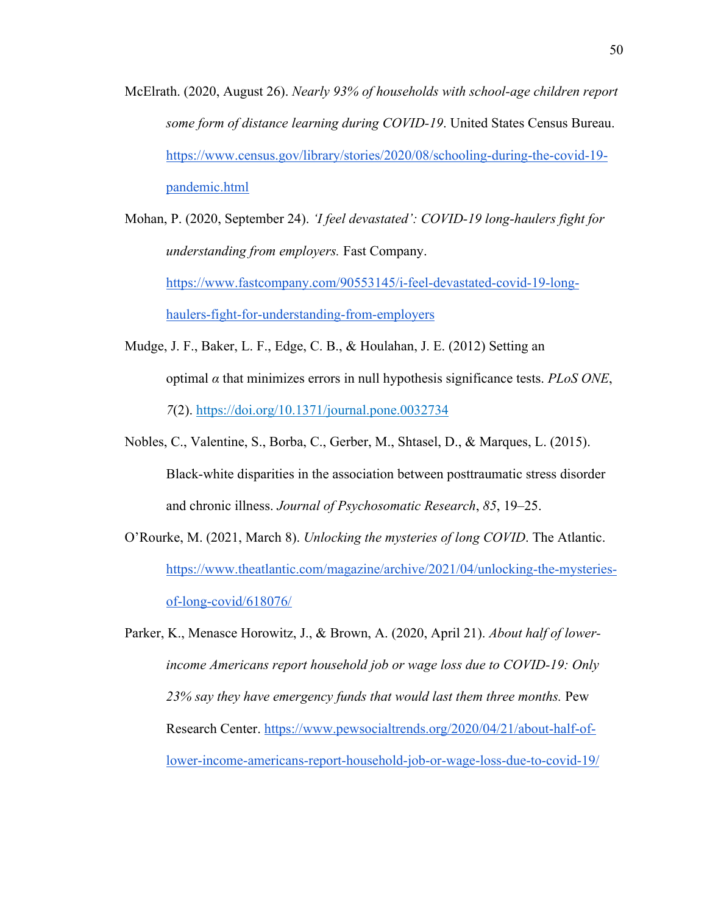McElrath. (2020, August 26). *Nearly 93% of households with school-age children report some form of distance learning during COVID-19*. United States Census Bureau. https://www.census.gov/library/stories/2020/08/schooling-during-the-covid-19-pandemic.html

Mohan, P. (2020, September 24). *'I feel devastated': COVID-19 long-haulers fight for understanding from employers.* Fast Company. https://www.fastcompany.com/90553145/i-feel-devastated-covid-19-long-haulers-fight-for-understanding-from-employers

Mudge, J. F., Baker, L. F., Edge, C. B., & Houlahan, J. E. (2012) Setting an optimal $\alpha$ that minimizes errors in null hypothesis significance tests. *PLoS ONE*, *7*(2). https://doi.org/10.1371/journal.pone.0032734

Nobles, C., Valentine, S., Borba, C., Gerber, M., Shtasel, D., & Marques, L. (2015). Black-white disparities in the association between posttraumatic stress disorder and chronic illness. *Journal of Psychosomatic Research*, *85*, 19–25.

O'Rourke, M. (2021, March 8). *Unlocking the mysteries of long COVID*. The Atlantic. https://www.theatlantic.com/magazine/archive/2021/04/unlocking-the-mysteries-of-long-covid/618076/

Parker, K., Menasce Horowitz, J., & Brown, A. (2020, April 21). *About half of lower-income Americans report household job or wage loss due to COVID-19: Only 23% say they have emergency funds that would last them three months.* Pew Research Center. https://www.pewsocialtrends.org/2020/04/21/about-half-of-lower-income-americans-report-household-job-or-wage-loss-due-to-covid-19/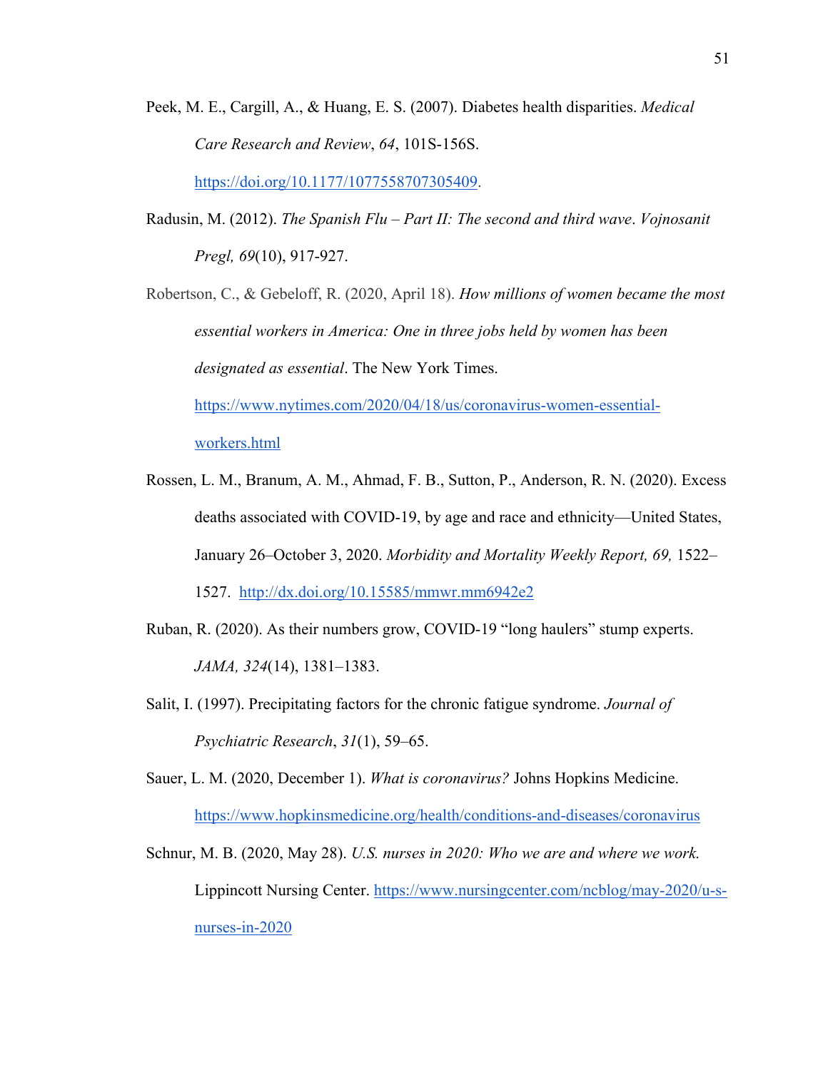Peek, M. E., Cargill, A., & Huang, E. S. (2007). Diabetes health disparities. *Medical Care Research and Review*, *64*, 101S-156S. https://doi.org/10.1177/1077558707305409.

Radusin, M. (2012). *The Spanish Flu – Part II: The second and third wave*. *Vojnosanit Pregl, 69*(10), 917-927.

Robertson, C., & Gebeloff, R. (2020, April 18). *How millions of women became the most essential workers in America: One in three jobs held by women has been designated as essential*. The New York Times. https://www.nytimes.com/2020/04/18/us/coronavirus-women-essential-workers.html

Rossen, L. M., Branum, A. M., Ahmad, F. B., Sutton, P., Anderson, R. N. (2020). Excess deaths associated with COVID-19, by age and race and ethnicity—United States, January 26–October 3, 2020. *Morbidity and Mortality Weekly Report, 69,* 1522–1527. http://dx.doi.org/10.15585/mmwr.mm6942e2

Ruban, R. (2020). As their numbers grow, COVID-19 "long haulers" stump experts. *JAMA, 324*(14), 1381–1383.

Salit, I. (1997). Precipitating factors for the chronic fatigue syndrome. *Journal of Psychiatric Research*, *31*(1), 59–65.

Sauer, L. M. (2020, December 1). *What is coronavirus?* Johns Hopkins Medicine. https://www.hopkinsmedicine.org/health/conditions-and-diseases/coronavirus

Schnur, M. B. (2020, May 28). *U.S. nurses in 2020: Who we are and where we work.* Lippincott Nursing Center. https://www.nursingcenter.com/ncblog/may-2020/u-s-nurses-in-2020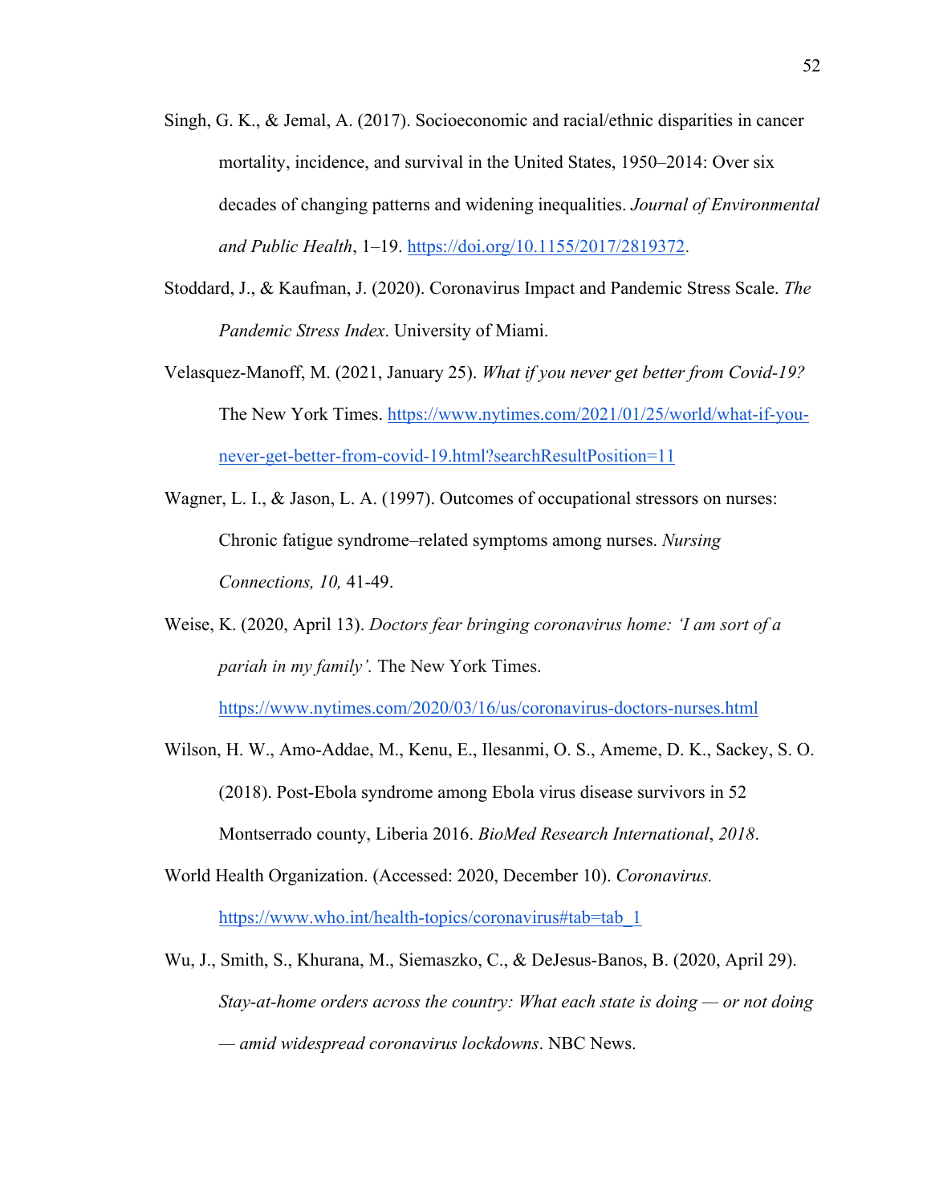Singh, G. K., & Jemal, A. (2017). Socioeconomic and racial/ethnic disparities in cancer mortality, incidence, and survival in the United States, 1950–2014: Over six decades of changing patterns and widening inequalities. *Journal of Environmental and Public Health*, 1–19. https://doi.org/10.1155/2017/2819372.

Stoddard, J., & Kaufman, J. (2020). Coronavirus Impact and Pandemic Stress Scale. *The Pandemic Stress Index*. University of Miami.

Velasquez-Manoff, M. (2021, January 25). *What if you never get better from Covid-19?* The New York Times. https://www.nytimes.com/2021/01/25/world/what-if-you-never-get-better-from-covid-19.html?searchResultPosition=11

Wagner, L. I., & Jason, L. A. (1997). Outcomes of occupational stressors on nurses: Chronic fatigue syndrome–related symptoms among nurses. *Nursing Connections, 10,* 41-49.

Weise, K. (2020, April 13). *Doctors fear bringing coronavirus home: 'I am sort of a pariah in my family'.* The New York Times. https://www.nytimes.com/2020/03/16/us/coronavirus-doctors-nurses.html

Wilson, H. W., Amo-Addae, M., Kenu, E., Ilesanmi, O. S., Ameme, D. K., Sackey, S. O. (2018). Post-Ebola syndrome among Ebola virus disease survivors in 52 Montserrado county, Liberia 2016. *BioMed Research International*, *2018*.

World Health Organization. (Accessed: 2020, December 10). *Coronavirus.* https://www.who.int/health-topics/coronavirus#tab=tab_1

Wu, J., Smith, S., Khurana, M., Siemaszko, C., & DeJesus-Banos, B. (2020, April 29). *Stay-at-home orders across the country: What each state is doing — or not doing — amid widespread coronavirus lockdowns*. NBC News.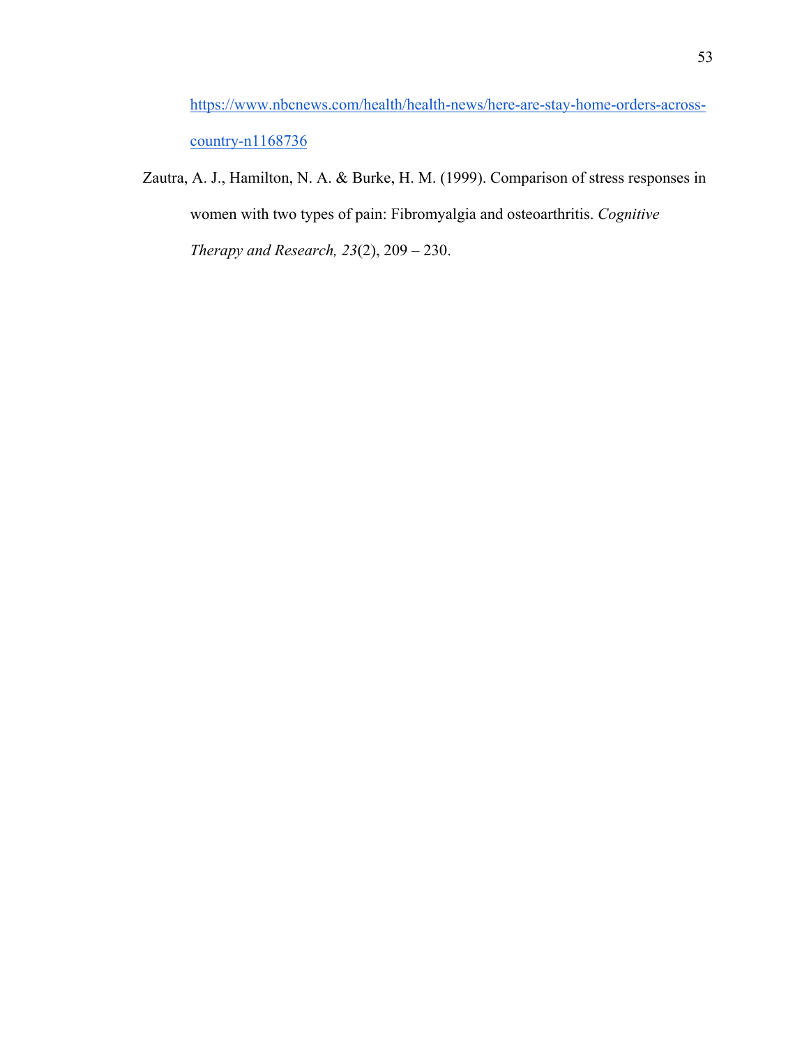https://www.nbcnews.com/health/health-news/here-are-stay-home-orders-across-country-n1168736

Zautra, A. J., Hamilton, N. A. & Burke, H. M. (1999). Comparison of stress responses in women with two types of pain: Fibromyalgia and osteoarthritis. *Cognitive Therapy and Research, 23*(2), 209 – 230.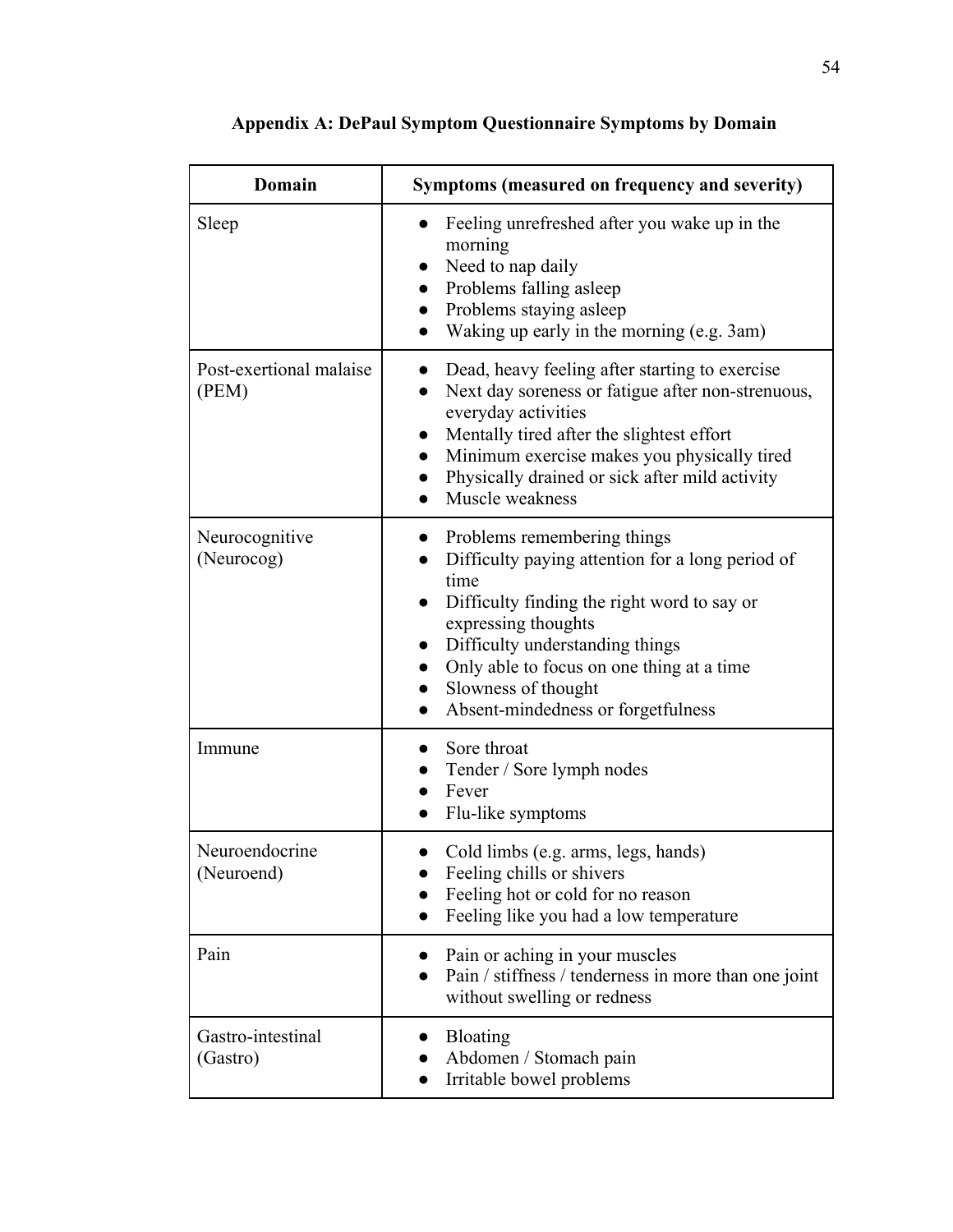## Appendix A: DePaul Symptom Questionnaire Symptoms by Domain

| Domain | Symptoms (measured on frequency and severity) |
|---|---|
| Sleep | • Feeling unrefreshed after you wake up in the morning<br>• Need to nap daily<br>• Problems falling asleep<br>• Problems staying asleep<br>• Waking up early in the morning (e.g. 3am) |
| Post-exertional malaise (PEM) | • Dead, heavy feeling after starting to exercise<br>• Next day soreness or fatigue after non-strenuous, everyday activities<br>• Mentally tired after the slightest effort<br>• Minimum exercise makes you physically tired<br>• Physically drained or sick after mild activity<br>• Muscle weakness |
| Neurocognitive (Neurocog) | • Problems remembering things<br>• Difficulty paying attention for a long period of time<br>• Difficulty finding the right word to say or expressing thoughts<br>• Difficulty understanding things<br>• Only able to focus on one thing at a time<br>• Slowness of thought<br>• Absent-mindedness or forgetfulness |
| Immune | • Sore throat<br>• Tender / Sore lymph nodes<br>• Fever<br>• Flu-like symptoms |
| Neuroendocrine (Neuroend) | • Cold limbs (e.g. arms, legs, hands)<br>• Feeling chills or shivers<br>• Feeling hot or cold for no reason<br>• Feeling like you had a low temperature |
| Pain | • Pain or aching in your muscles<br>• Pain / stiffness / tenderness in more than one joint without swelling or redness |
| Gastro-intestinal (Gastro) | • Bloating<br>• Abdomen / Stomach pain<br>• Irritable bowel problems |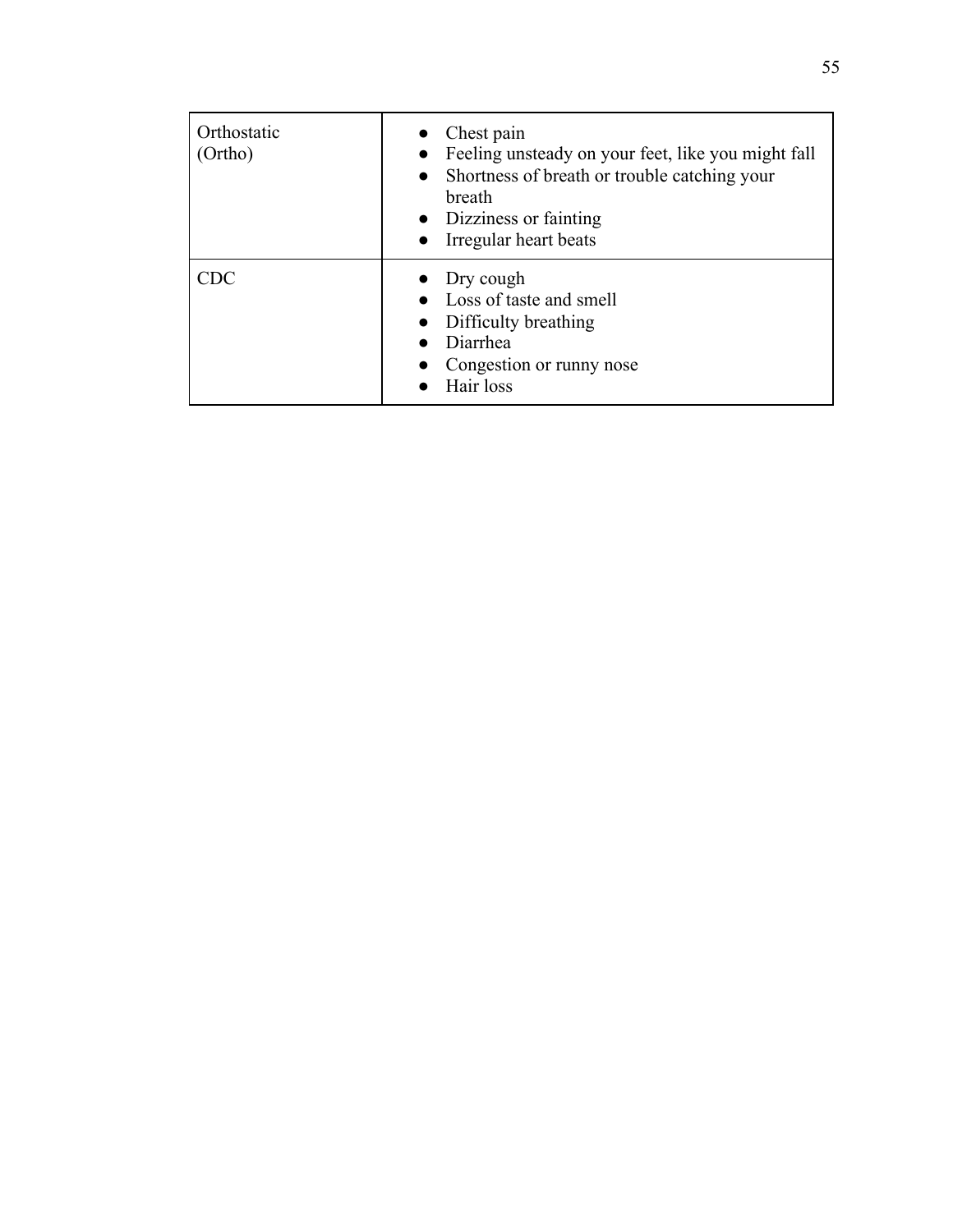| | |
|---|---|
| Orthostatic (Ortho) | • Chest pain<br>• Feeling unsteady on your feet, like you might fall<br>• Shortness of breath or trouble catching your breath<br>• Dizziness or fainting<br>• Irregular heart beats |
| CDC | • Dry cough<br>• Loss of taste and smell<br>• Difficulty breathing<br>• Diarrhea<br>• Congestion or runny nose<br>• Hair loss |